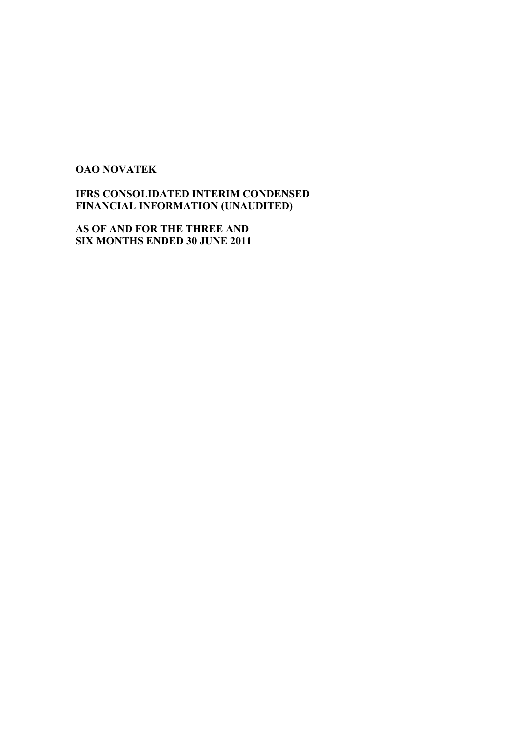**OAO NOVATEK**

**IFRS CONSOLIDATED INTERIM CONDENSED FINANCIAL INFORMATION (UNAUDITED)**

**AS OF AND FOR THE THREE AND SIX MONTHS ENDED 30 JUNE 2011**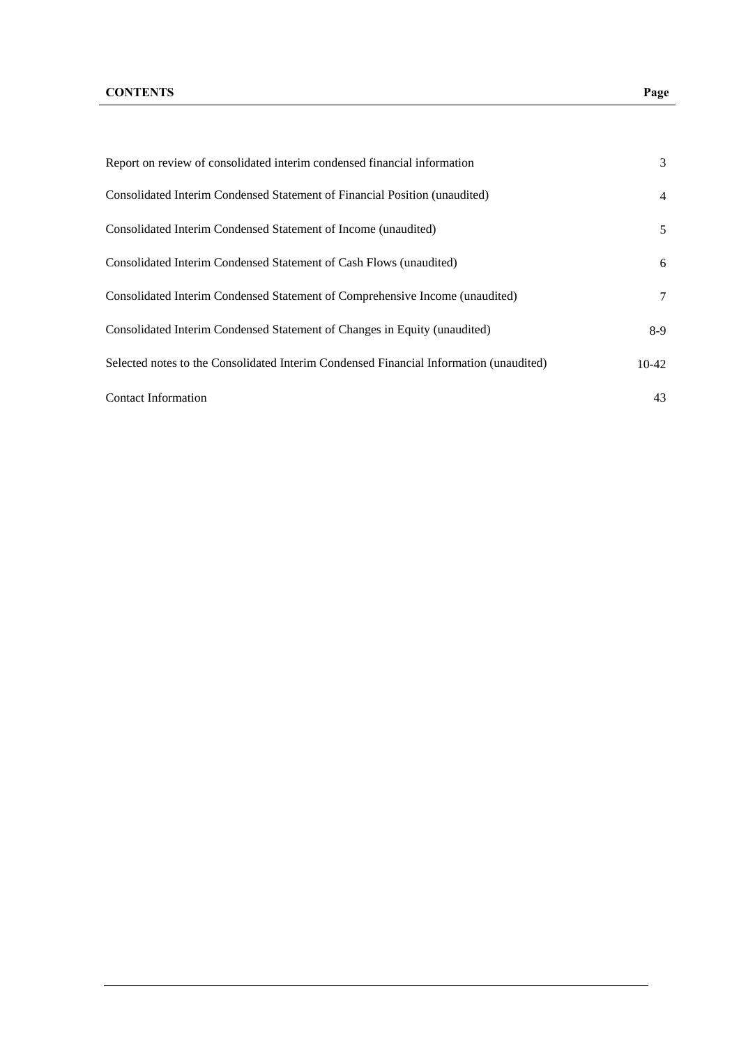| **CONTENTS** | **Page** |
|---|---|
| Report on review of consolidated interim condensed financial information | 3 |
| Consolidated Interim Condensed Statement of Financial Position (unaudited) | 4 |
| Consolidated Interim Condensed Statement of Income (unaudited) | 5 |
| Consolidated Interim Condensed Statement of Cash Flows (unaudited) | 6 |
| Consolidated Interim Condensed Statement of Comprehensive Income (unaudited) | 7 |
| Consolidated Interim Condensed Statement of Changes in Equity (unaudited) | 8-9 |
| Selected notes to the Consolidated Interim Condensed Financial Information (unaudited) | 10-42 |
| Contact Information | 43 |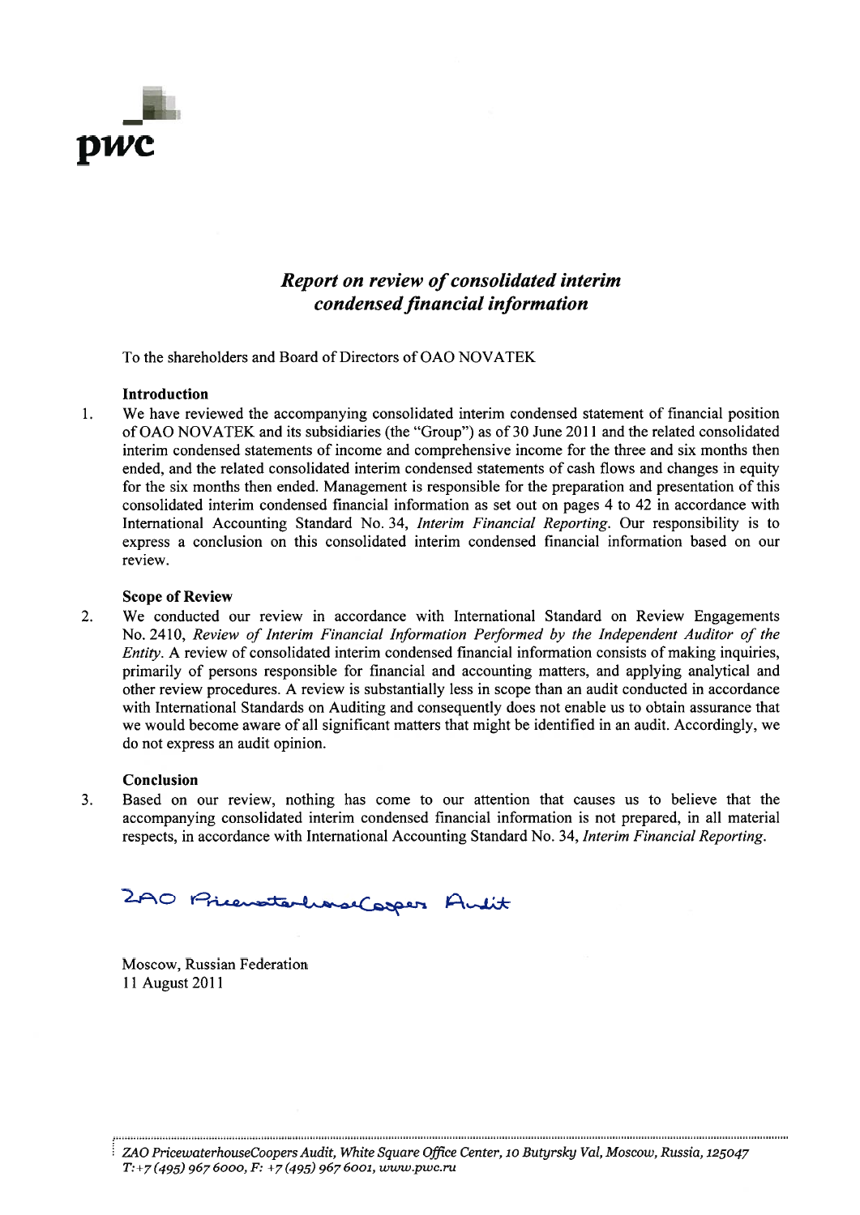pwc

## *Report on review of consolidated interim condensed financial information*

To the shareholders and Board of Directors of OAO NOVATEK

**Introduction**

1. We have reviewed the accompanying consolidated interim condensed statement of financial position of OAO NOVATEK and its subsidiaries (the "Group") as of 30 June 2011 and the related consolidated interim condensed statements of income and comprehensive income for the three and six months then ended, and the related consolidated interim condensed statements of cash flows and changes in equity for the six months then ended. Management is responsible for the preparation and presentation of this consolidated interim condensed financial information as set out on pages 4 to 42 in accordance with International Accounting Standard No. 34, *Interim Financial Reporting*. Our responsibility is to express a conclusion on this consolidated interim condensed financial information based on our review.

**Scope of Review**

2. We conducted our review in accordance with International Standard on Review Engagements No. 2410, *Review of Interim Financial Information Performed by the Independent Auditor of the Entity*. A review of consolidated interim condensed financial information consists of making inquiries, primarily of persons responsible for financial and accounting matters, and applying analytical and other review procedures. A review is substantially less in scope than an audit conducted in accordance with International Standards on Auditing and consequently does not enable us to obtain assurance that we would become aware of all significant matters that might be identified in an audit. Accordingly, we do not express an audit opinion.

**Conclusion**

3. Based on our review, nothing has come to our attention that causes us to believe that the accompanying consolidated interim condensed financial information is not prepared, in all material respects, in accordance with International Accounting Standard No. 34, *Interim Financial Reporting*.

ZAO PricewaterhouseCoopers Audit

Moscow, Russian Federation
11 August 2011

*ZAO PricewaterhouseCoopers Audit, White Square Office Center, 10 Butyrsky Val, Moscow, Russia, 125047*
*T: +7 (495) 967 6000, F: +7 (495) 967 6001, www.pwc.ru*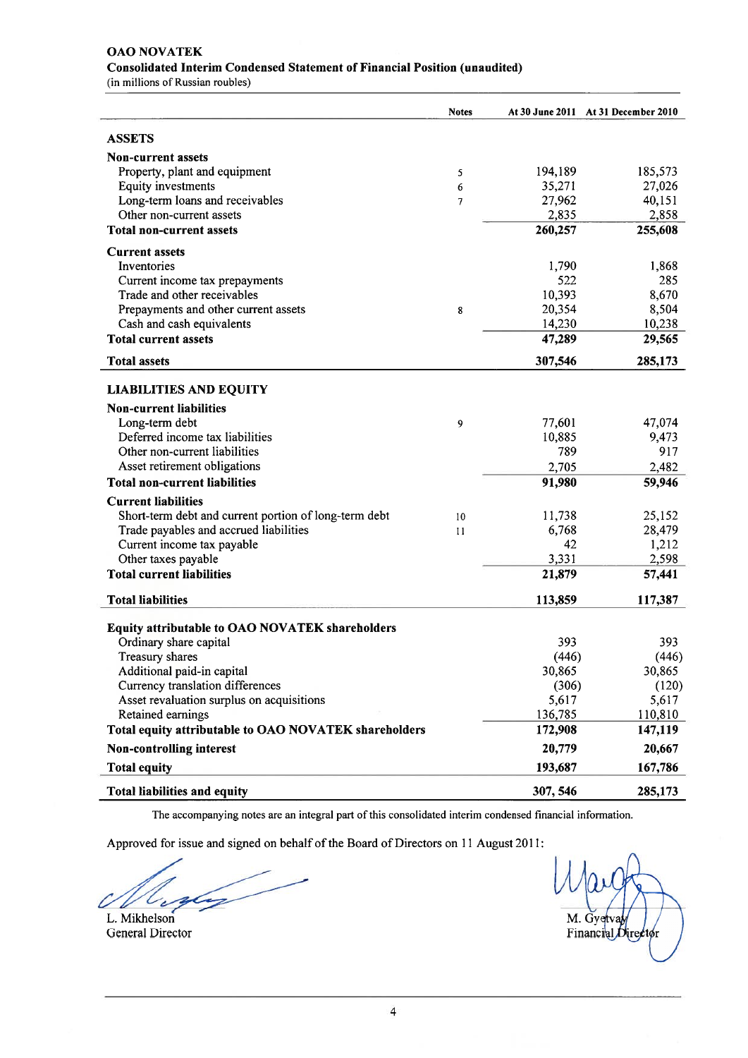**OAO NOVATEK**

**Consolidated Interim Condensed Statement of Financial Position (unaudited)**

(in millions of Russian roubles)

| | Notes | At 30 June 2011 | At 31 December 2010 |
|---|---|---|---|
| **ASSETS** | | | |
| **Non-current assets** | | | |
| Property, plant and equipment | 5 | 194,189 | 185,573 |
| Equity investments | 6 | 35,271 | 27,026 |
| Long-term loans and receivables | 7 | 27,962 | 40,151 |
| Other non-current assets | | 2,835 | 2,858 |
| **Total non-current assets** | | **260,257** | **255,608** |
| **Current assets** | | | |
| Inventories | | 1,790 | 1,868 |
| Current income tax prepayments | | 522 | 285 |
| Trade and other receivables | | 10,393 | 8,670 |
| Prepayments and other current assets | 8 | 20,354 | 8,504 |
| Cash and cash equivalents | | 14,230 | 10,238 |
| **Total current assets** | | **47,289** | **29,565** |
| **Total assets** | | **307,546** | **285,173** |
| **LIABILITIES AND EQUITY** | | | |
| **Non-current liabilities** | | | |
| Long-term debt | 9 | 77,601 | 47,074 |
| Deferred income tax liabilities | | 10,885 | 9,473 |
| Other non-current liabilities | | 789 | 917 |
| Asset retirement obligations | | 2,705 | 2,482 |
| **Total non-current liabilities** | | **91,980** | **59,946** |
| **Current liabilities** | | | |
| Short-term debt and current portion of long-term debt | 10 | 11,738 | 25,152 |
| Trade payables and accrued liabilities | 11 | 6,768 | 28,479 |
| Current income tax payable | | 42 | 1,212 |
| Other taxes payable | | 3,331 | 2,598 |
| **Total current liabilities** | | **21,879** | **57,441** |
| **Total liabilities** | | **113,859** | **117,387** |
| **Equity attributable to OAO NOVATEK shareholders** | | | |
| Ordinary share capital | | 393 | 393 |
| Treasury shares | | (446) | (446) |
| Additional paid-in capital | | 30,865 | 30,865 |
| Currency translation differences | | (306) | (120) |
| Asset revaluation surplus on acquisitions | | 5,617 | 5,617 |
| Retained earnings | | 136,785 | 110,810 |
| **Total equity attributable to OAO NOVATEK shareholders** | | **172,908** | **147,119** |
| **Non-controlling interest** | | **20,779** | **20,667** |
| **Total equity** | | **193,687** | **167,786** |
| **Total liabilities and equity** | | **307, 546** | **285,173** |

The accompanying notes are an integral part of this consolidated interim condensed financial information.

Approved for issue and signed on behalf of the Board of Directors on 11 August 2011:

L. Mikhelson
General Director

M. Gyetvay
Financial Director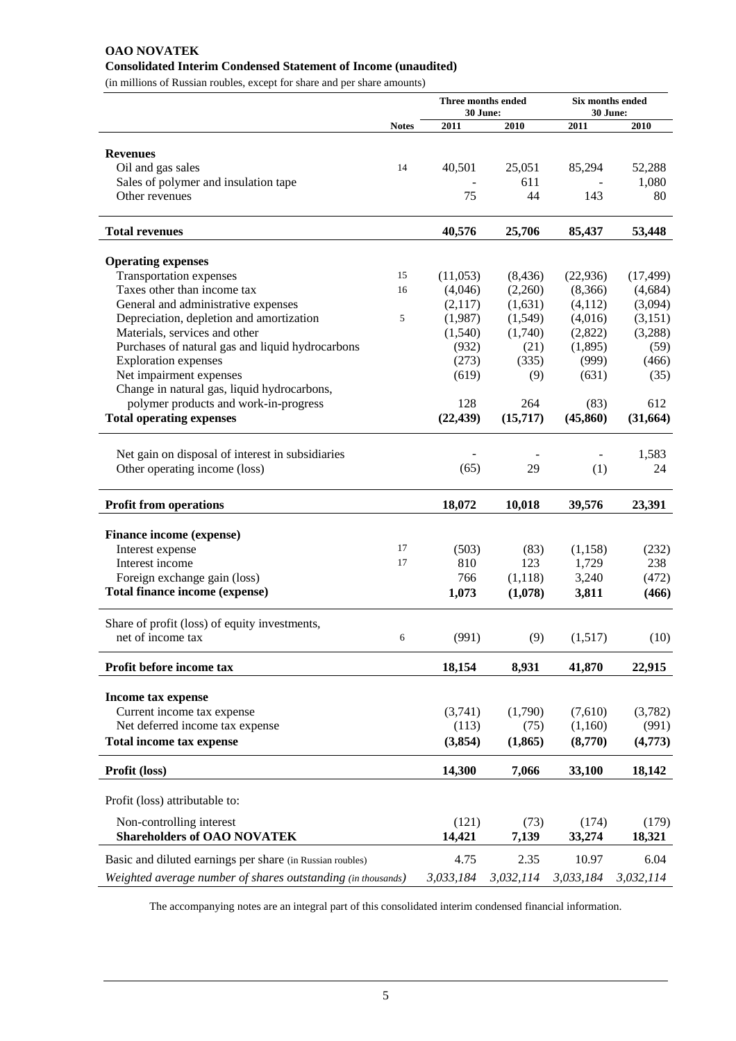**OAO NOVATEK**
**Consolidated Interim Condensed Statement of Income (unaudited)**
(in millions of Russian roubles, except for share and per share amounts)

| | Notes | Three months ended 30 June: 2011 | Three months ended 30 June: 2010 | Six months ended 30 June: 2011 | Six months ended 30 June: 2010 |
|---|---|---|---|---|---|
| **Revenues** | | | | | |
| Oil and gas sales | 14 | 40,501 | 25,051 | 85,294 | 52,288 |
| Sales of polymer and insulation tape | | - | 611 | - | 1,080 |
| Other revenues | | 75 | 44 | 143 | 80 |
| **Total revenues** | | **40,576** | **25,706** | **85,437** | **53,448** |
| **Operating expenses** | | | | | |
| Transportation expenses | 15 | (11,053) | (8,436) | (22,936) | (17,499) |
| Taxes other than income tax | 16 | (4,046) | (2,260) | (8,366) | (4,684) |
| General and administrative expenses | | (2,117) | (1,631) | (4,112) | (3,094) |
| Depreciation, depletion and amortization | 5 | (1,987) | (1,549) | (4,016) | (3,151) |
| Materials, services and other | | (1,540) | (1,740) | (2,822) | (3,288) |
| Purchases of natural gas and liquid hydrocarbons | | (932) | (21) | (1,895) | (59) |
| Exploration expenses | | (273) | (335) | (999) | (466) |
| Net impairment expenses | | (619) | (9) | (631) | (35) |
| Change in natural gas, liquid hydrocarbons, polymer products and work-in-progress | | 128 | 264 | (83) | 612 |
| **Total operating expenses** | | **(22,439)** | **(15,717)** | **(45,860)** | **(31,664)** |
| Net gain on disposal of interest in subsidiaries | | - | - | - | 1,583 |
| Other operating income (loss) | | (65) | 29 | (1) | 24 |
| **Profit from operations** | | **18,072** | **10,018** | **39,576** | **23,391** |
| **Finance income (expense)** | | | | | |
| Interest expense | 17 | (503) | (83) | (1,158) | (232) |
| Interest income | 17 | 810 | 123 | 1,729 | 238 |
| Foreign exchange gain (loss) | | 766 | (1,118) | 3,240 | (472) |
| **Total finance income (expense)** | | **1,073** | **(1,078)** | **3,811** | **(466)** |
| Share of profit (loss) of equity investments, net of income tax | 6 | (991) | (9) | (1,517) | (10) |
| **Profit before income tax** | | **18,154** | **8,931** | **41,870** | **22,915** |
| **Income tax expense** | | | | | |
| Current income tax expense | | (3,741) | (1,790) | (7,610) | (3,782) |
| Net deferred income tax expense | | (113) | (75) | (1,160) | (991) |
| **Total income tax expense** | | **(3,854)** | **(1,865)** | **(8,770)** | **(4,773)** |
| **Profit (loss)** | | **14,300** | **7,066** | **33,100** | **18,142** |
| Profit (loss) attributable to: | | | | | |
| Non-controlling interest | | (121) | (73) | (174) | (179) |
| **Shareholders of OAO NOVATEK** | | **14,421** | **7,139** | **33,274** | **18,321** |
| Basic and diluted earnings per share (in Russian roubles) | | 4.75 | 2.35 | 10.97 | 6.04 |
| *Weighted average number of shares outstanding (in thousands)* | | *3,033,184* | *3,032,114* | *3,033,184* | *3,032,114* |

The accompanying notes are an integral part of this consolidated interim condensed financial information.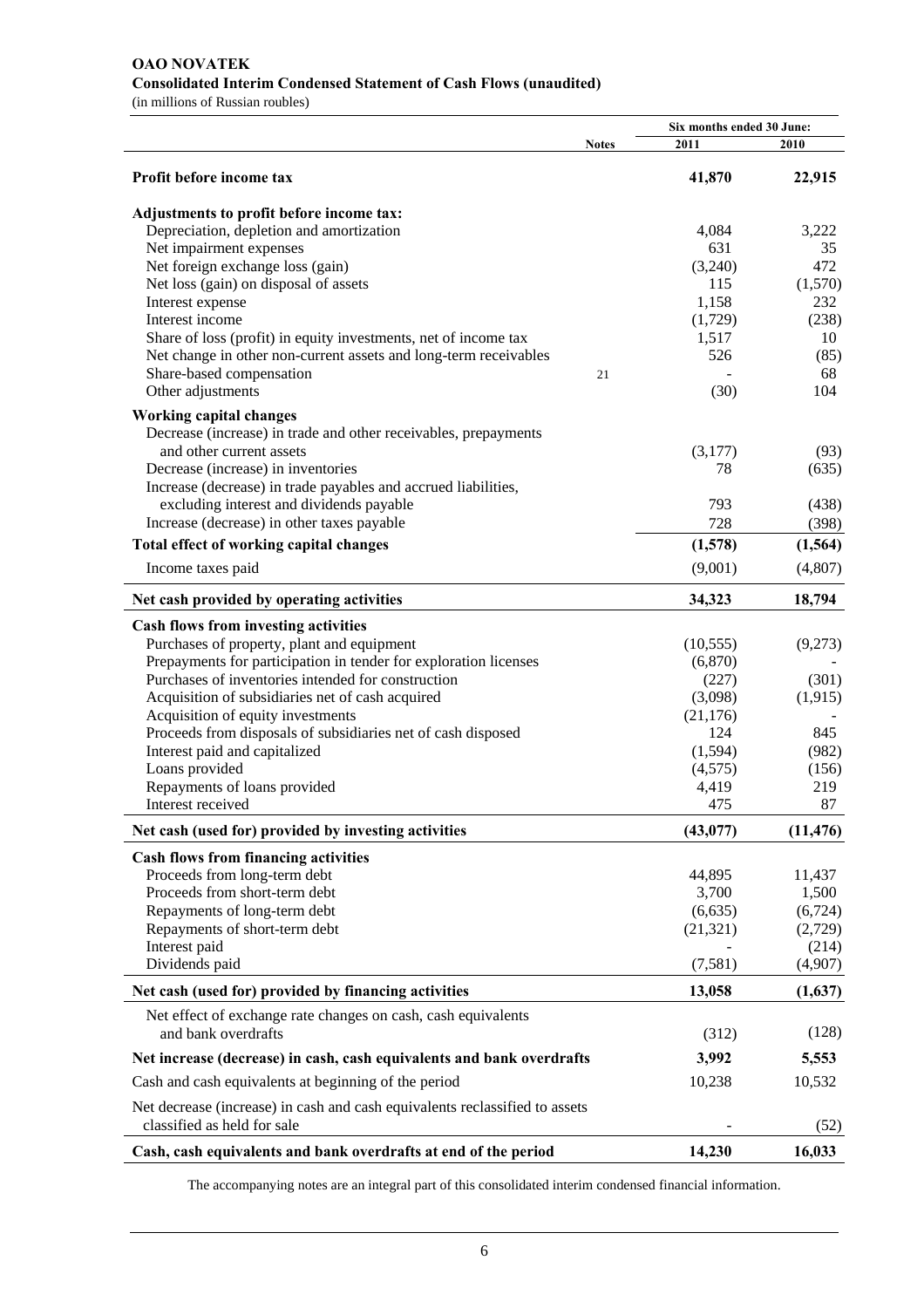**OAO NOVATEK**
**Consolidated Interim Condensed Statement of Cash Flows (unaudited)**
(in millions of Russian roubles)

| | Notes | Six months ended 30 June: 2011 | 2010 |
|---|---|---|---|
| **Profit before income tax** | | **41,870** | **22,915** |
| **Adjustments to profit before income tax:** | | | |
| Depreciation, depletion and amortization | | 4,084 | 3,222 |
| Net impairment expenses | | 631 | 35 |
| Net foreign exchange loss (gain) | | (3,240) | 472 |
| Net loss (gain) on disposal of assets | | 115 | (1,570) |
| Interest expense | | 1,158 | 232 |
| Interest income | | (1,729) | (238) |
| Share of loss (profit) in equity investments, net of income tax | | 1,517 | 10 |
| Net change in other non-current assets and long-term receivables | | 526 | (85) |
| Share-based compensation | 21 | - | 68 |
| Other adjustments | | (30) | 104 |
| **Working capital changes** | | | |
| Decrease (increase) in trade and other receivables, prepayments and other current assets | | (3,177) | (93) |
| Decrease (increase) in inventories | | 78 | (635) |
| Increase (decrease) in trade payables and accrued liabilities, excluding interest and dividends payable | | 793 | (438) |
| Increase (decrease) in other taxes payable | | 728 | (398) |
| **Total effect of working capital changes** | | **(1,578)** | **(1,564)** |
| Income taxes paid | | (9,001) | (4,807) |
| **Net cash provided by operating activities** | | **34,323** | **18,794** |
| **Cash flows from investing activities** | | | |
| Purchases of property, plant and equipment | | (10,555) | (9,273) |
| Prepayments for participation in tender for exploration licenses | | (6,870) | - |
| Purchases of inventories intended for construction | | (227) | (301) |
| Acquisition of subsidiaries net of cash acquired | | (3,098) | (1,915) |
| Acquisition of equity investments | | (21,176) | - |
| Proceeds from disposals of subsidiaries net of cash disposed | | 124 | 845 |
| Interest paid and capitalized | | (1,594) | (982) |
| Loans provided | | (4,575) | (156) |
| Repayments of loans provided | | 4,419 | 219 |
| Interest received | | 475 | 87 |
| **Net cash (used for) provided by investing activities** | | **(43,077)** | **(11,476)** |
| **Cash flows from financing activities** | | | |
| Proceeds from long-term debt | | 44,895 | 11,437 |
| Proceeds from short-term debt | | 3,700 | 1,500 |
| Repayments of long-term debt | | (6,635) | (6,724) |
| Repayments of short-term debt | | (21,321) | (2,729) |
| Interest paid | | - | (214) |
| Dividends paid | | (7,581) | (4,907) |
| **Net cash (used for) provided by financing activities** | | **13,058** | **(1,637)** |
| Net effect of exchange rate changes on cash, cash equivalents and bank overdrafts | | (312) | (128) |
| **Net increase (decrease) in cash, cash equivalents and bank overdrafts** | | **3,992** | **5,553** |
| Cash and cash equivalents at beginning of the period | | 10,238 | 10,532 |
| Net decrease (increase) in cash and cash equivalents reclassified to assets classified as held for sale | | - | (52) |
| **Cash, cash equivalents and bank overdrafts at end of the period** | | **14,230** | **16,033** |

The accompanying notes are an integral part of this consolidated interim condensed financial information.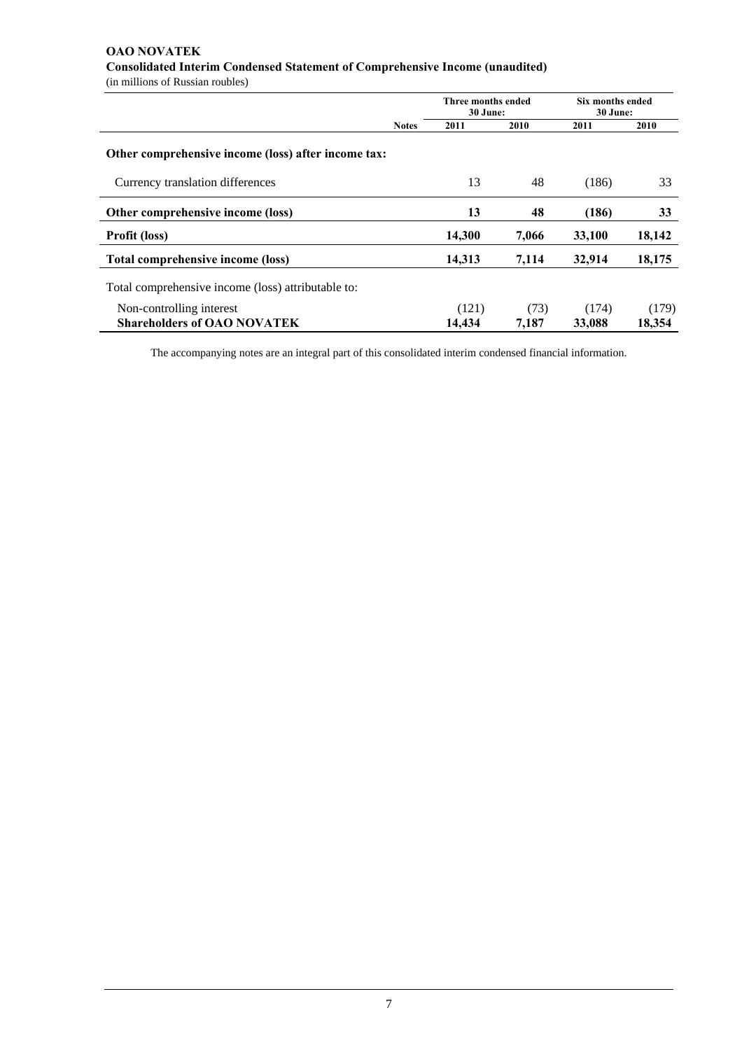**OAO NOVATEK**
**Consolidated Interim Condensed Statement of Comprehensive Income (unaudited)**
(in millions of Russian roubles)

| | Notes | Three months ended 30 June: | | Six months ended 30 June: | |
|---|---|---|---|---|---|
| | | 2011 | 2010 | 2011 | 2010 |
| **Other comprehensive income (loss) after income tax:** | | | | | |
| Currency translation differences | | 13 | 48 | (186) | 33 |
| **Other comprehensive income (loss)** | | **13** | **48** | **(186)** | **33** |
| **Profit (loss)** | | **14,300** | **7,066** | **33,100** | **18,142** |
| **Total comprehensive income (loss)** | | **14,313** | **7,114** | **32,914** | **18,175** |
| Total comprehensive income (loss) attributable to: | | | | | |
| Non-controlling interest | | (121) | (73) | (174) | (179) |
| **Shareholders of OAO NOVATEK** | | **14,434** | **7,187** | **33,088** | **18,354** |

The accompanying notes are an integral part of this consolidated interim condensed financial information.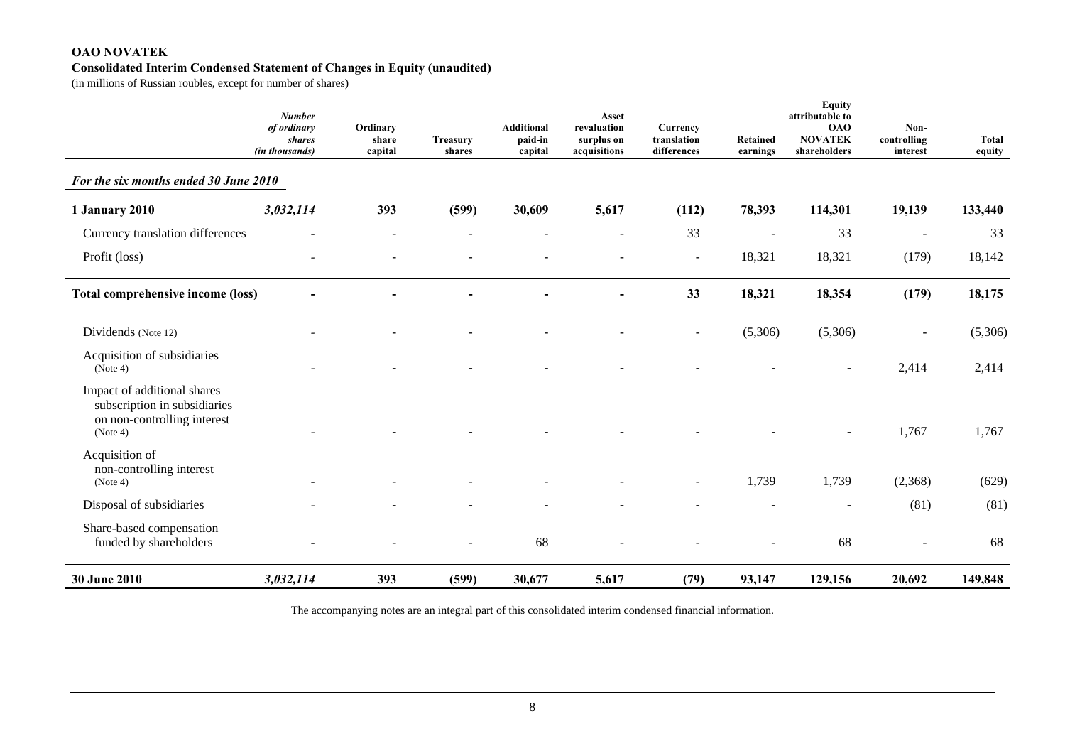**OAO NOVATEK**
**Consolidated Interim Condensed Statement of Changes in Equity (unaudited)**
(in millions of Russian roubles, except for number of shares)

| | *Number of ordinary shares (in thousands)* | Ordinary share capital | Treasury shares | Additional paid-in capital | Asset revaluation surplus on acquisitions | Currency translation differences | Retained earnings | Equity attributable to OAO NOVATEK shareholders | Non-controlling interest | Total equity |
|---|---|---|---|---|---|---|---|---|---|---|
| ***For the six months ended 30 June 2010*** | | | | | | | | | | |
| **1 January 2010** | ***3,032,114*** | **393** | **(599)** | **30,609** | **5,617** | **(112)** | **78,393** | **114,301** | **19,139** | **133,440** |
| Currency translation differences | - | - | - | - | - | 33 | - | 33 | - | 33 |
| Profit (loss) | - | - | - | - | - | - | 18,321 | 18,321 | (179) | 18,142 |
| **Total comprehensive income (loss)** | **-** | **-** | **-** | **-** | **-** | **33** | **18,321** | **18,354** | **(179)** | **18,175** |
| Dividends (Note 12) | - | - | - | - | - | - | (5,306) | (5,306) | - | (5,306) |
| Acquisition of subsidiaries (Note 4) | - | - | - | - | - | - | - | - | 2,414 | 2,414 |
| Impact of additional shares subscription in subsidiaries on non-controlling interest (Note 4) | - | - | - | - | - | - | - | - | 1,767 | 1,767 |
| Acquisition of non-controlling interest (Note 4) | - | - | - | - | - | - | 1,739 | 1,739 | (2,368) | (629) |
| Disposal of subsidiaries | - | - | - | - | - | - | - | - | (81) | (81) |
| Share-based compensation funded by shareholders | - | - | - | 68 | - | - | - | 68 | - | 68 |
| **30 June 2010** | ***3,032,114*** | **393** | **(599)** | **30,677** | **5,617** | **(79)** | **93,147** | **129,156** | **20,692** | **149,848** |

The accompanying notes are an integral part of this consolidated interim condensed financial information.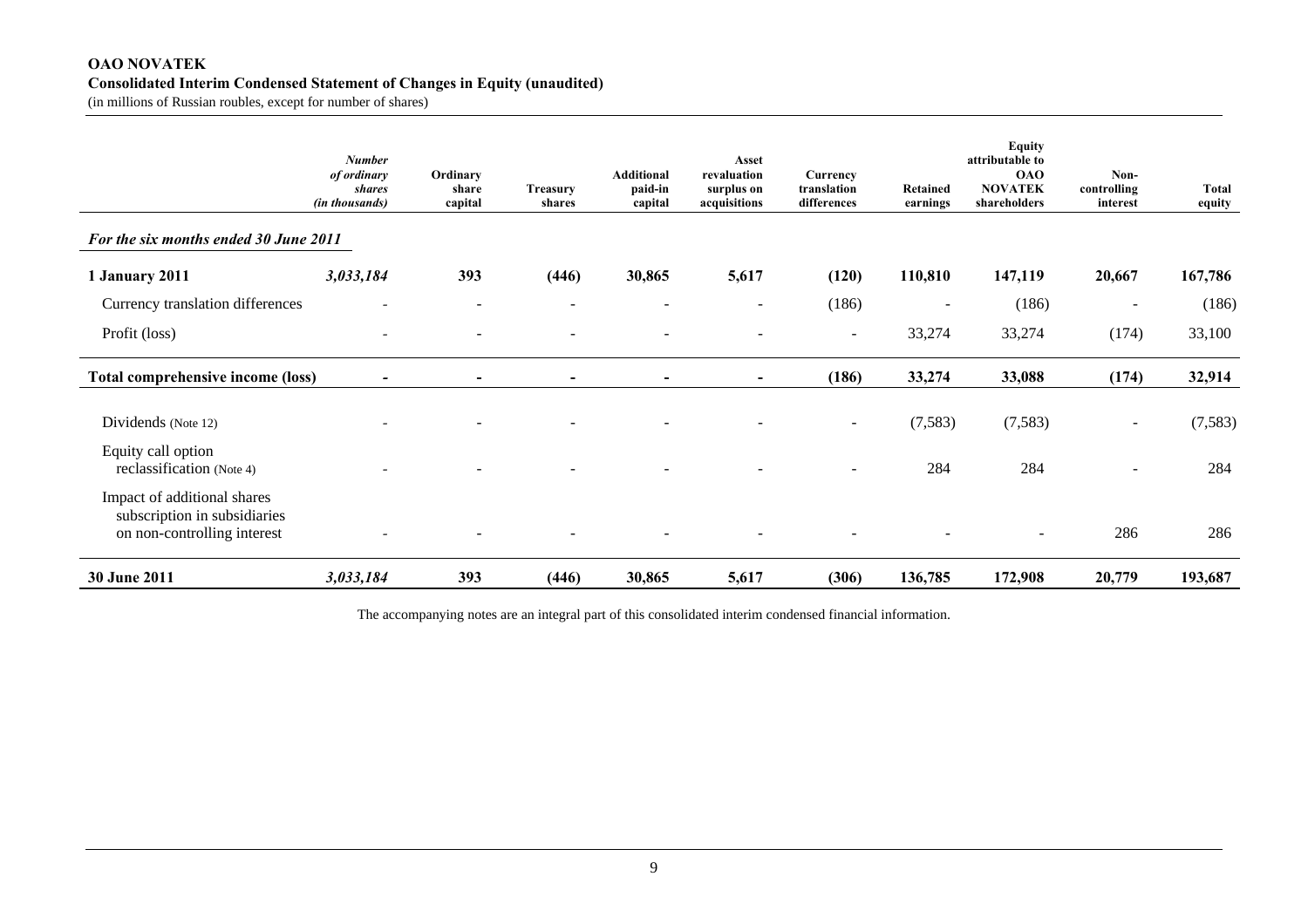**OAO NOVATEK**
**Consolidated Interim Condensed Statement of Changes in Equity (unaudited)**
(in millions of Russian roubles, except for number of shares)

| | *Number of ordinary shares (in thousands)* | Ordinary share capital | Treasury shares | Additional paid-in capital | Asset revaluation surplus on acquisitions | Currency translation differences | Retained earnings | Equity attributable to OAO NOVATEK shareholders | Non-controlling interest | Total equity |
|---|---|---|---|---|---|---|---|---|---|---|
| ***For the six months ended 30 June 2011*** | | | | | | | | | | |
| **1 January 2011** | ***3,033,184*** | **393** | **(446)** | **30,865** | **5,617** | **(120)** | **110,810** | **147,119** | **20,667** | **167,786** |
| Currency translation differences | - | - | - | - | - | (186) | - | (186) | - | (186) |
| Profit (loss) | - | - | - | - | - | - | 33,274 | 33,274 | (174) | 33,100 |
| **Total comprehensive income (loss)** | **-** | **-** | **-** | **-** | **-** | **(186)** | **33,274** | **33,088** | **(174)** | **32,914** |
| Dividends (Note 12) | - | - | - | - | - | - | (7,583) | (7,583) | - | (7,583) |
| Equity call option reclassification (Note 4) | - | - | - | - | - | - | 284 | 284 | - | 284 |
| Impact of additional shares subscription in subsidiaries on non-controlling interest | - | - | - | - | - | - | - | - | 286 | 286 |
| **30 June 2011** | ***3,033,184*** | **393** | **(446)** | **30,865** | **5,617** | **(306)** | **136,785** | **172,908** | **20,779** | **193,687** |

The accompanying notes are an integral part of this consolidated interim condensed financial information.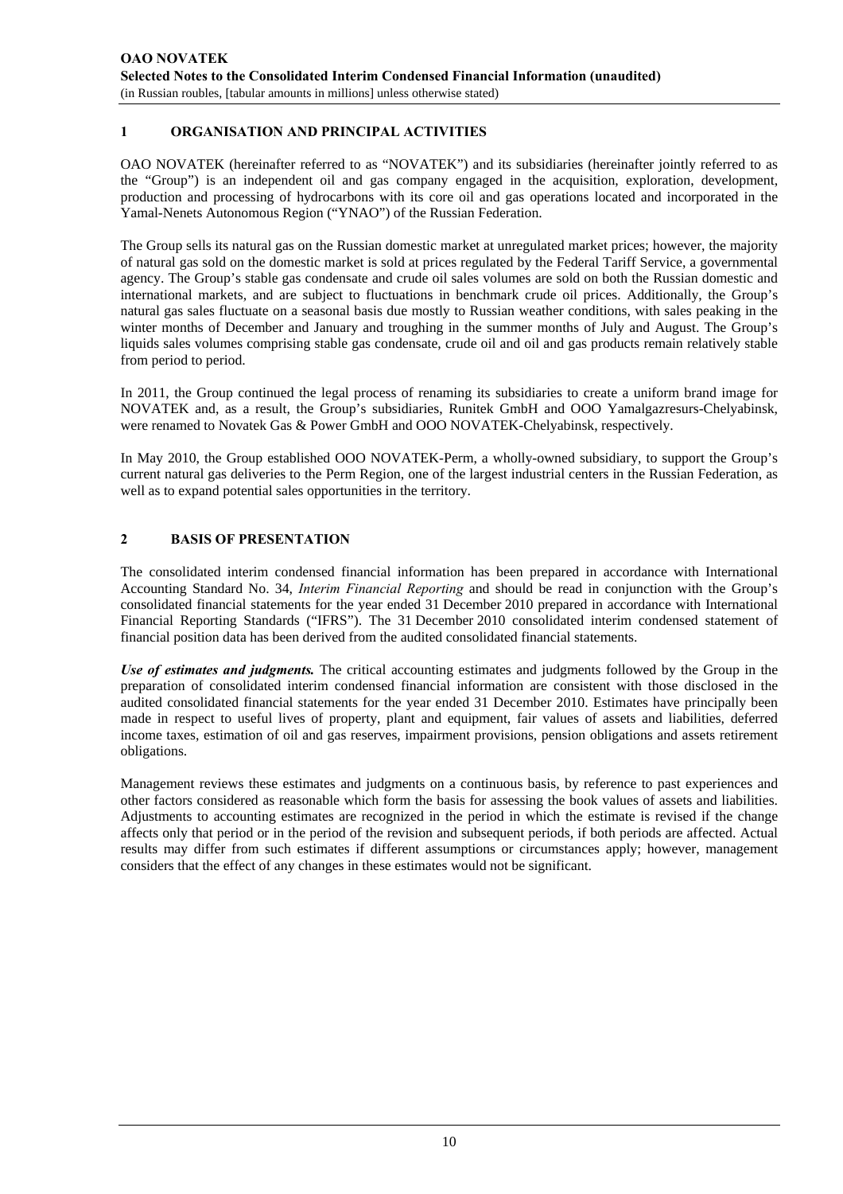## 1 ORGANISATION AND PRINCIPAL ACTIVITIES

OAO NOVATEK (hereinafter referred to as "NOVATEK") and its subsidiaries (hereinafter jointly referred to as the "Group") is an independent oil and gas company engaged in the acquisition, exploration, development, production and processing of hydrocarbons with its core oil and gas operations located and incorporated in the Yamal-Nenets Autonomous Region ("YNAO") of the Russian Federation.

The Group sells its natural gas on the Russian domestic market at unregulated market prices; however, the majority of natural gas sold on the domestic market is sold at prices regulated by the Federal Tariff Service, a governmental agency. The Group's stable gas condensate and crude oil sales volumes are sold on both the Russian domestic and international markets, and are subject to fluctuations in benchmark crude oil prices. Additionally, the Group's natural gas sales fluctuate on a seasonal basis due mostly to Russian weather conditions, with sales peaking in the winter months of December and January and troughing in the summer months of July and August. The Group's liquids sales volumes comprising stable gas condensate, crude oil and oil and gas products remain relatively stable from period to period.

In 2011, the Group continued the legal process of renaming its subsidiaries to create a uniform brand image for NOVATEK and, as a result, the Group's subsidiaries, Runitek GmbH and OOO Yamalgazresurs-Chelyabinsk, were renamed to Novatek Gas & Power GmbH and OOO NOVATEK-Chelyabinsk, respectively.

In May 2010, the Group established OOO NOVATEK-Perm, a wholly-owned subsidiary, to support the Group's current natural gas deliveries to the Perm Region, one of the largest industrial centers in the Russian Federation, as well as to expand potential sales opportunities in the territory.

## 2 BASIS OF PRESENTATION

The consolidated interim condensed financial information has been prepared in accordance with International Accounting Standard No. 34, *Interim Financial Reporting* and should be read in conjunction with the Group's consolidated financial statements for the year ended 31 December 2010 prepared in accordance with International Financial Reporting Standards ("IFRS"). The 31 December 2010 consolidated interim condensed statement of financial position data has been derived from the audited consolidated financial statements.

***Use of estimates and judgments.*** The critical accounting estimates and judgments followed by the Group in the preparation of consolidated interim condensed financial information are consistent with those disclosed in the audited consolidated financial statements for the year ended 31 December 2010. Estimates have principally been made in respect to useful lives of property, plant and equipment, fair values of assets and liabilities, deferred income taxes, estimation of oil and gas reserves, impairment provisions, pension obligations and assets retirement obligations.

Management reviews these estimates and judgments on a continuous basis, by reference to past experiences and other factors considered as reasonable which form the basis for assessing the book values of assets and liabilities. Adjustments to accounting estimates are recognized in the period in which the estimate is revised if the change affects only that period or in the period of the revision and subsequent periods, if both periods are affected. Actual results may differ from such estimates if different assumptions or circumstances apply; however, management considers that the effect of any changes in these estimates would not be significant.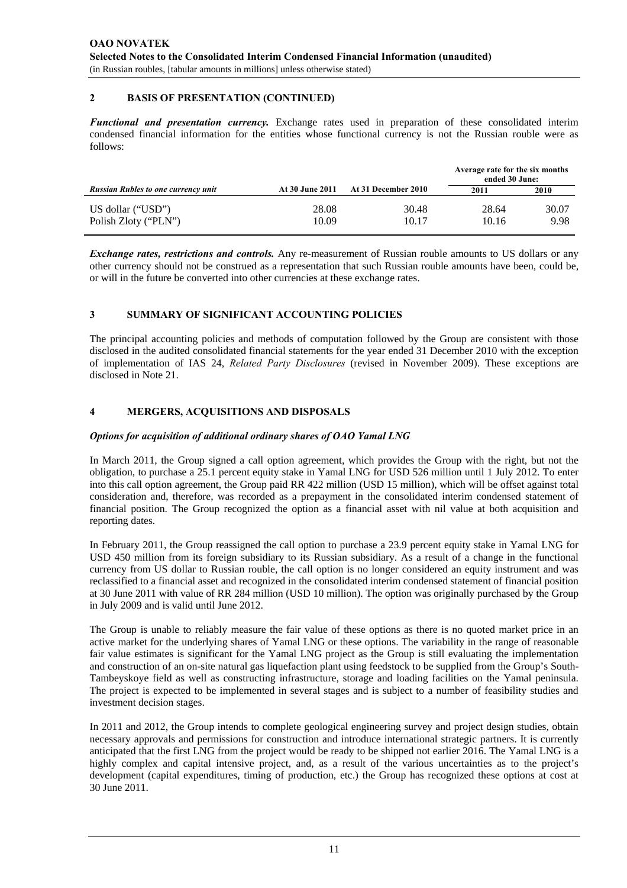## 2 BASIS OF PRESENTATION (CONTINUED)

***Functional and presentation currency.*** Exchange rates used in preparation of these consolidated interim condensed financial information for the entities whose functional currency is not the Russian rouble were as follows:

| *Russian Rubles to one currency unit* | At 30 June 2011 | At 31 December 2010 | Average rate for the six months ended 30 June: | |
|---|---|---|---|---|
| | | | 2011 | 2010 |
| US dollar ("USD") | 28.08 | 30.48 | 28.64 | 30.07 |
| Polish Zloty ("PLN") | 10.09 | 10.17 | 10.16 | 9.98 |

***Exchange rates, restrictions and controls.*** Any re-measurement of Russian rouble amounts to US dollars or any other currency should not be construed as a representation that such Russian rouble amounts have been, could be, or will in the future be converted into other currencies at these exchange rates.

## 3 SUMMARY OF SIGNIFICANT ACCOUNTING POLICIES

The principal accounting policies and methods of computation followed by the Group are consistent with those disclosed in the audited consolidated financial statements for the year ended 31 December 2010 with the exception of implementation of IAS 24, *Related Party Disclosures* (revised in November 2009). These exceptions are disclosed in Note 21.

## 4 MERGERS, ACQUISITIONS AND DISPOSALS

***Options for acquisition of additional ordinary shares of OAO Yamal LNG***

In March 2011, the Group signed a call option agreement, which provides the Group with the right, but not the obligation, to purchase a 25.1 percent equity stake in Yamal LNG for USD 526 million until 1 July 2012. To enter into this call option agreement, the Group paid RR 422 million (USD 15 million), which will be offset against total consideration and, therefore, was recorded as a prepayment in the consolidated interim condensed statement of financial position. The Group recognized the option as a financial asset with nil value at both acquisition and reporting dates.

In February 2011, the Group reassigned the call option to purchase a 23.9 percent equity stake in Yamal LNG for USD 450 million from its foreign subsidiary to its Russian subsidiary. As a result of a change in the functional currency from US dollar to Russian rouble, the call option is no longer considered an equity instrument and was reclassified to a financial asset and recognized in the consolidated interim condensed statement of financial position at 30 June 2011 with value of RR 284 million (USD 10 million). The option was originally purchased by the Group in July 2009 and is valid until June 2012.

The Group is unable to reliably measure the fair value of these options as there is no quoted market price in an active market for the underlying shares of Yamal LNG or these options. The variability in the range of reasonable fair value estimates is significant for the Yamal LNG project as the Group is still evaluating the implementation and construction of an on-site natural gas liquefaction plant using feedstock to be supplied from the Group's South-Tambeyskoye field as well as constructing infrastructure, storage and loading facilities on the Yamal peninsula. The project is expected to be implemented in several stages and is subject to a number of feasibility studies and investment decision stages.

In 2011 and 2012, the Group intends to complete geological engineering survey and project design studies, obtain necessary approvals and permissions for construction and introduce international strategic partners. It is currently anticipated that the first LNG from the project would be ready to be shipped not earlier 2016. The Yamal LNG is a highly complex and capital intensive project, and, as a result of the various uncertainties as to the project's development (capital expenditures, timing of production, etc.) the Group has recognized these options at cost at 30 June 2011.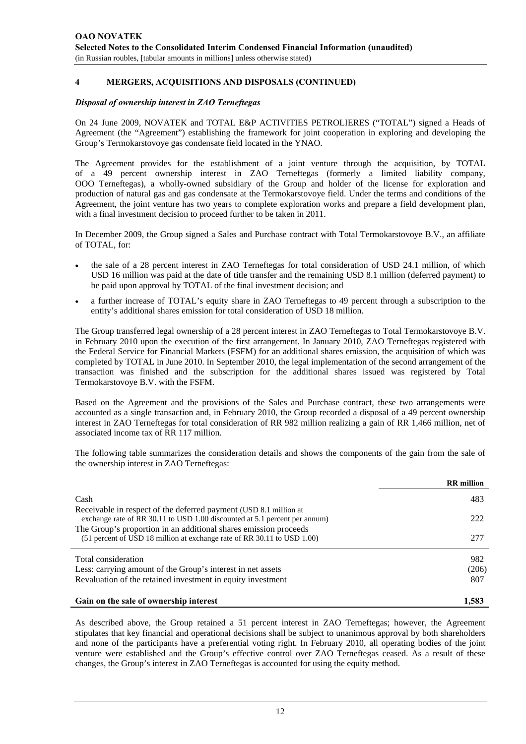## 4 MERGERS, ACQUISITIONS AND DISPOSALS (CONTINUED)

### *Disposal of ownership interest in ZAO Terneftegas*

On 24 June 2009, NOVATEK and TOTAL E&P ACTIVITIES PETROLIERES ("TOTAL") signed a Heads of Agreement (the "Agreement") establishing the framework for joint cooperation in exploring and developing the Group's Termokarstovoye gas condensate field located in the YNAO.

The Agreement provides for the establishment of a joint venture through the acquisition, by TOTAL of a 49 percent ownership interest in ZAO Terneftegas (formerly a limited liability company, OOO Terneftegas), a wholly-owned subsidiary of the Group and holder of the license for exploration and production of natural gas and gas condensate at the Termokarstovoye field. Under the terms and conditions of the Agreement, the joint venture has two years to complete exploration works and prepare a field development plan, with a final investment decision to proceed further to be taken in 2011.

In December 2009, the Group signed a Sales and Purchase contract with Total Termokarstovoye B.V., an affiliate of TOTAL, for:

- the sale of a 28 percent interest in ZAO Terneftegas for total consideration of USD 24.1 million, of which USD 16 million was paid at the date of title transfer and the remaining USD 8.1 million (deferred payment) to be paid upon approval by TOTAL of the final investment decision; and
- a further increase of TOTAL's equity share in ZAO Terneftegas to 49 percent through a subscription to the entity's additional shares emission for total consideration of USD 18 million.

The Group transferred legal ownership of a 28 percent interest in ZAO Terneftegas to Total Termokarstovoye B.V. in February 2010 upon the execution of the first arrangement. In January 2010, ZAO Terneftegas registered with the Federal Service for Financial Markets (FSFM) for an additional shares emission, the acquisition of which was completed by TOTAL in June 2010. In September 2010, the legal implementation of the second arrangement of the transaction was finished and the subscription for the additional shares issued was registered by Total Termokarstovoye B.V. with the FSFM.

Based on the Agreement and the provisions of the Sales and Purchase contract, these two arrangements were accounted as a single transaction and, in February 2010, the Group recorded a disposal of a 49 percent ownership interest in ZAO Terneftegas for total consideration of RR 982 million realizing a gain of RR 1,466 million, net of associated income tax of RR 117 million.

The following table summarizes the consideration details and shows the components of the gain from the sale of the ownership interest in ZAO Terneftegas:

| | RR million |
|---|---|
| Cash | 483 |
| Receivable in respect of the deferred payment (USD 8.1 million at exchange rate of RR 30.11 to USD 1.00 discounted at 5.1 percent per annum) | 222 |
| The Group's proportion in an additional shares emission proceeds (51 percent of USD 18 million at exchange rate of RR 30.11 to USD 1.00) | 277 |
| Total consideration | 982 |
| Less: carrying amount of the Group's interest in net assets | (206) |
| Revaluation of the retained investment in equity investment | 807 |
| **Gain on the sale of ownership interest** | **1,583** |

As described above, the Group retained a 51 percent interest in ZAO Terneftegas; however, the Agreement stipulates that key financial and operational decisions shall be subject to unanimous approval by both shareholders and none of the participants have a preferential voting right. In February 2010, all operating bodies of the joint venture were established and the Group's effective control over ZAO Terneftegas ceased. As a result of these changes, the Group's interest in ZAO Terneftegas is accounted for using the equity method.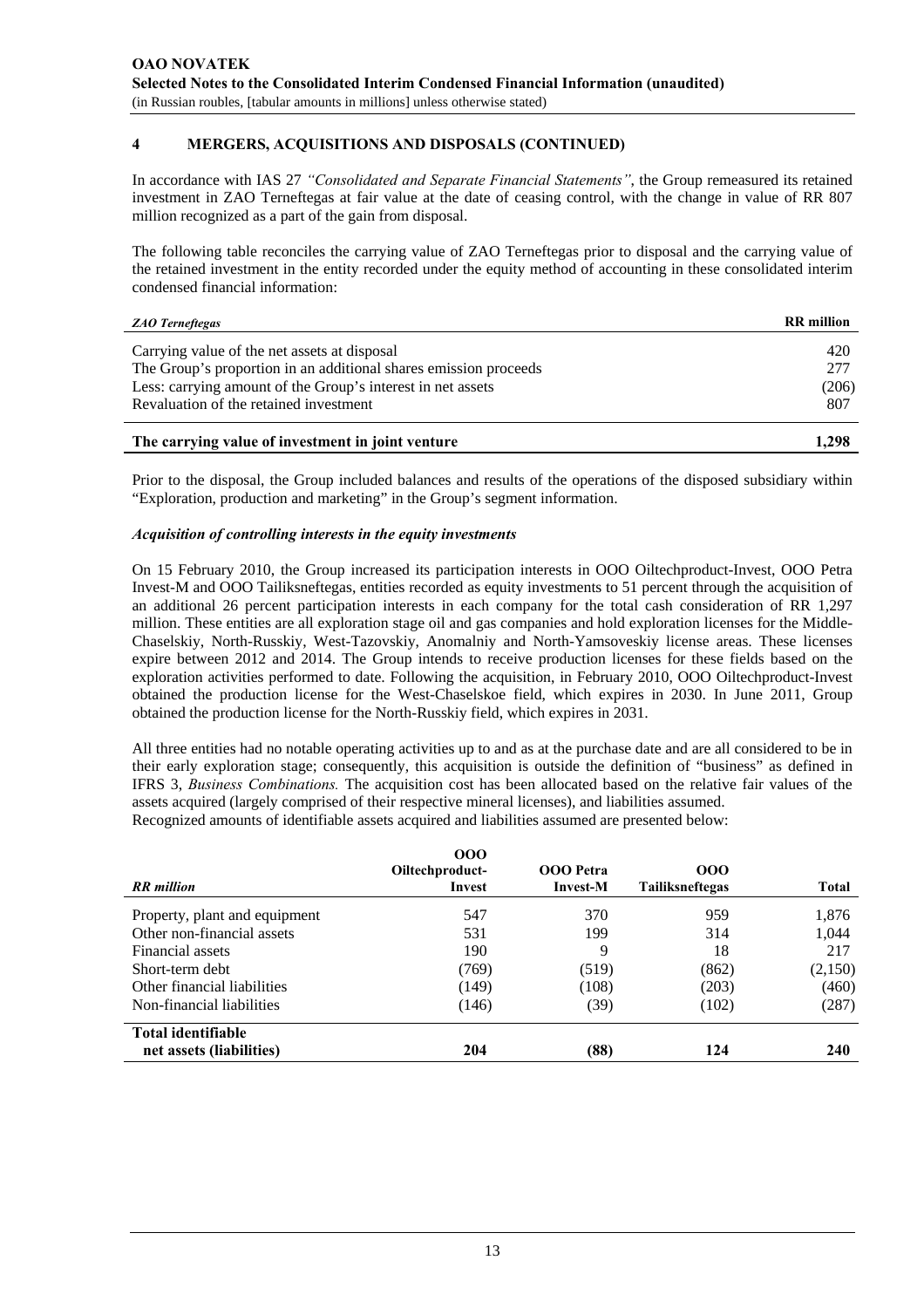## 4 MERGERS, ACQUISITIONS AND DISPOSALS (CONTINUED)

In accordance with IAS 27 *"Consolidated and Separate Financial Statements"*, the Group remeasured its retained investment in ZAO Terneftegas at fair value at the date of ceasing control, with the change in value of RR 807 million recognized as a part of the gain from disposal.

The following table reconciles the carrying value of ZAO Terneftegas prior to disposal and the carrying value of the retained investment in the entity recorded under the equity method of accounting in these consolidated interim condensed financial information:

| *ZAO Terneftegas* | **RR million** |
|---|---|
| Carrying value of the net assets at disposal | 420 |
| The Group's proportion in an additional shares emission proceeds | 277 |
| Less: carrying amount of the Group's interest in net assets | (206) |
| Revaluation of the retained investment | 807 |
| **The carrying value of investment in joint venture** | **1,298** |

Prior to the disposal, the Group included balances and results of the operations of the disposed subsidiary within "Exploration, production and marketing" in the Group's segment information.

***Acquisition of controlling interests in the equity investments***

On 15 February 2010, the Group increased its participation interests in OOO Oiltechproduct-Invest, OOO Petra Invest-M and OOO Tailiksneftegas, entities recorded as equity investments to 51 percent through the acquisition of an additional 26 percent participation interests in each company for the total cash consideration of RR 1,297 million. These entities are all exploration stage oil and gas companies and hold exploration licenses for the Middle-Chaselskiy, North-Russkiy, West-Tazovskiy, Anomalniy and North-Yamsoveskiy license areas. These licenses expire between 2012 and 2014. The Group intends to receive production licenses for these fields based on the exploration activities performed to date. Following the acquisition, in February 2010, OOO Oiltechproduct-Invest obtained the production license for the West-Chaselskoe field, which expires in 2030. In June 2011, Group obtained the production license for the North-Russkiy field, which expires in 2031.

All three entities had no notable operating activities up to and as at the purchase date and are all considered to be in their early exploration stage; consequently, this acquisition is outside the definition of "business" as defined in IFRS 3, *Business Combinations.* The acquisition cost has been allocated based on the relative fair values of the assets acquired (largely comprised of their respective mineral licenses), and liabilities assumed.
Recognized amounts of identifiable assets acquired and liabilities assumed are presented below:

| *RR million* | **OOO Oiltechproduct-Invest** | **OOO Petra Invest-M** | **OOO Tailiksneftegas** | **Total** |
|---|---|---|---|---|
| Property, plant and equipment | 547 | 370 | 959 | 1,876 |
| Other non-financial assets | 531 | 199 | 314 | 1,044 |
| Financial assets | 190 | 9 | 18 | 217 |
| Short-term debt | (769) | (519) | (862) | (2,150) |
| Other financial liabilities | (149) | (108) | (203) | (460) |
| Non-financial liabilities | (146) | (39) | (102) | (287) |
| **Total identifiable net assets (liabilities)** | **204** | **(88)** | **124** | **240** |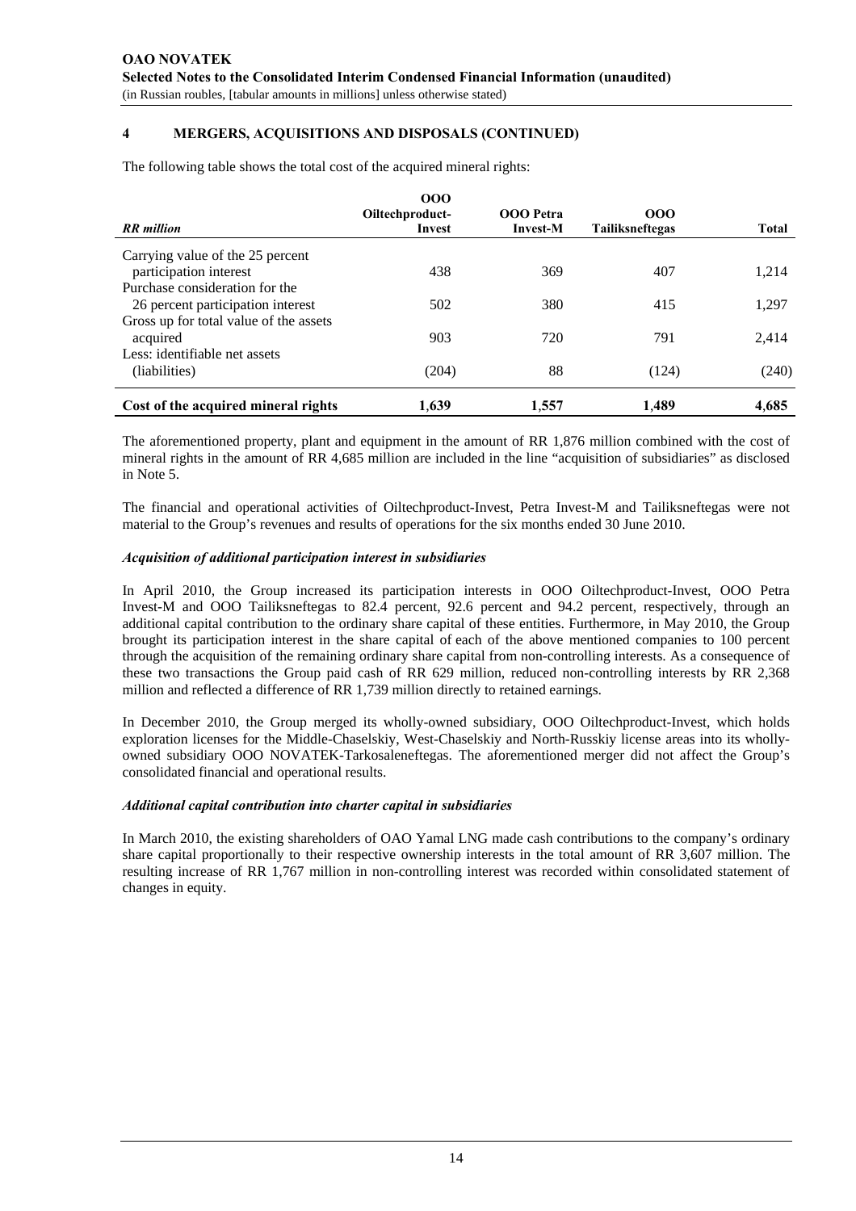## 4 MERGERS, ACQUISITIONS AND DISPOSALS (CONTINUED)

The following table shows the total cost of the acquired mineral rights:

| *RR million* | OOO Oiltechproduct-Invest | OOO Petra Invest-M | OOO Tailiksneftegas | Total |
|---|---|---|---|---|
| Carrying value of the 25 percent participation interest | 438 | 369 | 407 | 1,214 |
| Purchase consideration for the 26 percent participation interest | 502 | 380 | 415 | 1,297 |
| Gross up for total value of the assets acquired | 903 | 720 | 791 | 2,414 |
| Less: identifiable net assets (liabilities) | (204) | 88 | (124) | (240) |
| **Cost of the acquired mineral rights** | **1,639** | **1,557** | **1,489** | **4,685** |

The aforementioned property, plant and equipment in the amount of RR 1,876 million combined with the cost of mineral rights in the amount of RR 4,685 million are included in the line "acquisition of subsidiaries" as disclosed in Note 5.

The financial and operational activities of Oiltechproduct-Invest, Petra Invest-M and Tailiksneftegas were not material to the Group's revenues and results of operations for the six months ended 30 June 2010.

### *Acquisition of additional participation interest in subsidiaries*

In April 2010, the Group increased its participation interests in OOO Oiltechproduct-Invest, OOO Petra Invest-M and OOO Tailiksneftegas to 82.4 percent, 92.6 percent and 94.2 percent, respectively, through an additional capital contribution to the ordinary share capital of these entities. Furthermore, in May 2010, the Group brought its participation interest in the share capital of each of the above mentioned companies to 100 percent through the acquisition of the remaining ordinary share capital from non-controlling interests. As a consequence of these two transactions the Group paid cash of RR 629 million, reduced non-controlling interests by RR 2,368 million and reflected a difference of RR 1,739 million directly to retained earnings.

In December 2010, the Group merged its wholly-owned subsidiary, OOO Oiltechproduct-Invest, which holds exploration licenses for the Middle-Chaselskiy, West-Chaselskiy and North-Russkiy license areas into its wholly-owned subsidiary OOO NOVATEK-Tarkosaleneftegas. The aforementioned merger did not affect the Group's consolidated financial and operational results.

### *Additional capital contribution into charter capital in subsidiaries*

In March 2010, the existing shareholders of OAO Yamal LNG made cash contributions to the company's ordinary share capital proportionally to their respective ownership interests in the total amount of RR 3,607 million. The resulting increase of RR 1,767 million in non-controlling interest was recorded within consolidated statement of changes in equity.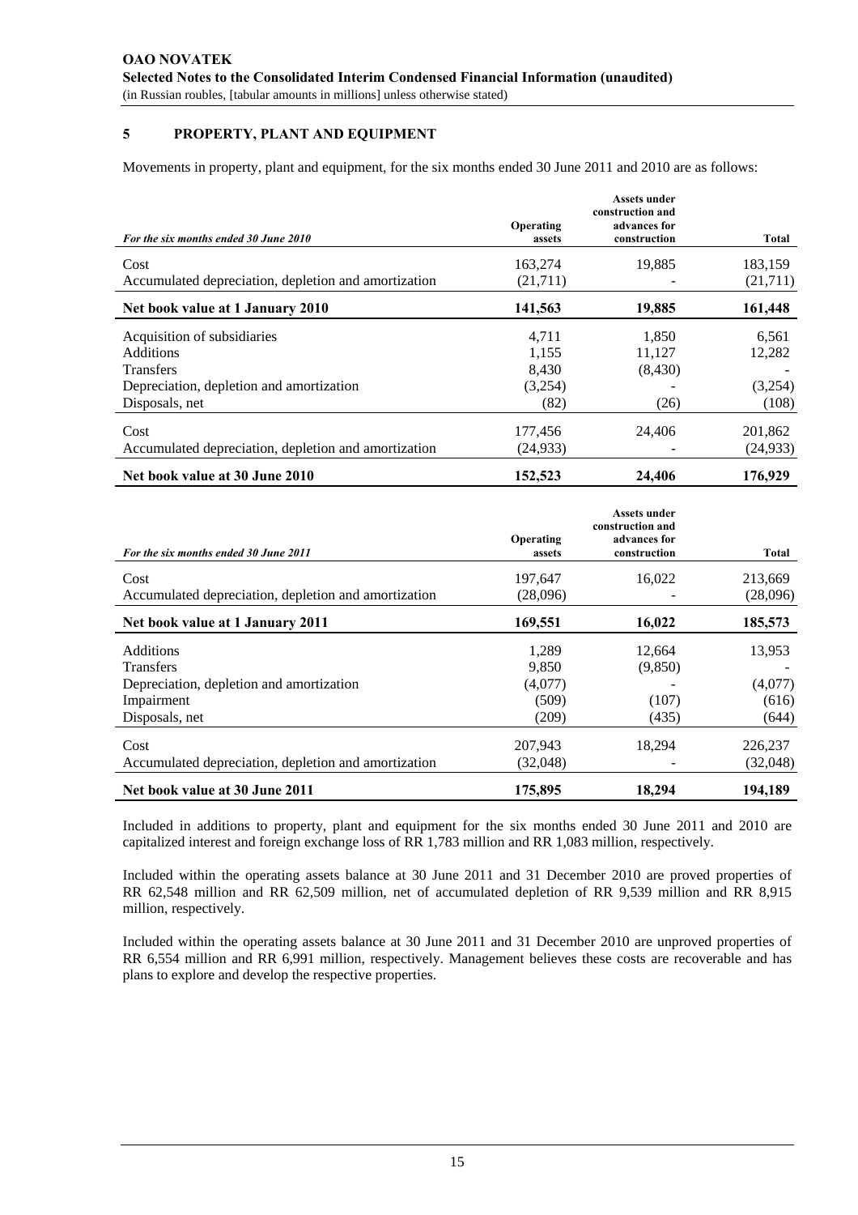## 5 PROPERTY, PLANT AND EQUIPMENT

Movements in property, plant and equipment, for the six months ended 30 June 2011 and 2010 are as follows:

| *For the six months ended 30 June 2010* | Operating assets | Assets under construction and advances for construction | Total |
|---|---|---|---|
| Cost | 163,274 | 19,885 | 183,159 |
| Accumulated depreciation, depletion and amortization | (21,711) | - | (21,711) |
| **Net book value at 1 January 2010** | **141,563** | **19,885** | **161,448** |
| Acquisition of subsidiaries | 4,711 | 1,850 | 6,561 |
| Additions | 1,155 | 11,127 | 12,282 |
| Transfers | 8,430 | (8,430) | - |
| Depreciation, depletion and amortization | (3,254) | - | (3,254) |
| Disposals, net | (82) | (26) | (108) |
| Cost | 177,456 | 24,406 | 201,862 |
| Accumulated depreciation, depletion and amortization | (24,933) | - | (24,933) |
| **Net book value at 30 June 2010** | **152,523** | **24,406** | **176,929** |

| *For the six months ended 30 June 2011* | Operating assets | Assets under construction and advances for construction | Total |
|---|---|---|---|
| Cost | 197,647 | 16,022 | 213,669 |
| Accumulated depreciation, depletion and amortization | (28,096) | - | (28,096) |
| **Net book value at 1 January 2011** | **169,551** | **16,022** | **185,573** |
| Additions | 1,289 | 12,664 | 13,953 |
| Transfers | 9,850 | (9,850) | - |
| Depreciation, depletion and amortization | (4,077) | - | (4,077) |
| Impairment | (509) | (107) | (616) |
| Disposals, net | (209) | (435) | (644) |
| Cost | 207,943 | 18,294 | 226,237 |
| Accumulated depreciation, depletion and amortization | (32,048) | - | (32,048) |
| **Net book value at 30 June 2011** | **175,895** | **18,294** | **194,189** |

Included in additions to property, plant and equipment for the six months ended 30 June 2011 and 2010 are capitalized interest and foreign exchange loss of RR 1,783 million and RR 1,083 million, respectively.

Included within the operating assets balance at 30 June 2011 and 31 December 2010 are proved properties of RR 62,548 million and RR 62,509 million, net of accumulated depletion of RR 9,539 million and RR 8,915 million, respectively.

Included within the operating assets balance at 30 June 2011 and 31 December 2010 are unproved properties of RR 6,554 million and RR 6,991 million, respectively. Management believes these costs are recoverable and has plans to explore and develop the respective properties.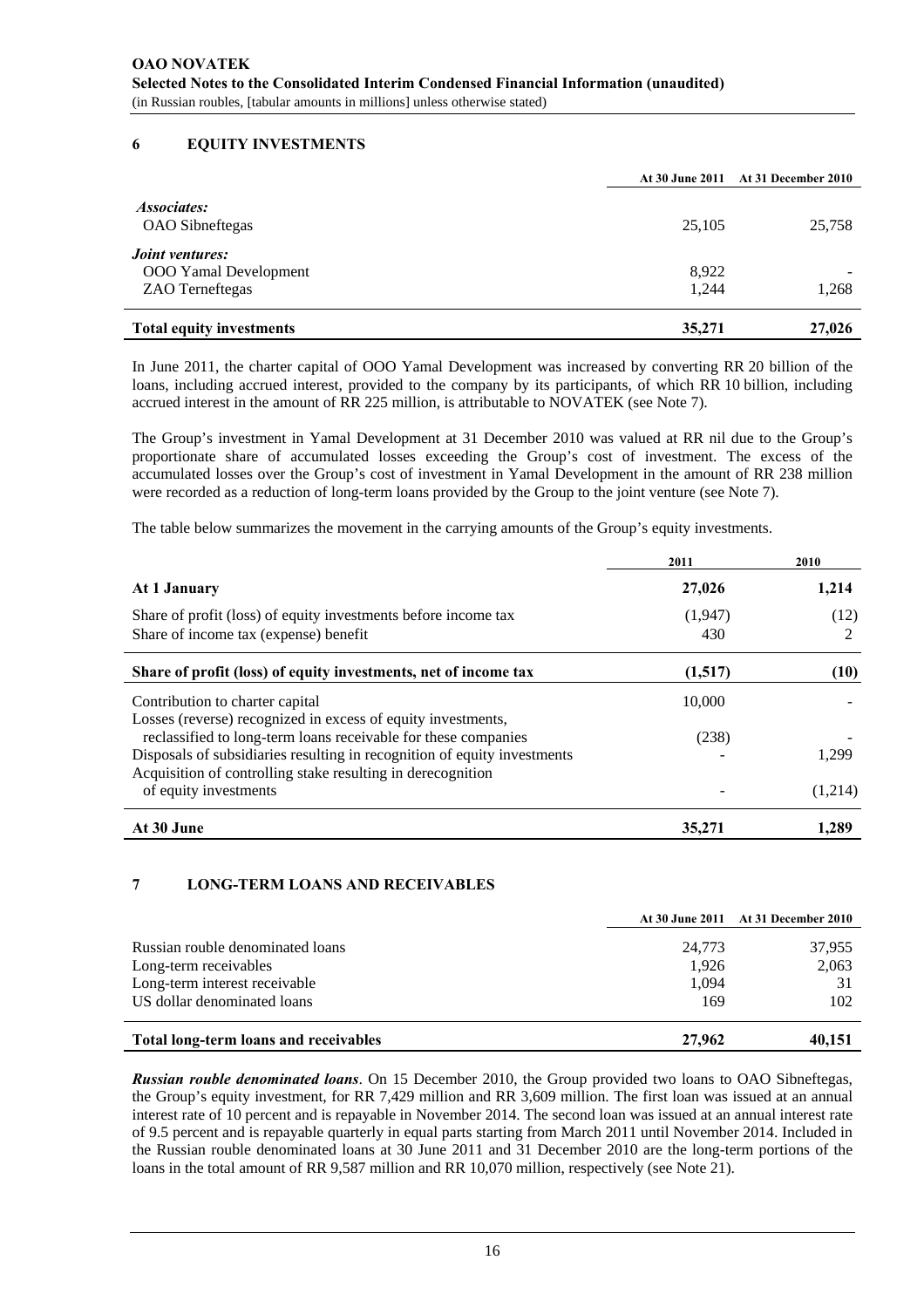## 6 EQUITY INVESTMENTS

| | At 30 June 2011 | At 31 December 2010 |
|---|---|---|
| ***Associates:*** | | |
| OAO Sibneftegas | 25,105 | 25,758 |
| ***Joint ventures:*** | | |
| OOO Yamal Development | 8,922 | - |
| ZAO Terneftegas | 1,244 | 1,268 |
| **Total equity investments** | **35,271** | **27,026** |

In June 2011, the charter capital of OOO Yamal Development was increased by converting RR 20 billion of the loans, including accrued interest, provided to the company by its participants, of which RR 10 billion, including accrued interest in the amount of RR 225 million, is attributable to NOVATEK (see Note 7).

The Group's investment in Yamal Development at 31 December 2010 was valued at RR nil due to the Group's proportionate share of accumulated losses exceeding the Group's cost of investment. The excess of the accumulated losses over the Group's cost of investment in Yamal Development in the amount of RR 238 million were recorded as a reduction of long-term loans provided by the Group to the joint venture (see Note 7).

The table below summarizes the movement in the carrying amounts of the Group's equity investments.

| | 2011 | 2010 |
|---|---|---|
| **At 1 January** | **27,026** | **1,214** |
| Share of profit (loss) of equity investments before income tax | (1,947) | (12) |
| Share of income tax (expense) benefit | 430 | 2 |
| **Share of profit (loss) of equity investments, net of income tax** | **(1,517)** | **(10)** |
| Contribution to charter capital | 10,000 | - |
| Losses (reverse) recognized in excess of equity investments, reclassified to long-term loans receivable for these companies | (238) | - |
| Disposals of subsidiaries resulting in recognition of equity investments | - | 1,299 |
| Acquisition of controlling stake resulting in derecognition of equity investments | - | (1,214) |
| **At 30 June** | **35,271** | **1,289** |

## 7 LONG-TERM LOANS AND RECEIVABLES

| | At 30 June 2011 | At 31 December 2010 |
|---|---|---|
| Russian rouble denominated loans | 24,773 | 37,955 |
| Long-term receivables | 1,926 | 2,063 |
| Long-term interest receivable | 1,094 | 31 |
| US dollar denominated loans | 169 | 102 |
| **Total long-term loans and receivables** | **27,962** | **40,151** |

***Russian rouble denominated loans***. On 15 December 2010, the Group provided two loans to OAO Sibneftegas, the Group's equity investment, for RR 7,429 million and RR 3,609 million. The first loan was issued at an annual interest rate of 10 percent and is repayable in November 2014. The second loan was issued at an annual interest rate of 9.5 percent and is repayable quarterly in equal parts starting from March 2011 until November 2014. Included in the Russian rouble denominated loans at 30 June 2011 and 31 December 2010 are the long-term portions of the loans in the total amount of RR 9,587 million and RR 10,070 million, respectively (see Note 21).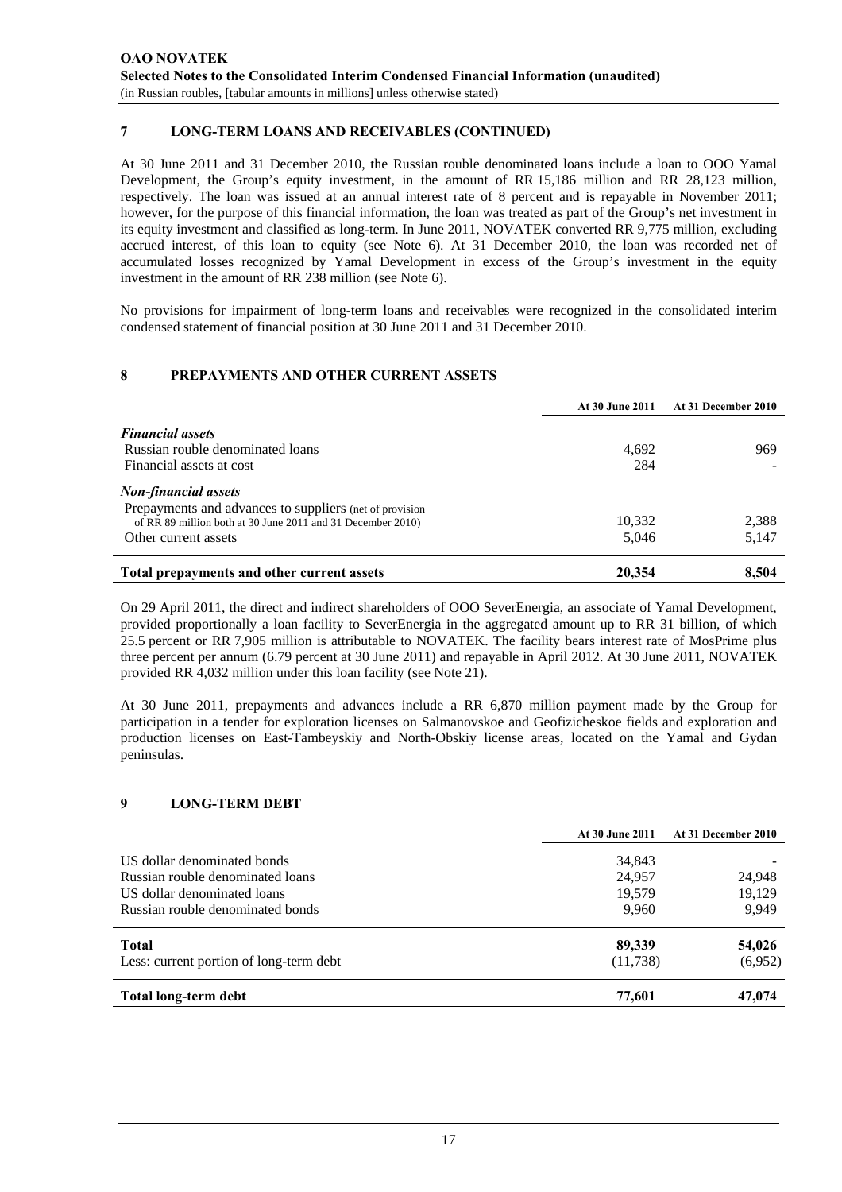## 7 LONG-TERM LOANS AND RECEIVABLES (CONTINUED)

At 30 June 2011 and 31 December 2010, the Russian rouble denominated loans include a loan to OOO Yamal Development, the Group's equity investment, in the amount of RR 15,186 million and RR 28,123 million, respectively. The loan was issued at an annual interest rate of 8 percent and is repayable in November 2011; however, for the purpose of this financial information, the loan was treated as part of the Group's net investment in its equity investment and classified as long-term. In June 2011, NOVATEK converted RR 9,775 million, excluding accrued interest, of this loan to equity (see Note 6). At 31 December 2010, the loan was recorded net of accumulated losses recognized by Yamal Development in excess of the Group's investment in the equity investment in the amount of RR 238 million (see Note 6).

No provisions for impairment of long-term loans and receivables were recognized in the consolidated interim condensed statement of financial position at 30 June 2011 and 31 December 2010.

## 8 PREPAYMENTS AND OTHER CURRENT ASSETS

| | At 30 June 2011 | At 31 December 2010 |
|---|---|---|
| ***Financial assets*** | | |
| Russian rouble denominated loans | 4,692 | 969 |
| Financial assets at cost | 284 | - |
| ***Non-financial assets*** | | |
| Prepayments and advances to suppliers (net of provision of RR 89 million both at 30 June 2011 and 31 December 2010) | 10,332 | 2,388 |
| Other current assets | 5,046 | 5,147 |
| **Total prepayments and other current assets** | **20,354** | **8,504** |

On 29 April 2011, the direct and indirect shareholders of OOO SeverEnergia, an associate of Yamal Development, provided proportionally a loan facility to SeverEnergia in the aggregated amount up to RR 31 billion, of which 25.5 percent or RR 7,905 million is attributable to NOVATEK. The facility bears interest rate of MosPrime plus three percent per annum (6.79 percent at 30 June 2011) and repayable in April 2012. At 30 June 2011, NOVATEK provided RR 4,032 million under this loan facility (see Note 21).

At 30 June 2011, prepayments and advances include a RR 6,870 million payment made by the Group for participation in a tender for exploration licenses on Salmanovskoe and Geofizicheskoe fields and exploration and production licenses on East-Tambeyskiy and North-Obskiy license areas, located on the Yamal and Gydan peninsulas.

## 9 LONG-TERM DEBT

| | At 30 June 2011 | At 31 December 2010 |
|---|---|---|
| US dollar denominated bonds | 34,843 | - |
| Russian rouble denominated loans | 24,957 | 24,948 |
| US dollar denominated loans | 19,579 | 19,129 |
| Russian rouble denominated bonds | 9,960 | 9,949 |
| **Total** | **89,339** | **54,026** |
| Less: current portion of long-term debt | (11,738) | (6,952) |
| **Total long-term debt** | **77,601** | **47,074** |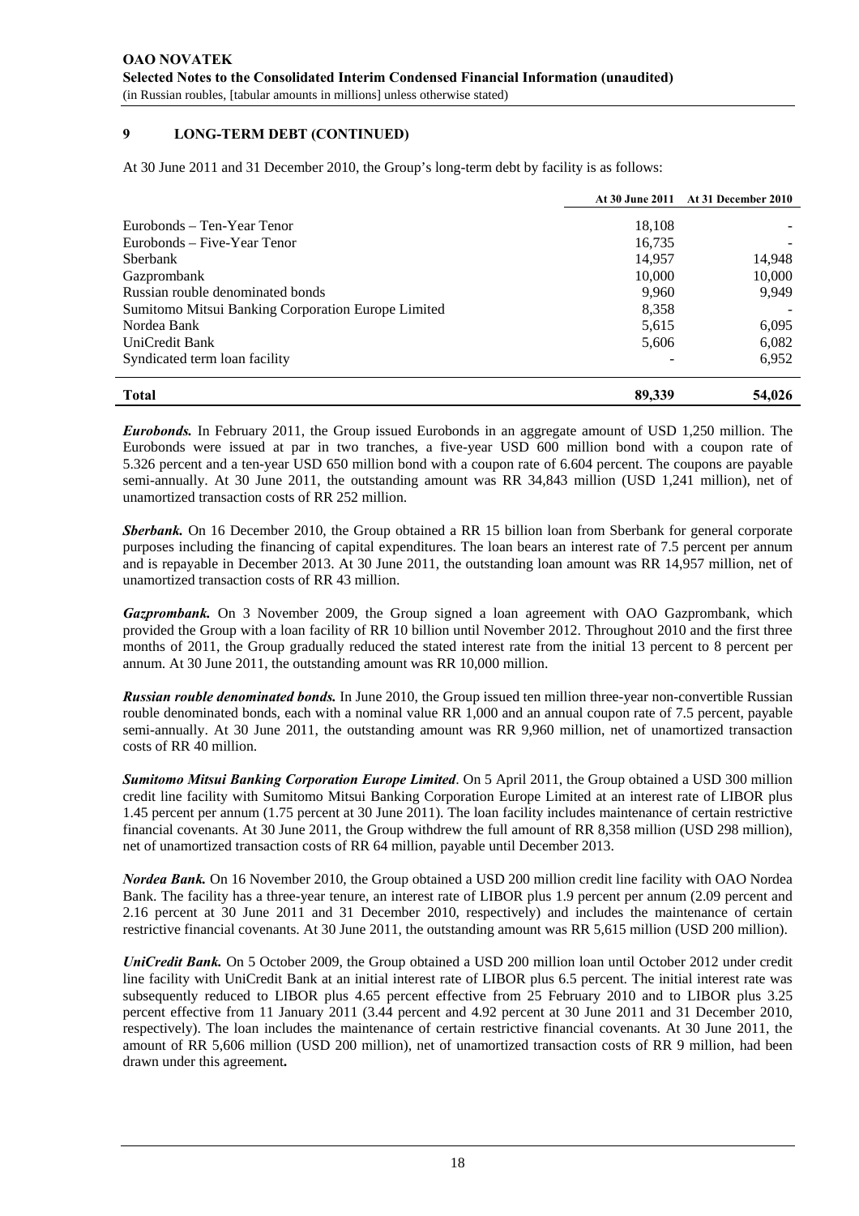## 9 LONG-TERM DEBT (CONTINUED)

At 30 June 2011 and 31 December 2010, the Group's long-term debt by facility is as follows:

| | At 30 June 2011 | At 31 December 2010 |
|---|---|---|
| Eurobonds – Ten-Year Tenor | 18,108 | - |
| Eurobonds – Five-Year Tenor | 16,735 | - |
| Sberbank | 14,957 | 14,948 |
| Gazprombank | 10,000 | 10,000 |
| Russian rouble denominated bonds | 9,960 | 9,949 |
| Sumitomo Mitsui Banking Corporation Europe Limited | 8,358 | - |
| Nordea Bank | 5,615 | 6,095 |
| UniCredit Bank | 5,606 | 6,082 |
| Syndicated term loan facility | - | 6,952 |
| **Total** | **89,339** | **54,026** |

***Eurobonds.*** In February 2011, the Group issued Eurobonds in an aggregate amount of USD 1,250 million. The Eurobonds were issued at par in two tranches, a five-year USD 600 million bond with a coupon rate of 5.326 percent and a ten-year USD 650 million bond with a coupon rate of 6.604 percent. The coupons are payable semi-annually. At 30 June 2011, the outstanding amount was RR 34,843 million (USD 1,241 million), net of unamortized transaction costs of RR 252 million.

***Sberbank.*** On 16 December 2010, the Group obtained a RR 15 billion loan from Sberbank for general corporate purposes including the financing of capital expenditures. The loan bears an interest rate of 7.5 percent per annum and is repayable in December 2013. At 30 June 2011, the outstanding loan amount was RR 14,957 million, net of unamortized transaction costs of RR 43 million.

***Gazprombank.*** On 3 November 2009, the Group signed a loan agreement with OAO Gazprombank, which provided the Group with a loan facility of RR 10 billion until November 2012. Throughout 2010 and the first three months of 2011, the Group gradually reduced the stated interest rate from the initial 13 percent to 8 percent per annum. At 30 June 2011, the outstanding amount was RR 10,000 million.

***Russian rouble denominated bonds.*** In June 2010, the Group issued ten million three-year non-convertible Russian rouble denominated bonds, each with a nominal value RR 1,000 and an annual coupon rate of 7.5 percent, payable semi-annually. At 30 June 2011, the outstanding amount was RR 9,960 million, net of unamortized transaction costs of RR 40 million.

***Sumitomo Mitsui Banking Corporation Europe Limited*.** On 5 April 2011, the Group obtained a USD 300 million credit line facility with Sumitomo Mitsui Banking Corporation Europe Limited at an interest rate of LIBOR plus 1.45 percent per annum (1.75 percent at 30 June 2011). The loan facility includes maintenance of certain restrictive financial covenants. At 30 June 2011, the Group withdrew the full amount of RR 8,358 million (USD 298 million), net of unamortized transaction costs of RR 64 million, payable until December 2013.

***Nordea Bank.*** On 16 November 2010, the Group obtained a USD 200 million credit line facility with OAO Nordea Bank. The facility has a three-year tenure, an interest rate of LIBOR plus 1.9 percent per annum (2.09 percent and 2.16 percent at 30 June 2011 and 31 December 2010, respectively) and includes the maintenance of certain restrictive financial covenants. At 30 June 2011, the outstanding amount was RR 5,615 million (USD 200 million).

***UniCredit Bank.*** On 5 October 2009, the Group obtained a USD 200 million loan until October 2012 under credit line facility with UniCredit Bank at an initial interest rate of LIBOR plus 6.5 percent. The initial interest rate was subsequently reduced to LIBOR plus 4.65 percent effective from 25 February 2010 and to LIBOR plus 3.25 percent effective from 11 January 2011 (3.44 percent and 4.92 percent at 30 June 2011 and 31 December 2010, respectively). The loan includes the maintenance of certain restrictive financial covenants. At 30 June 2011, the amount of RR 5,606 million (USD 200 million), net of unamortized transaction costs of RR 9 million, had been drawn under this agreement**.**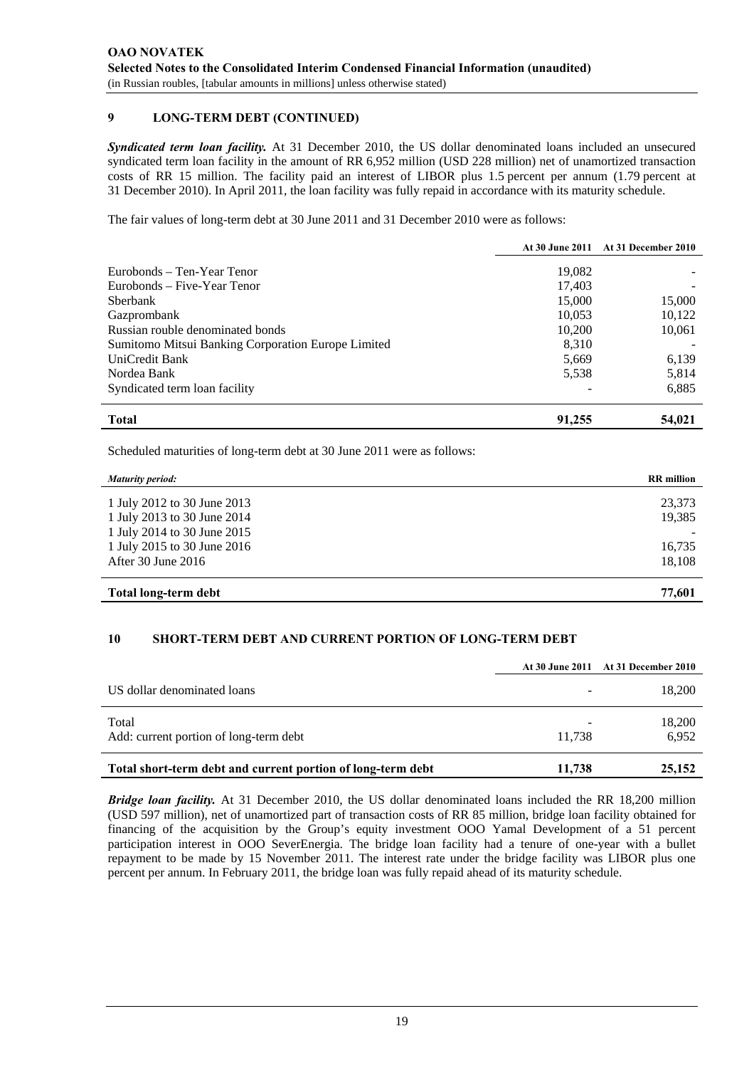## 9 LONG-TERM DEBT (CONTINUED)

***Syndicated term loan facility.*** At 31 December 2010, the US dollar denominated loans included an unsecured syndicated term loan facility in the amount of RR 6,952 million (USD 228 million) net of unamortized transaction costs of RR 15 million. The facility paid an interest of LIBOR plus 1.5 percent per annum (1.79 percent at 31 December 2010). In April 2011, the loan facility was fully repaid in accordance with its maturity schedule.

The fair values of long-term debt at 30 June 2011 and 31 December 2010 were as follows:

| | At 30 June 2011 | At 31 December 2010 |
|---|---|---|
| Eurobonds – Ten-Year Tenor | 19,082 | - |
| Eurobonds – Five-Year Tenor | 17,403 | - |
| Sberbank | 15,000 | 15,000 |
| Gazprombank | 10,053 | 10,122 |
| Russian rouble denominated bonds | 10,200 | 10,061 |
| Sumitomo Mitsui Banking Corporation Europe Limited | 8,310 | - |
| UniCredit Bank | 5,669 | 6,139 |
| Nordea Bank | 5,538 | 5,814 |
| Syndicated term loan facility | - | 6,885 |
| **Total** | **91,255** | **54,021** |

Scheduled maturities of long-term debt at 30 June 2011 were as follows:

| *Maturity period:* | RR million |
|---|---|
| 1 July 2012 to 30 June 2013 | 23,373 |
| 1 July 2013 to 30 June 2014 | 19,385 |
| 1 July 2014 to 30 June 2015 | - |
| 1 July 2015 to 30 June 2016 | 16,735 |
| After 30 June 2016 | 18,108 |
| **Total long-term debt** | **77,601** |

## 10 SHORT-TERM DEBT AND CURRENT PORTION OF LONG-TERM DEBT

| | At 30 June 2011 | At 31 December 2010 |
|---|---|---|
| US dollar denominated loans | - | 18,200 |
| Total | - | 18,200 |
| Add: current portion of long-term debt | 11,738 | 6,952 |
| **Total short-term debt and current portion of long-term debt** | **11,738** | **25,152** |

***Bridge loan facility.*** At 31 December 2010, the US dollar denominated loans included the RR 18,200 million (USD 597 million), net of unamortized part of transaction costs of RR 85 million, bridge loan facility obtained for financing of the acquisition by the Group's equity investment OOO Yamal Development of a 51 percent participation interest in OOO SeverEnergia. The bridge loan facility had a tenure of one-year with a bullet repayment to be made by 15 November 2011. The interest rate under the bridge facility was LIBOR plus one percent per annum. In February 2011, the bridge loan was fully repaid ahead of its maturity schedule.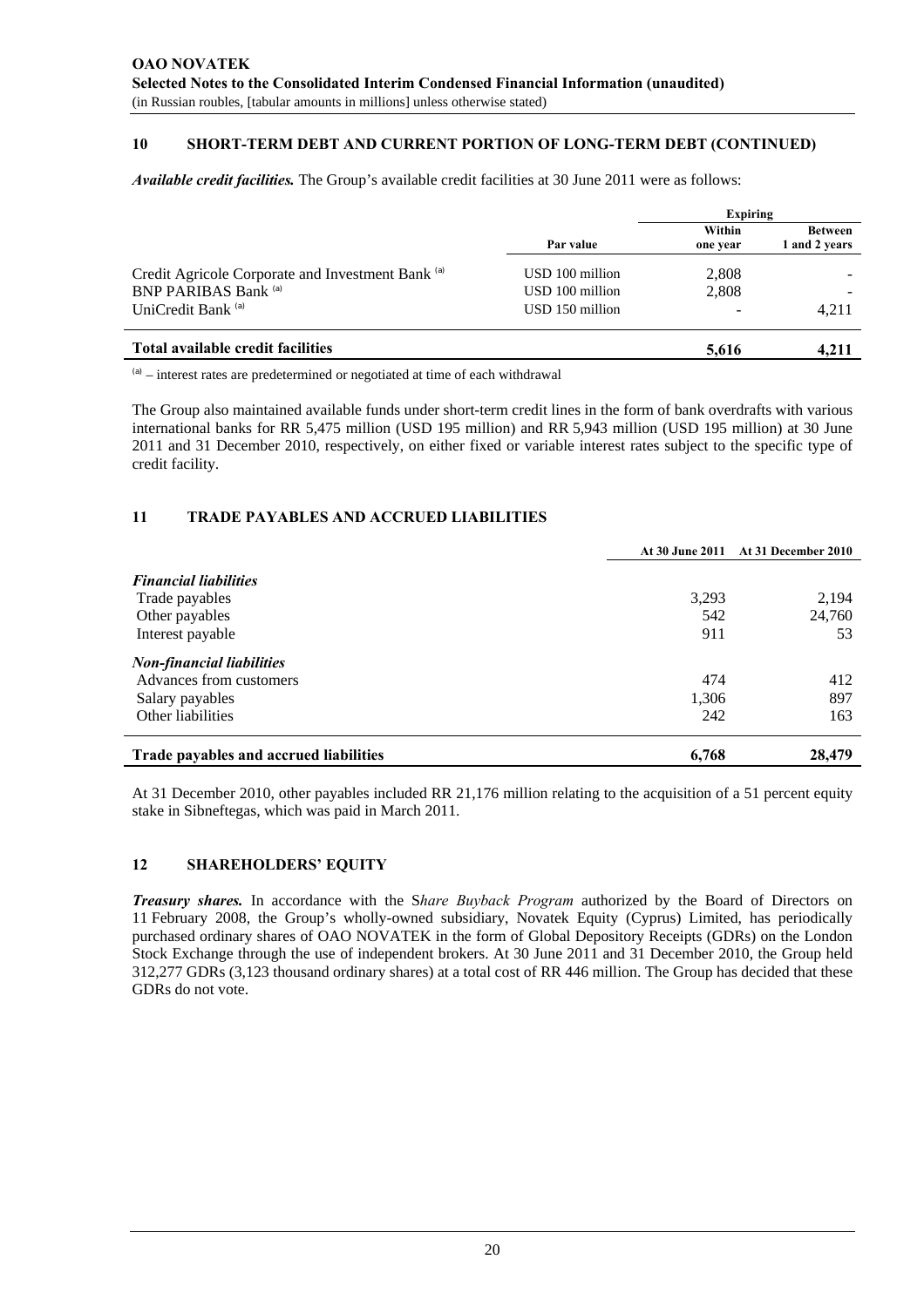## 10 SHORT-TERM DEBT AND CURRENT PORTION OF LONG-TERM DEBT (CONTINUED)

***Available credit facilities.*** The Group's available credit facilities at 30 June 2011 were as follows:

| | | Expiring | |
|---|---|---|---|
| | Par value | Within one year | Between 1 and 2 years |
| Credit Agricole Corporate and Investment Bank [(a)] | USD 100 million | 2,808 | - |
| BNP PARIBAS Bank [(a)] | USD 100 million | 2,808 | - |
| UniCredit Bank [(a)] | USD 150 million | - | 4,211 |
| **Total available credit facilities** | | **5,616** | **4,211** |

[(a)] – interest rates are predetermined or negotiated at time of each withdrawal

The Group also maintained available funds under short-term credit lines in the form of bank overdrafts with various international banks for RR 5,475 million (USD 195 million) and RR 5,943 million (USD 195 million) at 30 June 2011 and 31 December 2010, respectively, on either fixed or variable interest rates subject to the specific type of credit facility.

## 11 TRADE PAYABLES AND ACCRUED LIABILITIES

| | At 30 June 2011 | At 31 December 2010 |
|---|---|---|
| ***Financial liabilities*** | | |
| Trade payables | 3,293 | 2,194 |
| Other payables | 542 | 24,760 |
| Interest payable | 911 | 53 |
| ***Non-financial liabilities*** | | |
| Advances from customers | 474 | 412 |
| Salary payables | 1,306 | 897 |
| Other liabilities | 242 | 163 |
| **Trade payables and accrued liabilities** | **6,768** | **28,479** |

At 31 December 2010, other payables included RR 21,176 million relating to the acquisition of a 51 percent equity stake in Sibneftegas, which was paid in March 2011.

## 12 SHAREHOLDERS' EQUITY

***Treasury shares.*** In accordance with the S*hare Buyback Program* authorized by the Board of Directors on 11 February 2008, the Group's wholly-owned subsidiary, Novatek Equity (Cyprus) Limited, has periodically purchased ordinary shares of OAO NOVATEK in the form of Global Depository Receipts (GDRs) on the London Stock Exchange through the use of independent brokers. At 30 June 2011 and 31 December 2010, the Group held 312,277 GDRs (3,123 thousand ordinary shares) at a total cost of RR 446 million. The Group has decided that these GDRs do not vote.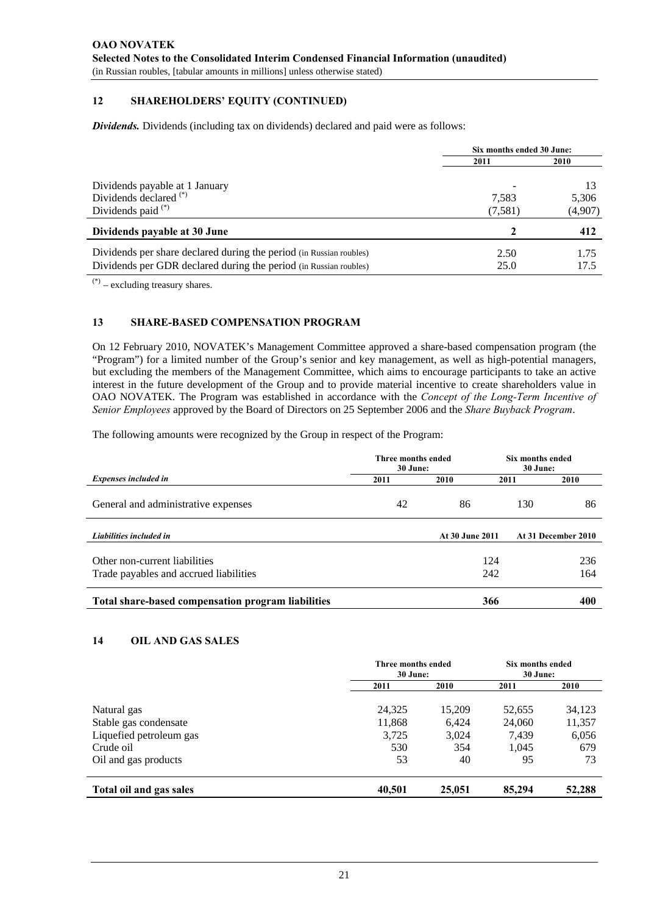## 12 SHAREHOLDERS' EQUITY (CONTINUED)

***Dividends.*** Dividends (including tax on dividends) declared and paid were as follows:

| | Six months ended 30 June: | |
|---|---|---|
| | 2011 | 2010 |
| Dividends payable at 1 January | - | 13 |
| Dividends declared (*) | 7,583 | 5,306 |
| Dividends paid (*) | (7,581) | (4,907) |
| **Dividends payable at 30 June** | **2** | **412** |
| Dividends per share declared during the period (in Russian roubles) | 2.50 | 1.75 |
| Dividends per GDR declared during the period (in Russian roubles) | 25.0 | 17.5 |

(*) – excluding treasury shares.

## 13 SHARE-BASED COMPENSATION PROGRAM

On 12 February 2010, NOVATEK's Management Committee approved a share-based compensation program (the "Program") for a limited number of the Group's senior and key management, as well as high-potential managers, but excluding the members of the Management Committee, which aims to encourage participants to take an active interest in the future development of the Group and to provide material incentive to create shareholders value in OAO NOVATEK. The Program was established in accordance with the *Concept of the Long-Term Incentive of Senior Employees* approved by the Board of Directors on 25 September 2006 and the *Share Buyback Program*.

The following amounts were recognized by the Group in respect of the Program:

| | Three months ended 30 June: | | Six months ended 30 June: | |
|---|---|---|---|---|
| ***Expenses included in*** | 2011 | 2010 | 2011 | 2010 |
| General and administrative expenses | 42 | 86 | 130 | 86 |

| ***Liabilities included in*** | At 30 June 2011 | At 31 December 2010 |
|---|---|---|
| Other non-current liabilities | 124 | 236 |
| Trade payables and accrued liabilities | 242 | 164 |
| **Total share-based compensation program liabilities** | **366** | **400** |

## 14 OIL AND GAS SALES

| | Three months ended 30 June: | | Six months ended 30 June: | |
|---|---|---|---|---|
| | 2011 | 2010 | 2011 | 2010 |
| Natural gas | 24,325 | 15,209 | 52,655 | 34,123 |
| Stable gas condensate | 11,868 | 6,424 | 24,060 | 11,357 |
| Liquefied petroleum gas | 3,725 | 3,024 | 7,439 | 6,056 |
| Crude oil | 530 | 354 | 1,045 | 679 |
| Oil and gas products | 53 | 40 | 95 | 73 |
| **Total oil and gas sales** | **40,501** | **25,051** | **85,294** | **52,288** |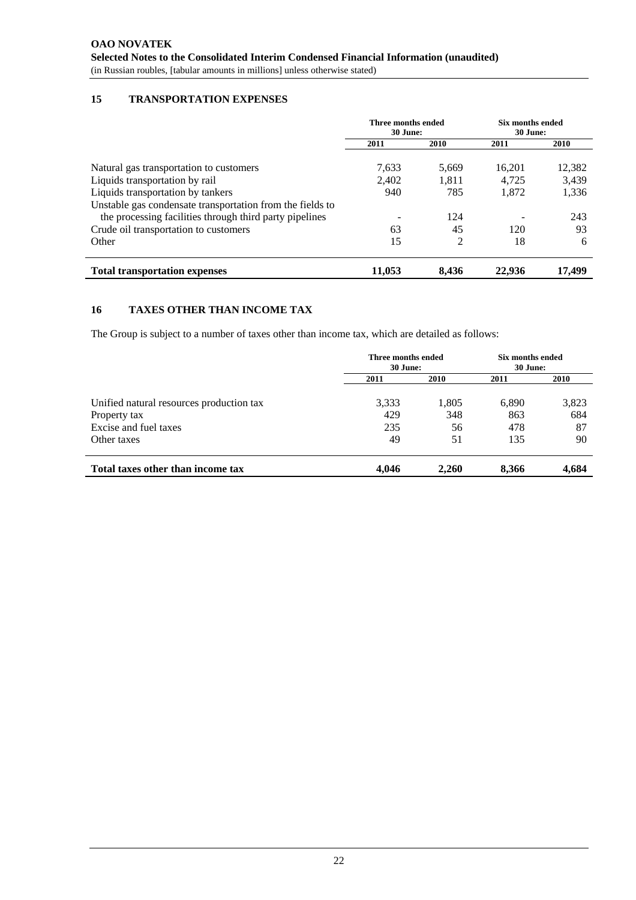## 15 TRANSPORTATION EXPENSES

| | Three months ended 30 June: | | Six months ended 30 June: | |
|---|---|---|---|---|
| | 2011 | 2010 | 2011 | 2010 |
| Natural gas transportation to customers | 7,633 | 5,669 | 16,201 | 12,382 |
| Liquids transportation by rail | 2,402 | 1,811 | 4,725 | 3,439 |
| Liquids transportation by tankers | 940 | 785 | 1,872 | 1,336 |
| Unstable gas condensate transportation from the fields to the processing facilities through third party pipelines | - | 124 | - | 243 |
| Crude oil transportation to customers | 63 | 45 | 120 | 93 |
| Other | 15 | 2 | 18 | 6 |
| **Total transportation expenses** | **11,053** | **8,436** | **22,936** | **17,499** |

## 16 TAXES OTHER THAN INCOME TAX

The Group is subject to a number of taxes other than income tax, which are detailed as follows:

| | Three months ended 30 June: | | Six months ended 30 June: | |
|---|---|---|---|---|
| | 2011 | 2010 | 2011 | 2010 |
| Unified natural resources production tax | 3,333 | 1,805 | 6,890 | 3,823 |
| Property tax | 429 | 348 | 863 | 684 |
| Excise and fuel taxes | 235 | 56 | 478 | 87 |
| Other taxes | 49 | 51 | 135 | 90 |
| **Total taxes other than income tax** | **4,046** | **2,260** | **8,366** | **4,684** |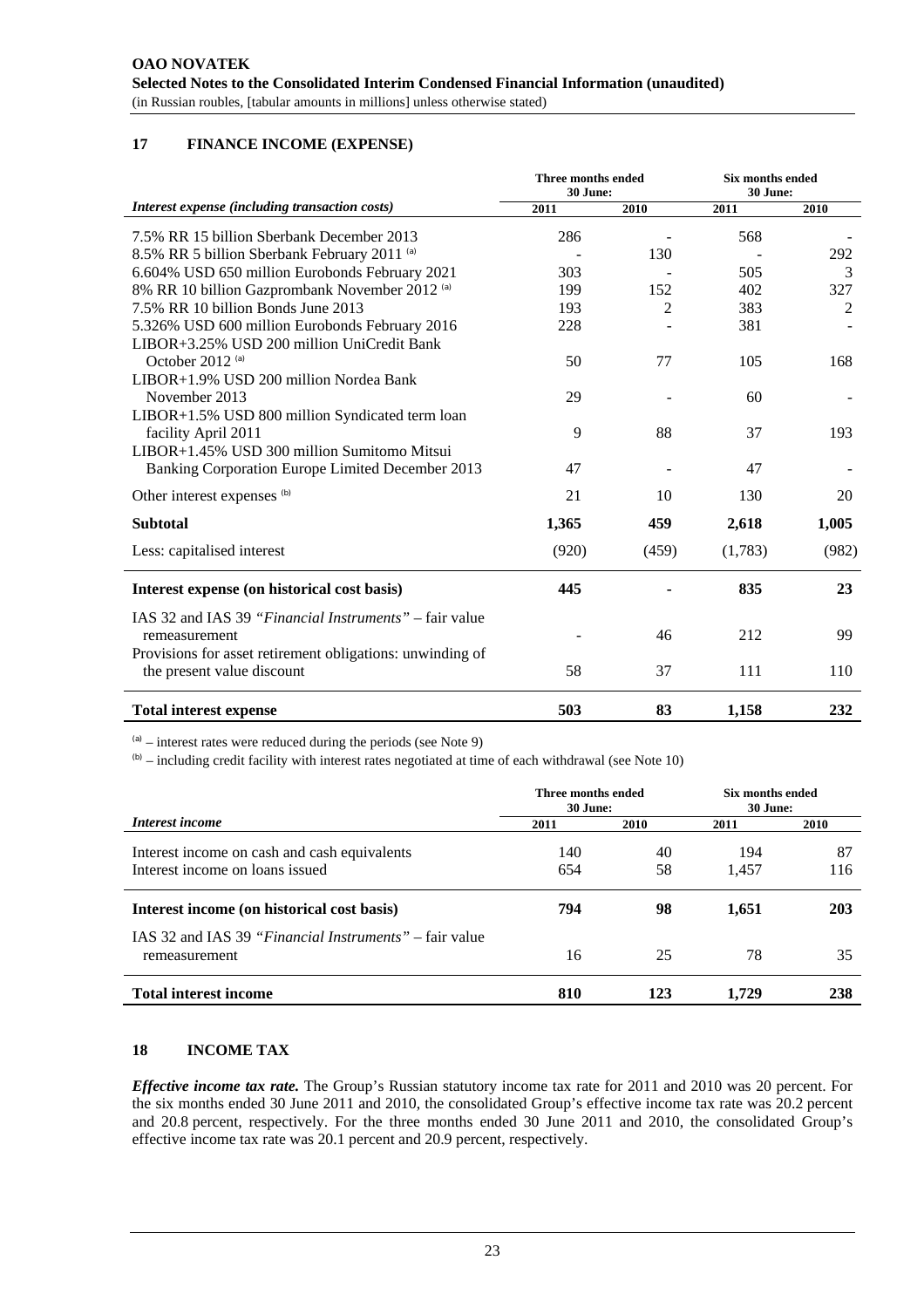**OAO NOVATEK**
**Selected Notes to the Consolidated Interim Condensed Financial Information (unaudited)**
(in Russian roubles, [tabular amounts in millions] unless otherwise stated)

## 17 FINANCE INCOME (EXPENSE)

| | Three months ended 30 June: | | Six months ended 30 June: | |
|---|---|---|---|---|
| *Interest expense (including transaction costs)* | 2011 | 2010 | 2011 | 2010 |
| 7.5% RR 15 billion Sberbank December 2013 | 286 | - | 568 | - |
| 8.5% RR 5 billion Sberbank February 2011 [(a)] | - | 130 | - | 292 |
| 6.604% USD 650 million Eurobonds February 2021 | 303 | - | 505 | 3 |
| 8% RR 10 billion Gazprombank November 2012 [(a)] | 199 | 152 | 402 | 327 |
| 7.5% RR 10 billion Bonds June 2013 | 193 | 2 | 383 | 2 |
| 5.326% USD 600 million Eurobonds February 2016 | 228 | - | 381 | - |
| LIBOR+3.25% USD 200 million UniCredit Bank October 2012 [(a)] | 50 | 77 | 105 | 168 |
| LIBOR+1.9% USD 200 million Nordea Bank November 2013 | 29 | - | 60 | - |
| LIBOR+1.5% USD 800 million Syndicated term loan facility April 2011 | 9 | 88 | 37 | 193 |
| LIBOR+1.45% USD 300 million Sumitomo Mitsui Banking Corporation Europe Limited December 2013 | 47 | - | 47 | - |
| Other interest expenses [(b)] | 21 | 10 | 130 | 20 |
| **Subtotal** | **1,365** | **459** | **2,618** | **1,005** |
| Less: capitalised interest | (920) | (459) | (1,783) | (982) |
| **Interest expense (on historical cost basis)** | **445** | **-** | **835** | **23** |
| IAS 32 and IAS 39 *"Financial Instruments"* – fair value remeasurement | - | 46 | 212 | 99 |
| Provisions for asset retirement obligations: unwinding of the present value discount | 58 | 37 | 111 | 110 |
| **Total interest expense** | **503** | **83** | **1,158** | **232** |

[(a)] – interest rates were reduced during the periods (see Note 9)

[(b)] – including credit facility with interest rates negotiated at time of each withdrawal (see Note 10)

| | Three months ended 30 June: | | Six months ended 30 June: | |
|---|---|---|---|---|
| *Interest income* | 2011 | 2010 | 2011 | 2010 |
| Interest income on cash and cash equivalents | 140 | 40 | 194 | 87 |
| Interest income on loans issued | 654 | 58 | 1,457 | 116 |
| **Interest income (on historical cost basis)** | **794** | **98** | **1,651** | **203** |
| IAS 32 and IAS 39 *"Financial Instruments"* – fair value remeasurement | 16 | 25 | 78 | 35 |
| **Total interest income** | **810** | **123** | **1,729** | **238** |

## 18 INCOME TAX

***Effective income tax rate.*** The Group's Russian statutory income tax rate for 2011 and 2010 was 20 percent. For the six months ended 30 June 2011 and 2010, the consolidated Group's effective income tax rate was 20.2 percent and 20.8 percent, respectively. For the three months ended 30 June 2011 and 2010, the consolidated Group's effective income tax rate was 20.1 percent and 20.9 percent, respectively.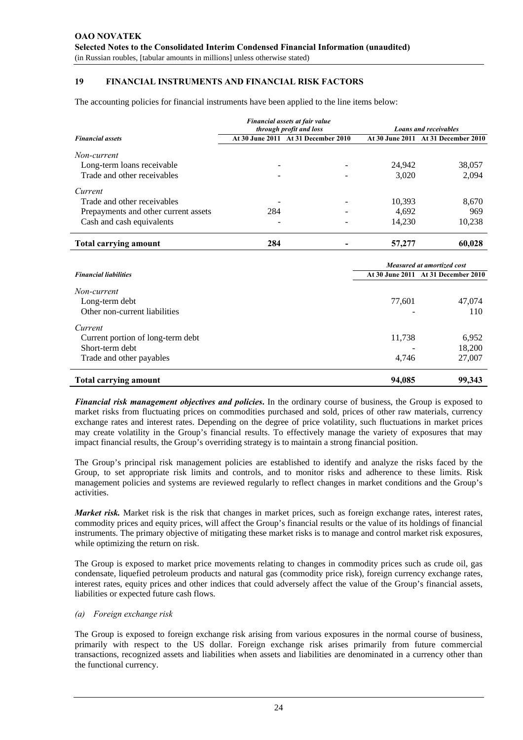## 19 FINANCIAL INSTRUMENTS AND FINANCIAL RISK FACTORS

The accounting policies for financial instruments have been applied to the line items below:

| *Financial assets* | *Financial assets at fair value through profit and loss* | | *Loans and receivables* | |
|---|---|---|---|---|
| | At 30 June 2011 | At 31 December 2010 | At 30 June 2011 | At 31 December 2010 |
| *Non-current* | | | | |
| Long-term loans receivable | - | - | 24,942 | 38,057 |
| Trade and other receivables | - | - | 3,020 | 2,094 |
| *Current* | | | | |
| Trade and other receivables | - | - | 10,393 | 8,670 |
| Prepayments and other current assets | 284 | - | 4,692 | 969 |
| Cash and cash equivalents | - | - | 14,230 | 10,238 |
| **Total carrying amount** | **284** | **-** | **57,277** | **60,028** |

| *Financial liabilities* | *Measured at amortized cost* | |
|---|---|---|
| | At 30 June 2011 | At 31 December 2010 |
| *Non-current* | | |
| Long-term debt | 77,601 | 47,074 |
| Other non-current liabilities | - | 110 |
| *Current* | | |
| Current portion of long-term debt | 11,738 | 6,952 |
| Short-term debt | - | 18,200 |
| Trade and other payables | 4,746 | 27,007 |
| **Total carrying amount** | **94,085** | **99,343** |

***Financial risk management objectives and policies.*** In the ordinary course of business, the Group is exposed to market risks from fluctuating prices on commodities purchased and sold, prices of other raw materials, currency exchange rates and interest rates. Depending on the degree of price volatility, such fluctuations in market prices may create volatility in the Group's financial results. To effectively manage the variety of exposures that may impact financial results, the Group's overriding strategy is to maintain a strong financial position.

The Group's principal risk management policies are established to identify and analyze the risks faced by the Group, to set appropriate risk limits and controls, and to monitor risks and adherence to these limits. Risk management policies and systems are reviewed regularly to reflect changes in market conditions and the Group's activities.

***Market risk.*** Market risk is the risk that changes in market prices, such as foreign exchange rates, interest rates, commodity prices and equity prices, will affect the Group's financial results or the value of its holdings of financial instruments. The primary objective of mitigating these market risks is to manage and control market risk exposures, while optimizing the return on risk.

The Group is exposed to market price movements relating to changes in commodity prices such as crude oil, gas condensate, liquefied petroleum products and natural gas (commodity price risk), foreign currency exchange rates, interest rates, equity prices and other indices that could adversely affect the value of the Group's financial assets, liabilities or expected future cash flows.

*(a) Foreign exchange risk*

The Group is exposed to foreign exchange risk arising from various exposures in the normal course of business, primarily with respect to the US dollar. Foreign exchange risk arises primarily from future commercial transactions, recognized assets and liabilities when assets and liabilities are denominated in a currency other than the functional currency.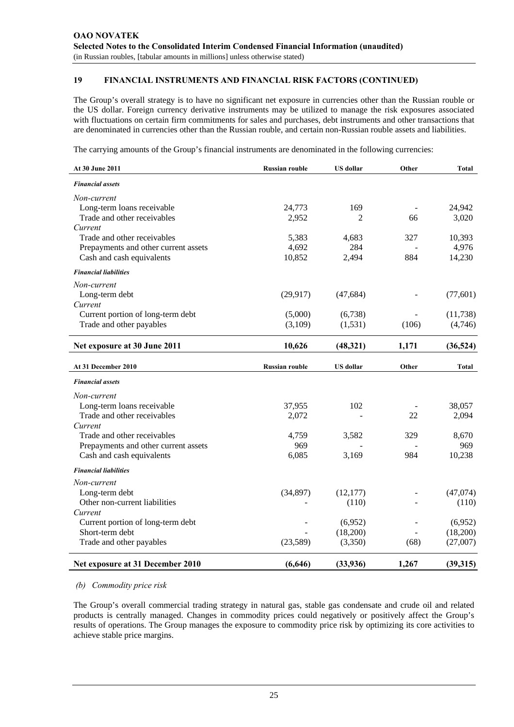## 19 FINANCIAL INSTRUMENTS AND FINANCIAL RISK FACTORS (CONTINUED)

The Group's overall strategy is to have no significant net exposure in currencies other than the Russian rouble or the US dollar. Foreign currency derivative instruments may be utilized to manage the risk exposures associated with fluctuations on certain firm commitments for sales and purchases, debt instruments and other transactions that are denominated in currencies other than the Russian rouble, and certain non-Russian rouble assets and liabilities.

The carrying amounts of the Group's financial instruments are denominated in the following currencies:

| At 30 June 2011 | Russian rouble | US dollar | Other | Total |
|---|---|---|---|---|
| ***Financial assets*** | | | | |
| *Non-current* | | | | |
| Long-term loans receivable | 24,773 | 169 | - | 24,942 |
| Trade and other receivables | 2,952 | 2 | 66 | 3,020 |
| *Current* | | | | |
| Trade and other receivables | 5,383 | 4,683 | 327 | 10,393 |
| Prepayments and other current assets | 4,692 | 284 | - | 4,976 |
| Cash and cash equivalents | 10,852 | 2,494 | 884 | 14,230 |
| ***Financial liabilities*** | | | | |
| *Non-current* | | | | |
| Long-term debt | (29,917) | (47,684) | - | (77,601) |
| *Current* | | | | |
| Current portion of long-term debt | (5,000) | (6,738) | - | (11,738) |
| Trade and other payables | (3,109) | (1,531) | (106) | (4,746) |
| **Net exposure at 30 June 2011** | **10,626** | **(48,321)** | **1,171** | **(36,524)** |

| At 31 December 2010 | Russian rouble | US dollar | Other | Total |
|---|---|---|---|---|
| ***Financial assets*** | | | | |
| *Non-current* | | | | |
| Long-term loans receivable | 37,955 | 102 | - | 38,057 |
| Trade and other receivables | 2,072 | - | 22 | 2,094 |
| *Current* | | | | |
| Trade and other receivables | 4,759 | 3,582 | 329 | 8,670 |
| Prepayments and other current assets | 969 | - | - | 969 |
| Cash and cash equivalents | 6,085 | 3,169 | 984 | 10,238 |
| ***Financial liabilities*** | | | | |
| *Non-current* | | | | |
| Long-term debt | (34,897) | (12,177) | - | (47,074) |
| Other non-current liabilities | - | (110) | - | (110) |
| *Current* | | | | |
| Current portion of long-term debt | - | (6,952) | - | (6,952) |
| Short-term debt | - | (18,200) | - | (18,200) |
| Trade and other payables | (23,589) | (3,350) | (68) | (27,007) |
| **Net exposure at 31 December 2010** | **(6,646)** | **(33,936)** | **1,267** | **(39,315)** |

*(b) Commodity price risk*

The Group's overall commercial trading strategy in natural gas, stable gas condensate and crude oil and related products is centrally managed. Changes in commodity prices could negatively or positively affect the Group's results of operations. The Group manages the exposure to commodity price risk by optimizing its core activities to achieve stable price margins.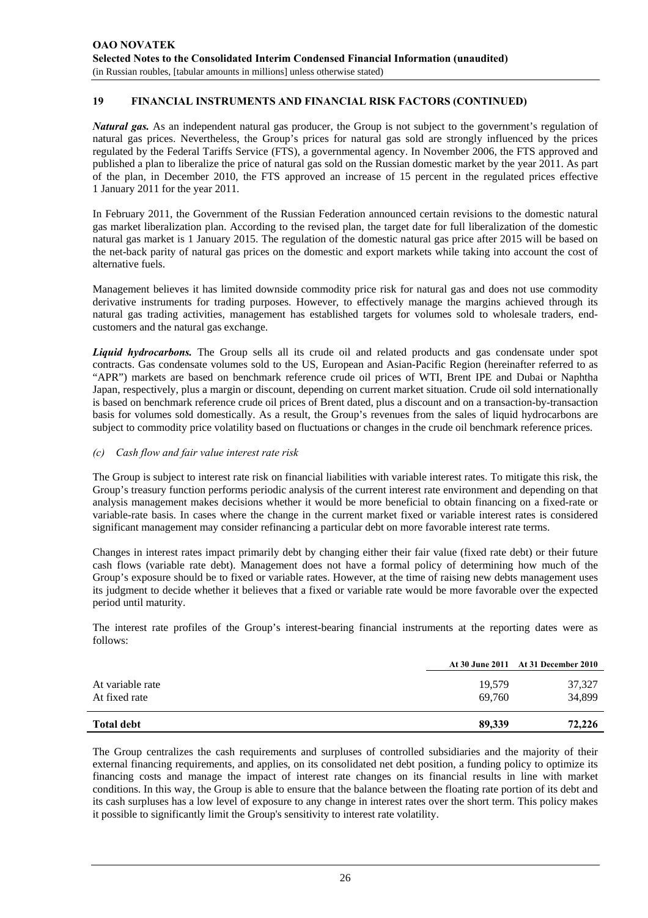## 19 FINANCIAL INSTRUMENTS AND FINANCIAL RISK FACTORS (CONTINUED)

***Natural gas.*** As an independent natural gas producer, the Group is not subject to the government's regulation of natural gas prices. Nevertheless, the Group's prices for natural gas sold are strongly influenced by the prices regulated by the Federal Tariffs Service (FTS), a governmental agency. In November 2006, the FTS approved and published a plan to liberalize the price of natural gas sold on the Russian domestic market by the year 2011. As part of the plan, in December 2010, the FTS approved an increase of 15 percent in the regulated prices effective 1 January 2011 for the year 2011.

In February 2011, the Government of the Russian Federation announced certain revisions to the domestic natural gas market liberalization plan. According to the revised plan, the target date for full liberalization of the domestic natural gas market is 1 January 2015. The regulation of the domestic natural gas price after 2015 will be based on the net-back parity of natural gas prices on the domestic and export markets while taking into account the cost of alternative fuels.

Management believes it has limited downside commodity price risk for natural gas and does not use commodity derivative instruments for trading purposes. However, to effectively manage the margins achieved through its natural gas trading activities, management has established targets for volumes sold to wholesale traders, end-customers and the natural gas exchange.

***Liquid hydrocarbons.*** The Group sells all its crude oil and related products and gas condensate under spot contracts. Gas condensate volumes sold to the US, European and Asian-Pacific Region (hereinafter referred to as "APR") markets are based on benchmark reference crude oil prices of WTI, Brent IPE and Dubai or Naphtha Japan, respectively, plus a margin or discount, depending on current market situation. Crude oil sold internationally is based on benchmark reference crude oil prices of Brent dated, plus a discount and on a transaction-by-transaction basis for volumes sold domestically. As a result, the Group's revenues from the sales of liquid hydrocarbons are subject to commodity price volatility based on fluctuations or changes in the crude oil benchmark reference prices.

*(c) Cash flow and fair value interest rate risk*

The Group is subject to interest rate risk on financial liabilities with variable interest rates. To mitigate this risk, the Group's treasury function performs periodic analysis of the current interest rate environment and depending on that analysis management makes decisions whether it would be more beneficial to obtain financing on a fixed-rate or variable-rate basis. In cases where the change in the current market fixed or variable interest rates is considered significant management may consider refinancing a particular debt on more favorable interest rate terms.

Changes in interest rates impact primarily debt by changing either their fair value (fixed rate debt) or their future cash flows (variable rate debt). Management does not have a formal policy of determining how much of the Group's exposure should be to fixed or variable rates. However, at the time of raising new debts management uses its judgment to decide whether it believes that a fixed or variable rate would be more favorable over the expected period until maturity.

The interest rate profiles of the Group's interest-bearing financial instruments at the reporting dates were as follows:

| | At 30 June 2011 | At 31 December 2010 |
|---|---|---|
| At variable rate | 19,579 | 37,327 |
| At fixed rate | 69,760 | 34,899 |
| **Total debt** | **89,339** | **72,226** |

The Group centralizes the cash requirements and surpluses of controlled subsidiaries and the majority of their external financing requirements, and applies, on its consolidated net debt position, a funding policy to optimize its financing costs and manage the impact of interest rate changes on its financial results in line with market conditions. In this way, the Group is able to ensure that the balance between the floating rate portion of its debt and its cash surpluses has a low level of exposure to any change in interest rates over the short term. This policy makes it possible to significantly limit the Group's sensitivity to interest rate volatility.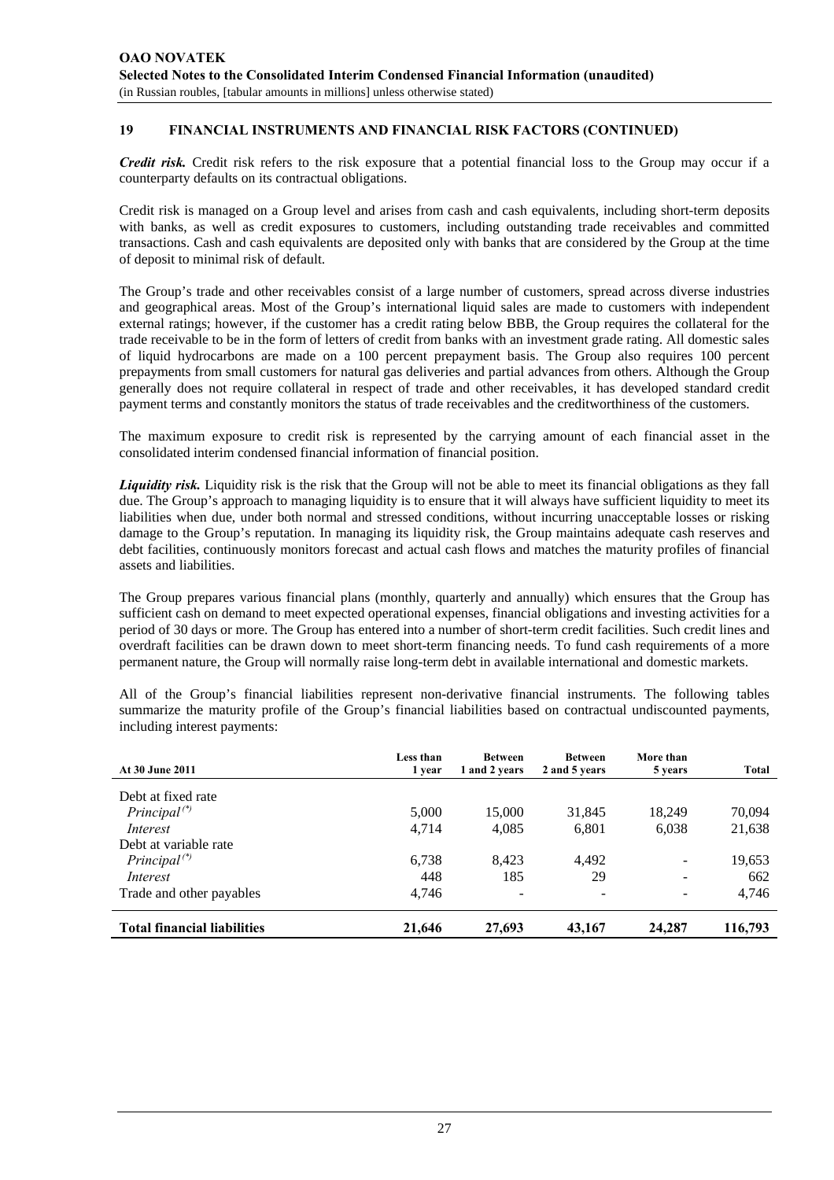## 19 FINANCIAL INSTRUMENTS AND FINANCIAL RISK FACTORS (CONTINUED)

***Credit risk.*** Credit risk refers to the risk exposure that a potential financial loss to the Group may occur if a counterparty defaults on its contractual obligations.

Credit risk is managed on a Group level and arises from cash and cash equivalents, including short-term deposits with banks, as well as credit exposures to customers, including outstanding trade receivables and committed transactions. Cash and cash equivalents are deposited only with banks that are considered by the Group at the time of deposit to minimal risk of default.

The Group's trade and other receivables consist of a large number of customers, spread across diverse industries and geographical areas. Most of the Group's international liquid sales are made to customers with independent external ratings; however, if the customer has a credit rating below BBB, the Group requires the collateral for the trade receivable to be in the form of letters of credit from banks with an investment grade rating. All domestic sales of liquid hydrocarbons are made on a 100 percent prepayment basis. The Group also requires 100 percent prepayments from small customers for natural gas deliveries and partial advances from others. Although the Group generally does not require collateral in respect of trade and other receivables, it has developed standard credit payment terms and constantly monitors the status of trade receivables and the creditworthiness of the customers.

The maximum exposure to credit risk is represented by the carrying amount of each financial asset in the consolidated interim condensed financial information of financial position.

***Liquidity risk.*** Liquidity risk is the risk that the Group will not be able to meet its financial obligations as they fall due. The Group's approach to managing liquidity is to ensure that it will always have sufficient liquidity to meet its liabilities when due, under both normal and stressed conditions, without incurring unacceptable losses or risking damage to the Group's reputation. In managing its liquidity risk, the Group maintains adequate cash reserves and debt facilities, continuously monitors forecast and actual cash flows and matches the maturity profiles of financial assets and liabilities.

The Group prepares various financial plans (monthly, quarterly and annually) which ensures that the Group has sufficient cash on demand to meet expected operational expenses, financial obligations and investing activities for a period of 30 days or more. The Group has entered into a number of short-term credit facilities. Such credit lines and overdraft facilities can be drawn down to meet short-term financing needs. To fund cash requirements of a more permanent nature, the Group will normally raise long-term debt in available international and domestic markets.

All of the Group's financial liabilities represent non-derivative financial instruments. The following tables summarize the maturity profile of the Group's financial liabilities based on contractual undiscounted payments, including interest payments:

| At 30 June 2011 | Less than 1 year | Between 1 and 2 years | Between 2 and 5 years | More than 5 years | Total |
|---|---|---|---|---|---|
| Debt at fixed rate | | | | | |
| *Principal*(*) | 5,000 | 15,000 | 31,845 | 18,249 | 70,094 |
| *Interest* | 4,714 | 4,085 | 6,801 | 6,038 | 21,638 |
| Debt at variable rate | | | | | |
| *Principal*(*) | 6,738 | 8,423 | 4,492 | - | 19,653 |
| *Interest* | 448 | 185 | 29 | - | 662 |
| Trade and other payables | 4,746 | - | - | - | 4,746 |
| **Total financial liabilities** | **21,646** | **27,693** | **43,167** | **24,287** | **116,793** |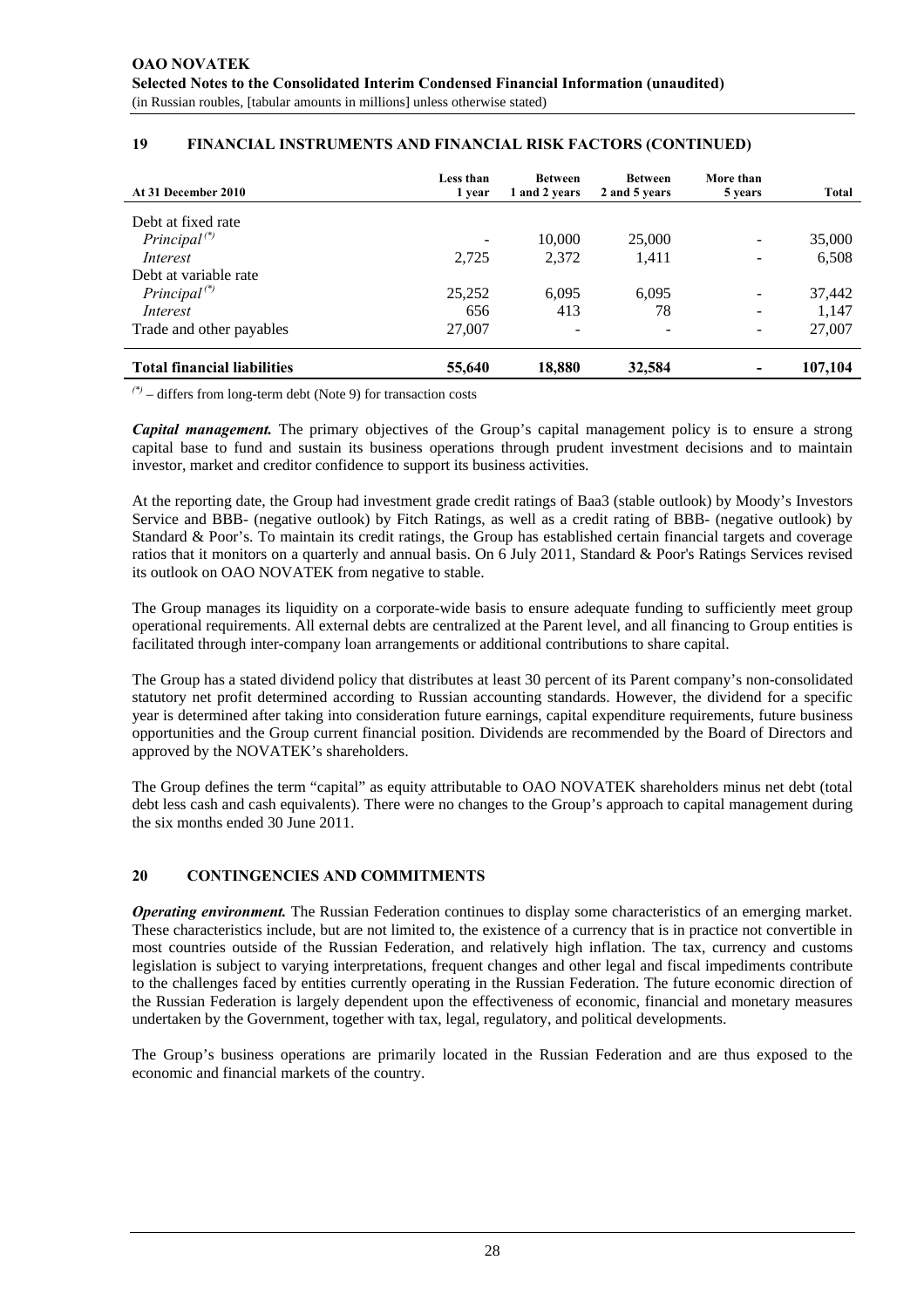## 19 FINANCIAL INSTRUMENTS AND FINANCIAL RISK FACTORS (CONTINUED)

| At 31 December 2010 | Less than 1 year | Between 1 and 2 years | Between 2 and 5 years | More than 5 years | Total |
|---|---|---|---|---|---|
| Debt at fixed rate | | | | | |
| *Principal* (*) | - | 10,000 | 25,000 | - | 35,000 |
| *Interest* | 2,725 | 2,372 | 1,411 | - | 6,508 |
| Debt at variable rate | | | | | |
| *Principal* (*) | 25,252 | 6,095 | 6,095 | - | 37,442 |
| *Interest* | 656 | 413 | 78 | - | 1,147 |
| Trade and other payables | 27,007 | - | - | - | 27,007 |
| **Total financial liabilities** | **55,640** | **18,880** | **32,584** | **-** | **107,104** |

(*) – differs from long-term debt (Note 9) for transaction costs

***Capital management.*** The primary objectives of the Group's capital management policy is to ensure a strong capital base to fund and sustain its business operations through prudent investment decisions and to maintain investor, market and creditor confidence to support its business activities.

At the reporting date, the Group had investment grade credit ratings of Baa3 (stable outlook) by Moody's Investors Service and BBB- (negative outlook) by Fitch Ratings, as well as a credit rating of BBB- (negative outlook) by Standard & Poor's. To maintain its credit ratings, the Group has established certain financial targets and coverage ratios that it monitors on a quarterly and annual basis. On 6 July 2011, Standard & Poor's Ratings Services revised its outlook on OAO NOVATEK from negative to stable.

The Group manages its liquidity on a corporate-wide basis to ensure adequate funding to sufficiently meet group operational requirements. All external debts are centralized at the Parent level, and all financing to Group entities is facilitated through inter-company loan arrangements or additional contributions to share capital.

The Group has a stated dividend policy that distributes at least 30 percent of its Parent company's non-consolidated statutory net profit determined according to Russian accounting standards. However, the dividend for a specific year is determined after taking into consideration future earnings, capital expenditure requirements, future business opportunities and the Group current financial position. Dividends are recommended by the Board of Directors and approved by the NOVATEK's shareholders.

The Group defines the term "capital" as equity attributable to OAO NOVATEK shareholders minus net debt (total debt less cash and cash equivalents). There were no changes to the Group's approach to capital management during the six months ended 30 June 2011.

## 20 CONTINGENCIES AND COMMITMENTS

***Operating environment.*** The Russian Federation continues to display some characteristics of an emerging market. These characteristics include, but are not limited to, the existence of a currency that is in practice not convertible in most countries outside of the Russian Federation, and relatively high inflation. The tax, currency and customs legislation is subject to varying interpretations, frequent changes and other legal and fiscal impediments contribute to the challenges faced by entities currently operating in the Russian Federation. The future economic direction of the Russian Federation is largely dependent upon the effectiveness of economic, financial and monetary measures undertaken by the Government, together with tax, legal, regulatory, and political developments.

The Group's business operations are primarily located in the Russian Federation and are thus exposed to the economic and financial markets of the country.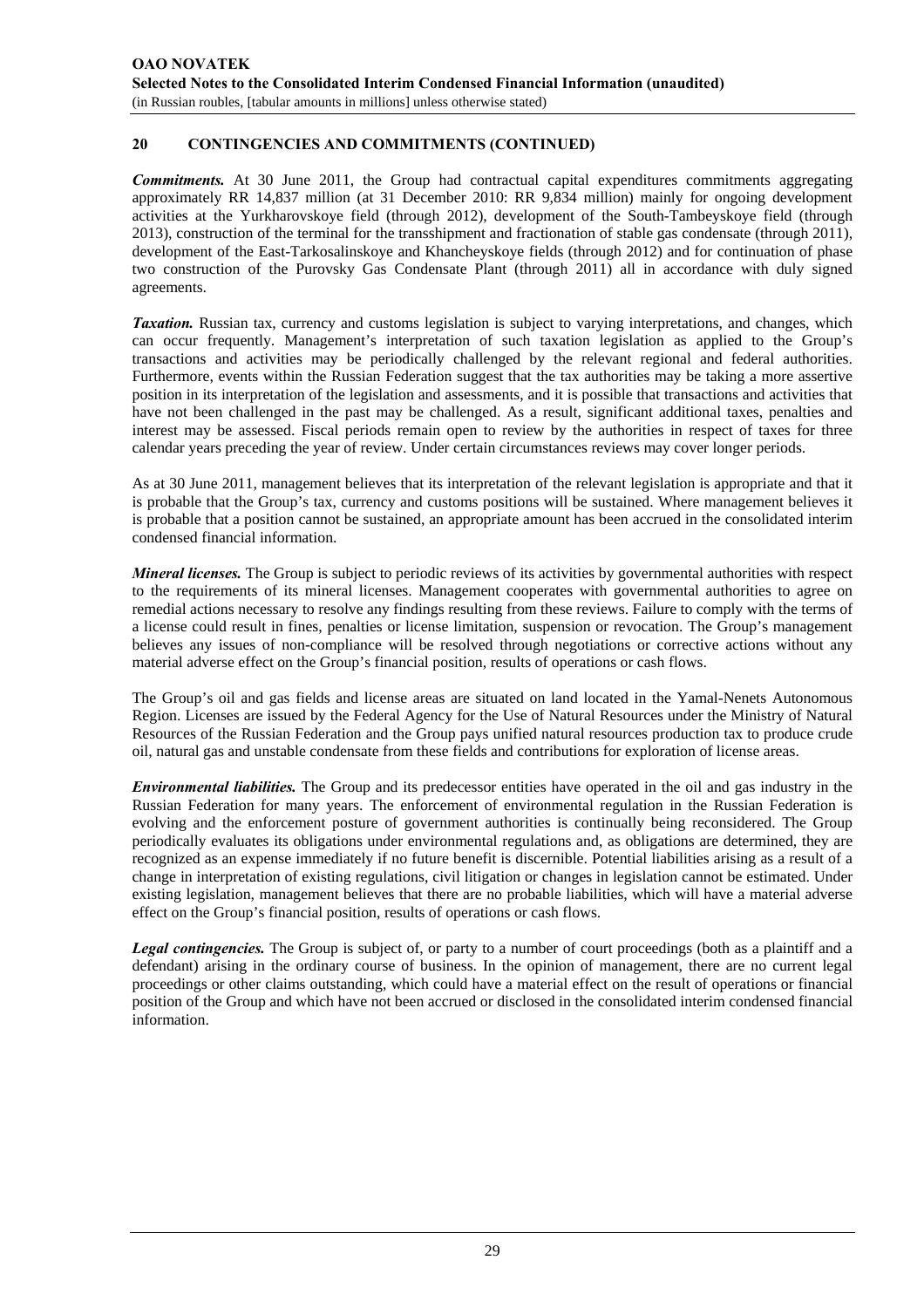## 20 CONTINGENCIES AND COMMITMENTS (CONTINUED)

***Commitments.*** At 30 June 2011, the Group had contractual capital expenditures commitments aggregating approximately RR 14,837 million (at 31 December 2010: RR 9,834 million) mainly for ongoing development activities at the Yurkharovskoye field (through 2012), development of the South-Tambeyskoye field (through 2013), construction of the terminal for the transshipment and fractionation of stable gas condensate (through 2011), development of the East-Tarkosalinskoye and Khancheyskoye fields (through 2012) and for continuation of phase two construction of the Purovsky Gas Condensate Plant (through 2011) all in accordance with duly signed agreements.

***Taxation.*** Russian tax, currency and customs legislation is subject to varying interpretations, and changes, which can occur frequently. Management's interpretation of such taxation legislation as applied to the Group's transactions and activities may be periodically challenged by the relevant regional and federal authorities. Furthermore, events within the Russian Federation suggest that the tax authorities may be taking a more assertive position in its interpretation of the legislation and assessments, and it is possible that transactions and activities that have not been challenged in the past may be challenged. As a result, significant additional taxes, penalties and interest may be assessed. Fiscal periods remain open to review by the authorities in respect of taxes for three calendar years preceding the year of review. Under certain circumstances reviews may cover longer periods.

As at 30 June 2011, management believes that its interpretation of the relevant legislation is appropriate and that it is probable that the Group's tax, currency and customs positions will be sustained. Where management believes it is probable that a position cannot be sustained, an appropriate amount has been accrued in the consolidated interim condensed financial information.

***Mineral licenses.*** The Group is subject to periodic reviews of its activities by governmental authorities with respect to the requirements of its mineral licenses. Management cooperates with governmental authorities to agree on remedial actions necessary to resolve any findings resulting from these reviews. Failure to comply with the terms of a license could result in fines, penalties or license limitation, suspension or revocation. The Group's management believes any issues of non-compliance will be resolved through negotiations or corrective actions without any material adverse effect on the Group's financial position, results of operations or cash flows.

The Group's oil and gas fields and license areas are situated on land located in the Yamal-Nenets Autonomous Region. Licenses are issued by the Federal Agency for the Use of Natural Resources under the Ministry of Natural Resources of the Russian Federation and the Group pays unified natural resources production tax to produce crude oil, natural gas and unstable condensate from these fields and contributions for exploration of license areas.

***Environmental liabilities.*** The Group and its predecessor entities have operated in the oil and gas industry in the Russian Federation for many years. The enforcement of environmental regulation in the Russian Federation is evolving and the enforcement posture of government authorities is continually being reconsidered. The Group periodically evaluates its obligations under environmental regulations and, as obligations are determined, they are recognized as an expense immediately if no future benefit is discernible. Potential liabilities arising as a result of a change in interpretation of existing regulations, civil litigation or changes in legislation cannot be estimated. Under existing legislation, management believes that there are no probable liabilities, which will have a material adverse effect on the Group's financial position, results of operations or cash flows.

***Legal contingencies.*** The Group is subject of, or party to a number of court proceedings (both as a plaintiff and a defendant) arising in the ordinary course of business. In the opinion of management, there are no current legal proceedings or other claims outstanding, which could have a material effect on the result of operations or financial position of the Group and which have not been accrued or disclosed in the consolidated interim condensed financial information.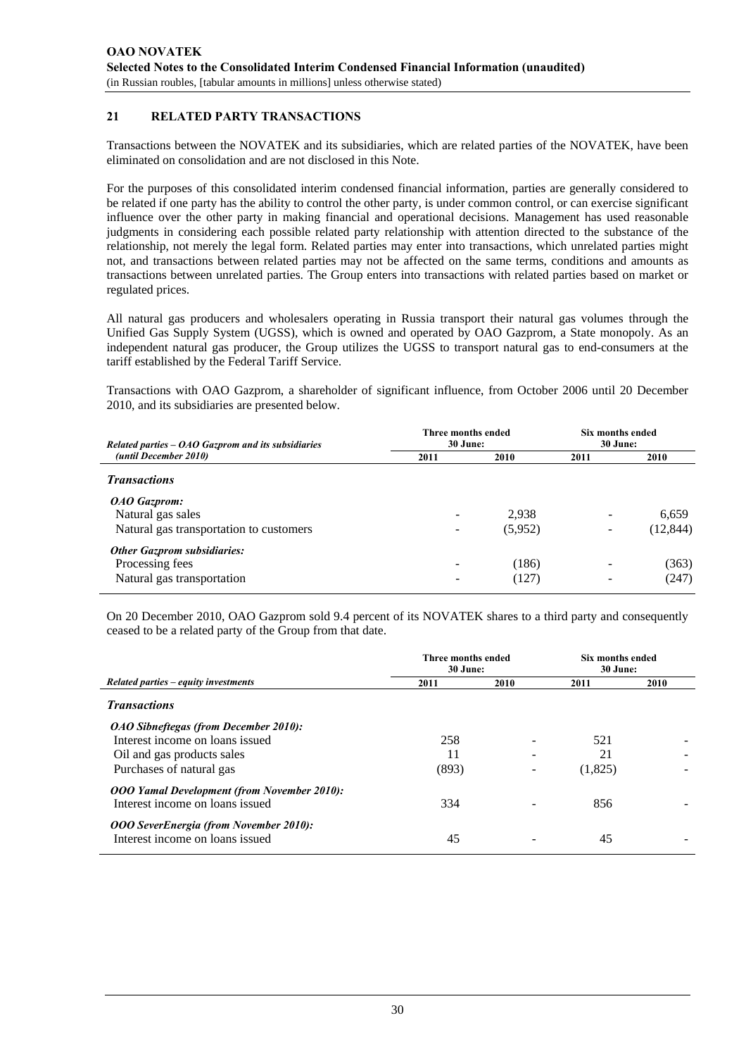## 21 RELATED PARTY TRANSACTIONS

Transactions between the NOVATEK and its subsidiaries, which are related parties of the NOVATEK, have been eliminated on consolidation and are not disclosed in this Note.

For the purposes of this consolidated interim condensed financial information, parties are generally considered to be related if one party has the ability to control the other party, is under common control, or can exercise significant influence over the other party in making financial and operational decisions. Management has used reasonable judgments in considering each possible related party relationship with attention directed to the substance of the relationship, not merely the legal form. Related parties may enter into transactions, which unrelated parties might not, and transactions between related parties may not be affected on the same terms, conditions and amounts as transactions between unrelated parties. The Group enters into transactions with related parties based on market or regulated prices.

All natural gas producers and wholesalers operating in Russia transport their natural gas volumes through the Unified Gas Supply System (UGSS), which is owned and operated by OAO Gazprom, a State monopoly. As an independent natural gas producer, the Group utilizes the UGSS to transport natural gas to end-consumers at the tariff established by the Federal Tariff Service.

Transactions with OAO Gazprom, a shareholder of significant influence, from October 2006 until 20 December 2010, and its subsidiaries are presented below.

| *Related parties – OAO Gazprom and its subsidiaries (until December 2010)* | Three months ended 30 June: | | Six months ended 30 June: | |
|---|---|---|---|---|
| | 2011 | 2010 | 2011 | 2010 |
| ***Transactions*** | | | | |
| ***OAO Gazprom:*** | | | | |
| Natural gas sales | - | 2,938 | - | 6,659 |
| Natural gas transportation to customers | - | (5,952) | - | (12,844) |
| ***Other Gazprom subsidiaries:*** | | | | |
| Processing fees | - | (186) | - | (363) |
| Natural gas transportation | - | (127) | - | (247) |

On 20 December 2010, OAO Gazprom sold 9.4 percent of its NOVATEK shares to a third party and consequently ceased to be a related party of the Group from that date.

| | Three months ended 30 June: | | Six months ended 30 June: | |
|---|---|---|---|---|
| *Related parties – equity investments* | 2011 | 2010 | 2011 | 2010 |
| ***Transactions*** | | | | |
| ***OAO Sibneftegas (from December 2010):*** | | | | |
| Interest income on loans issued | 258 | - | 521 | - |
| Oil and gas products sales | 11 | - | 21 | - |
| Purchases of natural gas | (893) | - | (1,825) | - |
| ***OOO Yamal Development (from November 2010):*** | | | | |
| Interest income on loans issued | 334 | - | 856 | - |
| ***OOO SeverEnergia (from November 2010):*** | | | | |
| Interest income on loans issued | 45 | - | 45 | - |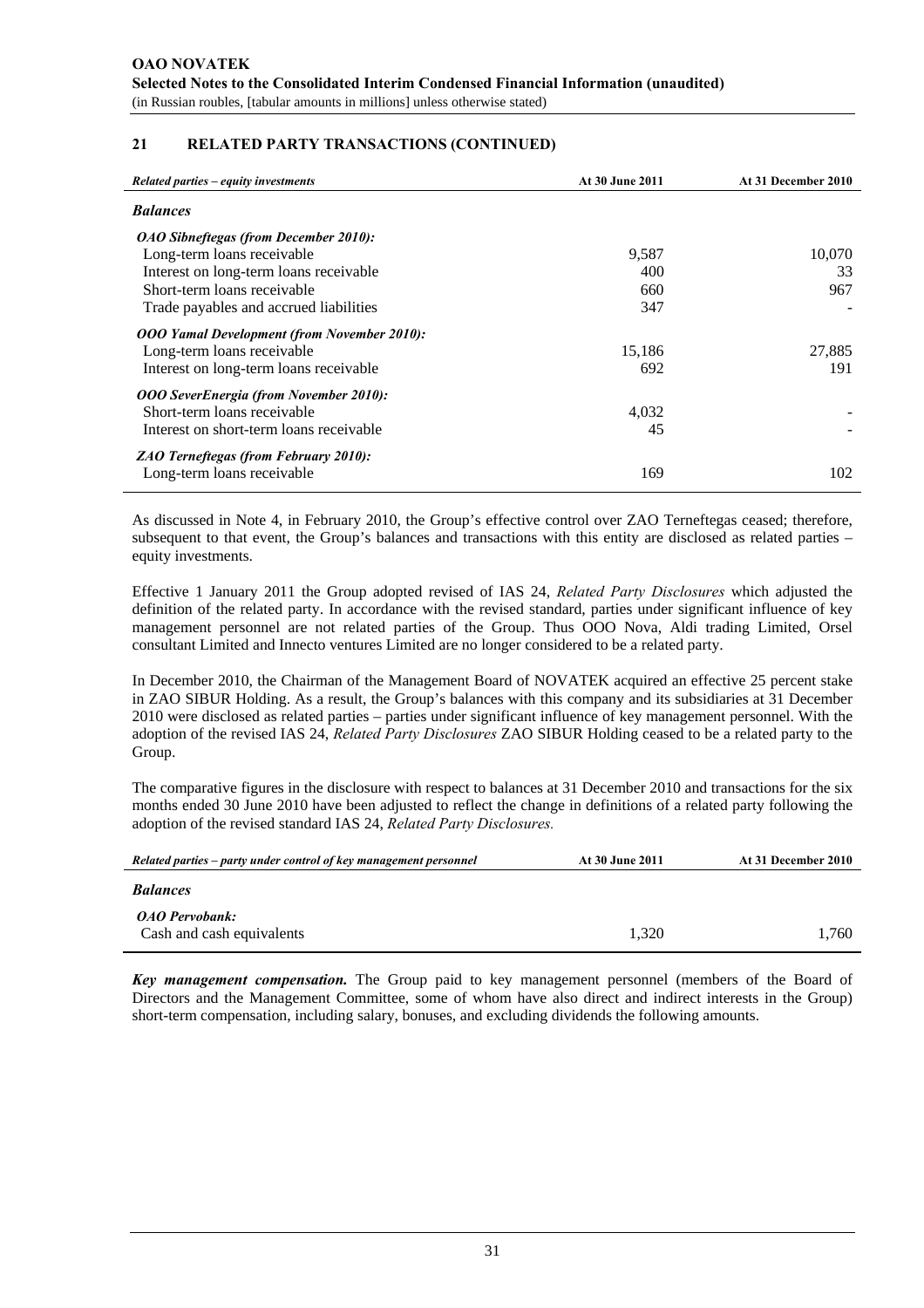## 21 RELATED PARTY TRANSACTIONS (CONTINUED)

| *Related parties – equity investments* | At 30 June 2011 | At 31 December 2010 |
|---|---|---|
| ***Balances*** | | |
| ***OAO Sibneftegas (from December 2010):*** | | |
| Long-term loans receivable | 9,587 | 10,070 |
| Interest on long-term loans receivable | 400 | 33 |
| Short-term loans receivable | 660 | 967 |
| Trade payables and accrued liabilities | 347 | - |
| ***OOO Yamal Development (from November 2010):*** | | |
| Long-term loans receivable | 15,186 | 27,885 |
| Interest on long-term loans receivable | 692 | 191 |
| ***OOO SeverEnergia (from November 2010):*** | | |
| Short-term loans receivable | 4,032 | - |
| Interest on short-term loans receivable | 45 | - |
| ***ZAO Terneftegas (from February 2010):*** | | |
| Long-term loans receivable | 169 | 102 |

As discussed in Note 4, in February 2010, the Group's effective control over ZAO Terneftegas ceased; therefore, subsequent to that event, the Group's balances and transactions with this entity are disclosed as related parties – equity investments.

Effective 1 January 2011 the Group adopted revised of IAS 24, *Related Party Disclosures* which adjusted the definition of the related party. In accordance with the revised standard, parties under significant influence of key management personnel are not related parties of the Group. Thus OOO Nova, Aldi trading Limited, Orsel consultant Limited and Innecto ventures Limited are no longer considered to be a related party.

In December 2010, the Chairman of the Management Board of NOVATEK acquired an effective 25 percent stake in ZAO SIBUR Holding. As a result, the Group's balances with this company and its subsidiaries at 31 December 2010 were disclosed as related parties – parties under significant influence of key management personnel. With the adoption of the revised IAS 24, *Related Party Disclosures* ZAO SIBUR Holding ceased to be a related party to the Group.

The comparative figures in the disclosure with respect to balances at 31 December 2010 and transactions for the six months ended 30 June 2010 have been adjusted to reflect the change in definitions of a related party following the adoption of the revised standard IAS 24, *Related Party Disclosures.*

| *Related parties – party under control of key management personnel* | At 30 June 2011 | At 31 December 2010 |
|---|---|---|
| ***Balances*** | | |
| ***OAO Pervobank:*** | | |
| Cash and cash equivalents | 1,320 | 1,760 |

***Key management compensation.*** The Group paid to key management personnel (members of the Board of Directors and the Management Committee, some of whom have also direct and indirect interests in the Group) short-term compensation, including salary, bonuses, and excluding dividends the following amounts.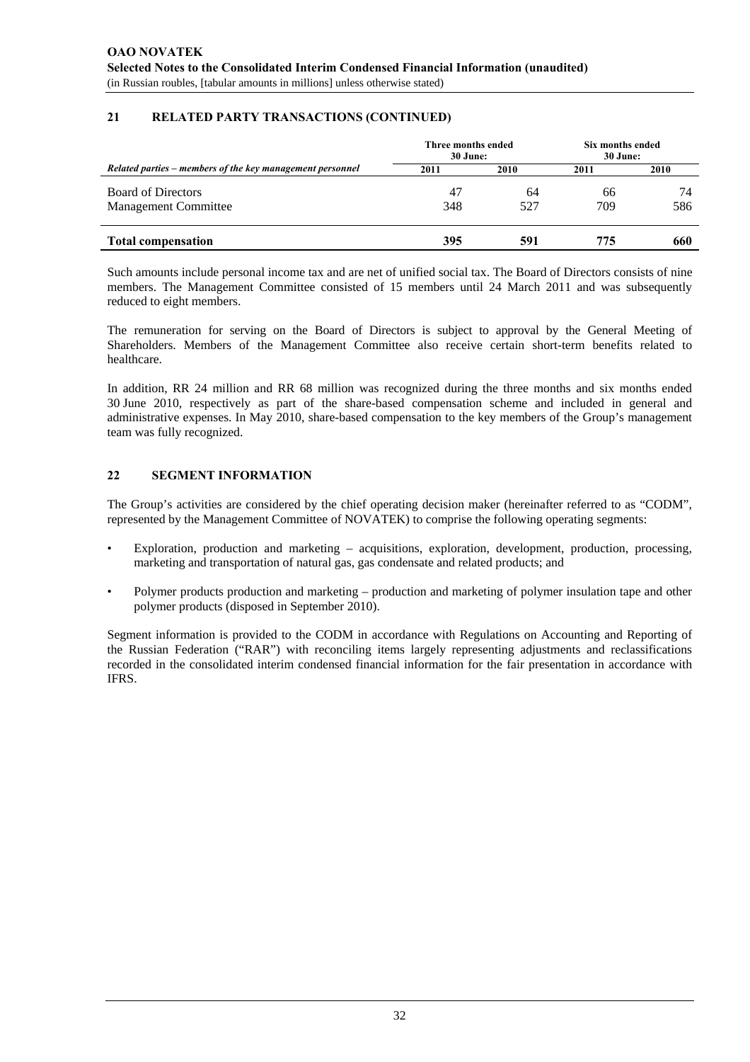## 21 RELATED PARTY TRANSACTIONS (CONTINUED)

| *Related parties – members of the key management personnel* | Three months ended 30 June: | | Six months ended 30 June: | |
|---|---|---|---|---|
| | 2011 | 2010 | 2011 | 2010 |
| Board of Directors | 47 | 64 | 66 | 74 |
| Management Committee | 348 | 527 | 709 | 586 |
| **Total compensation** | **395** | **591** | **775** | **660** |

Such amounts include personal income tax and are net of unified social tax. The Board of Directors consists of nine members. The Management Committee consisted of 15 members until 24 March 2011 and was subsequently reduced to eight members.

The remuneration for serving on the Board of Directors is subject to approval by the General Meeting of Shareholders. Members of the Management Committee also receive certain short-term benefits related to healthcare.

In addition, RR 24 million and RR 68 million was recognized during the three months and six months ended 30 June 2010, respectively as part of the share-based compensation scheme and included in general and administrative expenses. In May 2010, share-based compensation to the key members of the Group's management team was fully recognized.

## 22 SEGMENT INFORMATION

The Group's activities are considered by the chief operating decision maker (hereinafter referred to as "CODM", represented by the Management Committee of NOVATEK) to comprise the following operating segments:

- Exploration, production and marketing – acquisitions, exploration, development, production, processing, marketing and transportation of natural gas, gas condensate and related products; and
- Polymer products production and marketing – production and marketing of polymer insulation tape and other polymer products (disposed in September 2010).

Segment information is provided to the CODM in accordance with Regulations on Accounting and Reporting of the Russian Federation ("RAR") with reconciling items largely representing adjustments and reclassifications recorded in the consolidated interim condensed financial information for the fair presentation in accordance with IFRS.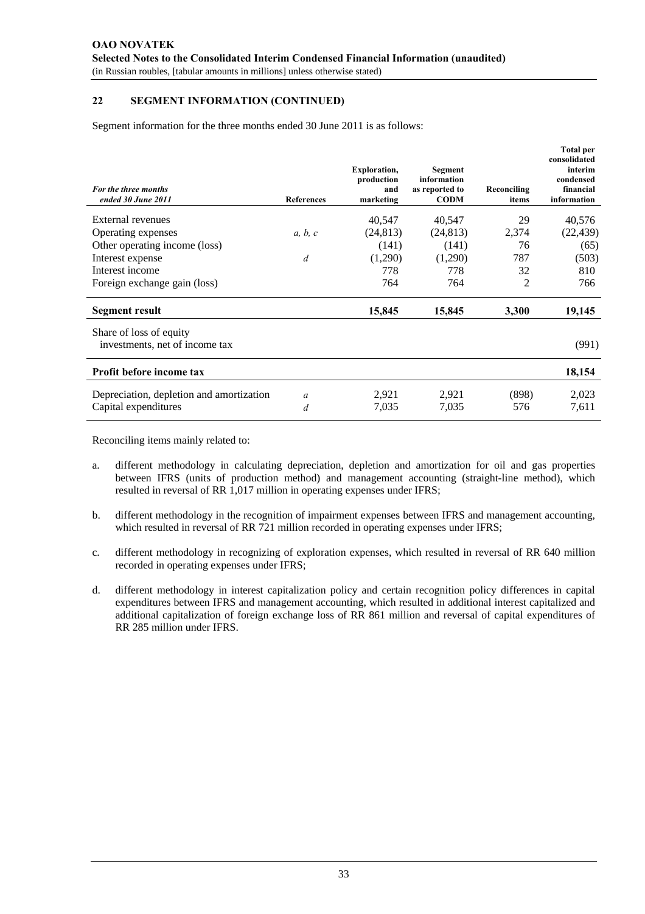## 22 SEGMENT INFORMATION (CONTINUED)

Segment information for the three months ended 30 June 2011 is as follows:

| *For the three months ended 30 June 2011* | References | Exploration, production and marketing | Segment information as reported to CODM | Reconciling items | Total per consolidated interim condensed financial information |
|---|---|---|---|---|---|
| External revenues | | 40,547 | 40,547 | 29 | 40,576 |
| Operating expenses | *a, b, c* | (24,813) | (24,813) | 2,374 | (22,439) |
| Other operating income (loss) | | (141) | (141) | 76 | (65) |
| Interest expense | *d* | (1,290) | (1,290) | 787 | (503) |
| Interest income | | 778 | 778 | 32 | 810 |
| Foreign exchange gain (loss) | | 764 | 764 | 2 | 766 |
| **Segment result** | | **15,845** | **15,845** | **3,300** | **19,145** |
| Share of loss of equity investments, net of income tax | | | | | (991) |
| **Profit before income tax** | | | | | **18,154** |
| Depreciation, depletion and amortization | *a* | 2,921 | 2,921 | (898) | 2,023 |
| Capital expenditures | *d* | 7,035 | 7,035 | 576 | 7,611 |

Reconciling items mainly related to:

a. different methodology in calculating depreciation, depletion and amortization for oil and gas properties between IFRS (units of production method) and management accounting (straight-line method), which resulted in reversal of RR 1,017 million in operating expenses under IFRS;

b. different methodology in the recognition of impairment expenses between IFRS and management accounting, which resulted in reversal of RR 721 million recorded in operating expenses under IFRS;

c. different methodology in recognizing of exploration expenses, which resulted in reversal of RR 640 million recorded in operating expenses under IFRS;

d. different methodology in interest capitalization policy and certain recognition policy differences in capital expenditures between IFRS and management accounting, which resulted in additional interest capitalized and additional capitalization of foreign exchange loss of RR 861 million and reversal of capital expenditures of RR 285 million under IFRS.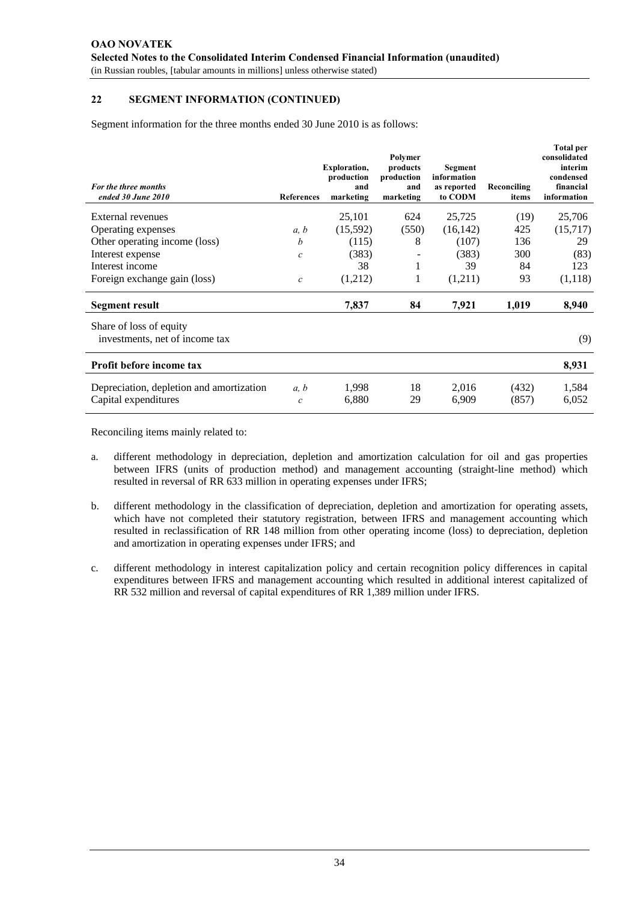## 22 SEGMENT INFORMATION (CONTINUED)

Segment information for the three months ended 30 June 2010 is as follows:

| *For the three months ended 30 June 2010* | References | Exploration, production and marketing | Polymer products production and marketing | Segment information as reported to CODM | Reconciling items | Total per consolidated interim condensed financial information |
|---|---|---|---|---|---|---|
| External revenues | | 25,101 | 624 | 25,725 | (19) | 25,706 |
| Operating expenses | *a, b* | (15,592) | (550) | (16,142) | 425 | (15,717) |
| Other operating income (loss) | *b* | (115) | 8 | (107) | 136 | 29 |
| Interest expense | *c* | (383) | - | (383) | 300 | (83) |
| Interest income | | 38 | 1 | 39 | 84 | 123 |
| Foreign exchange gain (loss) | *c* | (1,212) | 1 | (1,211) | 93 | (1,118) |
| **Segment result** | | **7,837** | **84** | **7,921** | **1,019** | **8,940** |
| Share of loss of equity investments, net of income tax | | | | | | (9) |
| **Profit before income tax** | | | | | | **8,931** |
| Depreciation, depletion and amortization | *a, b* | 1,998 | 18 | 2,016 | (432) | 1,584 |
| Capital expenditures | *c* | 6,880 | 29 | 6,909 | (857) | 6,052 |

Reconciling items mainly related to:

a. different methodology in depreciation, depletion and amortization calculation for oil and gas properties between IFRS (units of production method) and management accounting (straight-line method) which resulted in reversal of RR 633 million in operating expenses under IFRS;

b. different methodology in the classification of depreciation, depletion and amortization for operating assets, which have not completed their statutory registration, between IFRS and management accounting which resulted in reclassification of RR 148 million from other operating income (loss) to depreciation, depletion and amortization in operating expenses under IFRS; and

c. different methodology in interest capitalization policy and certain recognition policy differences in capital expenditures between IFRS and management accounting which resulted in additional interest capitalized of RR 532 million and reversal of capital expenditures of RR 1,389 million under IFRS.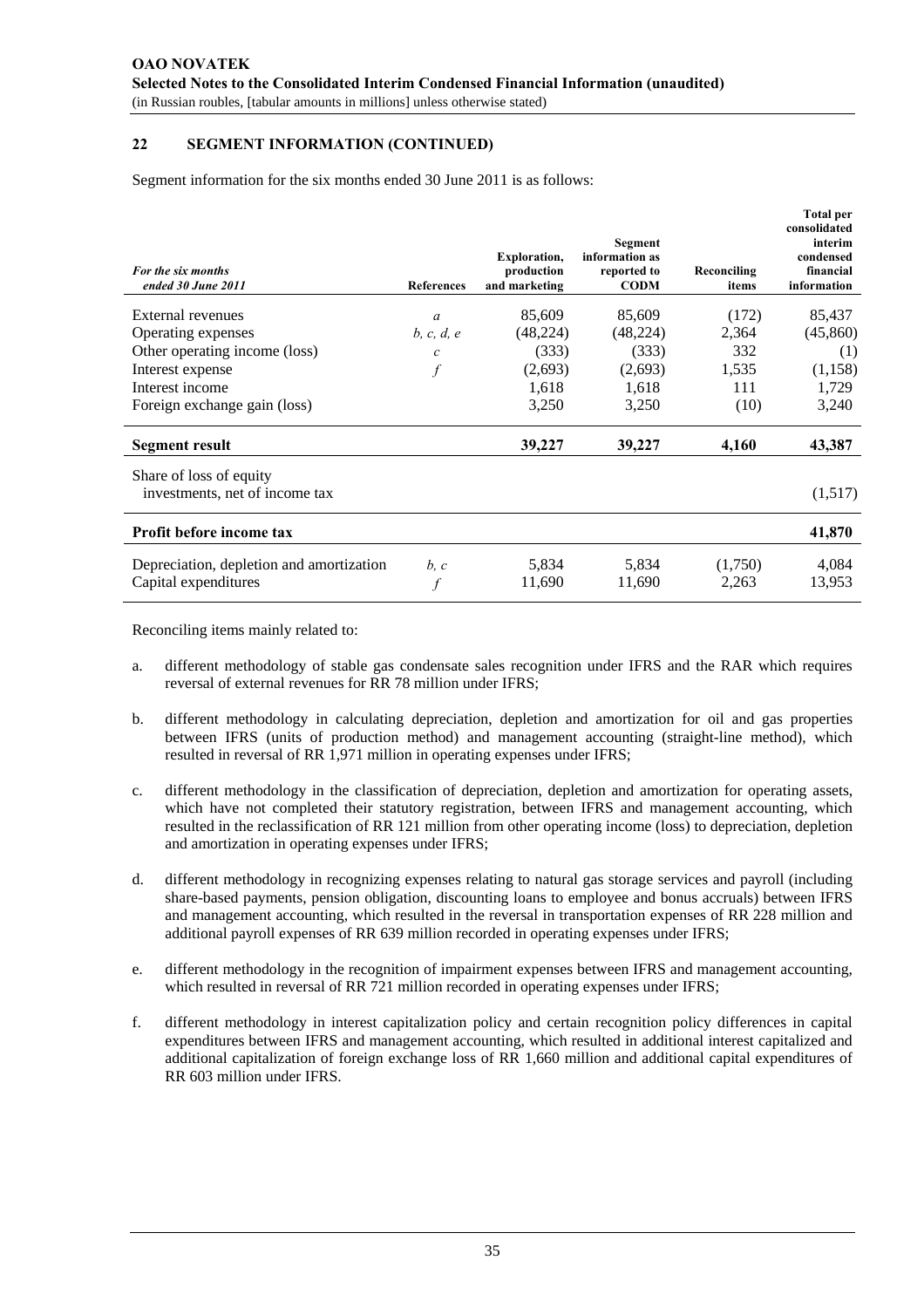## 22 SEGMENT INFORMATION (CONTINUED)

Segment information for the six months ended 30 June 2011 is as follows:

| *For the six months ended 30 June 2011* | References | Exploration, production and marketing | Segment information as reported to CODM | Reconciling items | Total per consolidated interim condensed financial information |
|---|---|---|---|---|---|
| External revenues | *a* | 85,609 | 85,609 | (172) | 85,437 |
| Operating expenses | *b, c, d, e* | (48,224) | (48,224) | 2,364 | (45,860) |
| Other operating income (loss) | *c* | (333) | (333) | 332 | (1) |
| Interest expense | *f* | (2,693) | (2,693) | 1,535 | (1,158) |
| Interest income | | 1,618 | 1,618 | 111 | 1,729 |
| Foreign exchange gain (loss) | | 3,250 | 3,250 | (10) | 3,240 |
| **Segment result** | | **39,227** | **39,227** | **4,160** | **43,387** |
| Share of loss of equity investments, net of income tax | | | | | (1,517) |
| **Profit before income tax** | | | | | **41,870** |
| Depreciation, depletion and amortization | *b, c* | 5,834 | 5,834 | (1,750) | 4,084 |
| Capital expenditures | *f* | 11,690 | 11,690 | 2,263 | 13,953 |

Reconciling items mainly related to:

a. different methodology of stable gas condensate sales recognition under IFRS and the RAR which requires reversal of external revenues for RR 78 million under IFRS;

b. different methodology in calculating depreciation, depletion and amortization for oil and gas properties between IFRS (units of production method) and management accounting (straight-line method), which resulted in reversal of RR 1,971 million in operating expenses under IFRS;

c. different methodology in the classification of depreciation, depletion and amortization for operating assets, which have not completed their statutory registration, between IFRS and management accounting, which resulted in the reclassification of RR 121 million from other operating income (loss) to depreciation, depletion and amortization in operating expenses under IFRS;

d. different methodology in recognizing expenses relating to natural gas storage services and payroll (including share-based payments, pension obligation, discounting loans to employee and bonus accruals) between IFRS and management accounting, which resulted in the reversal in transportation expenses of RR 228 million and additional payroll expenses of RR 639 million recorded in operating expenses under IFRS;

e. different methodology in the recognition of impairment expenses between IFRS and management accounting, which resulted in reversal of RR 721 million recorded in operating expenses under IFRS;

f. different methodology in interest capitalization policy and certain recognition policy differences in capital expenditures between IFRS and management accounting, which resulted in additional interest capitalized and additional capitalization of foreign exchange loss of RR 1,660 million and additional capital expenditures of RR 603 million under IFRS.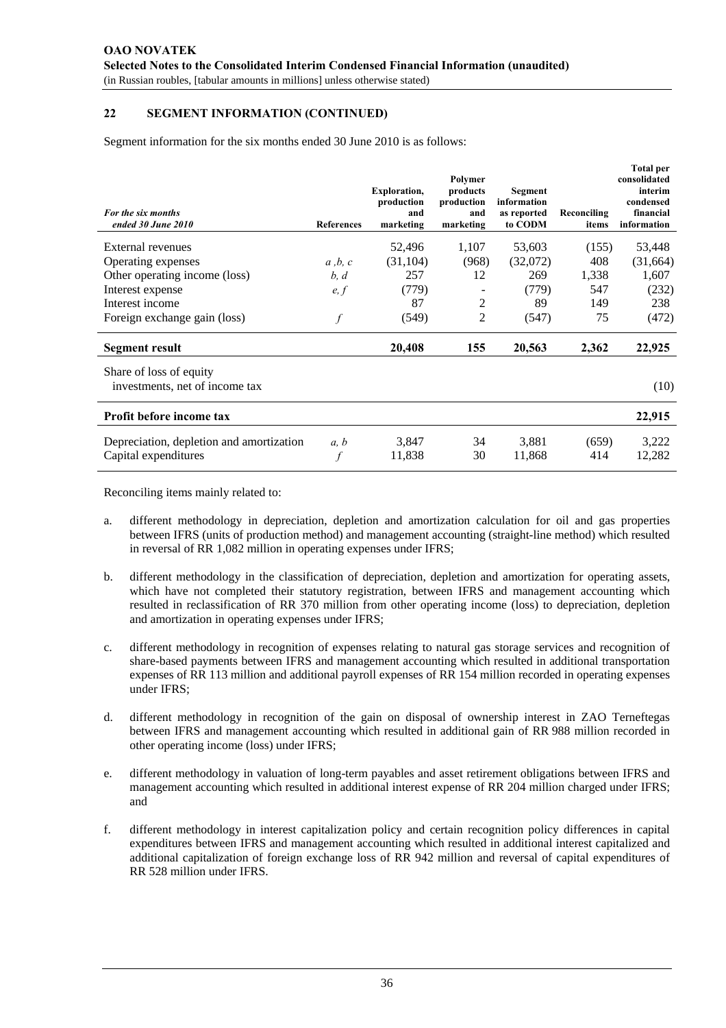## 22 SEGMENT INFORMATION (CONTINUED)

Segment information for the six months ended 30 June 2010 is as follows:

| *For the six months ended 30 June 2010* | References | Exploration, production and marketing | Polymer products production and marketing | Segment information as reported to CODM | Reconciling items | Total per consolidated interim condensed financial information |
|---|---|---|---|---|---|---|
| External revenues | | 52,496 | 1,107 | 53,603 | (155) | 53,448 |
| Operating expenses | *a ,b, c* | (31,104) | (968) | (32,072) | 408 | (31,664) |
| Other operating income (loss) | *b, d* | 257 | 12 | 269 | 1,338 | 1,607 |
| Interest expense | *e, f* | (779) | - | (779) | 547 | (232) |
| Interest income | | 87 | 2 | 89 | 149 | 238 |
| Foreign exchange gain (loss) | *f* | (549) | 2 | (547) | 75 | (472) |
| **Segment result** | | **20,408** | **155** | **20,563** | **2,362** | **22,925** |
| Share of loss of equity investments, net of income tax | | | | | | (10) |
| **Profit before income tax** | | | | | | **22,915** |
| Depreciation, depletion and amortization | *a, b* | 3,847 | 34 | 3,881 | (659) | 3,222 |
| Capital expenditures | *f* | 11,838 | 30 | 11,868 | 414 | 12,282 |

Reconciling items mainly related to:

a. different methodology in depreciation, depletion and amortization calculation for oil and gas properties between IFRS (units of production method) and management accounting (straight-line method) which resulted in reversal of RR 1,082 million in operating expenses under IFRS;

b. different methodology in the classification of depreciation, depletion and amortization for operating assets, which have not completed their statutory registration, between IFRS and management accounting which resulted in reclassification of RR 370 million from other operating income (loss) to depreciation, depletion and amortization in operating expenses under IFRS;

c. different methodology in recognition of expenses relating to natural gas storage services and recognition of share-based payments between IFRS and management accounting which resulted in additional transportation expenses of RR 113 million and additional payroll expenses of RR 154 million recorded in operating expenses under IFRS;

d. different methodology in recognition of the gain on disposal of ownership interest in ZAO Terneftegas between IFRS and management accounting which resulted in additional gain of RR 988 million recorded in other operating income (loss) under IFRS;

e. different methodology in valuation of long-term payables and asset retirement obligations between IFRS and management accounting which resulted in additional interest expense of RR 204 million charged under IFRS; and

f. different methodology in interest capitalization policy and certain recognition policy differences in capital expenditures between IFRS and management accounting which resulted in additional interest capitalized and additional capitalization of foreign exchange loss of RR 942 million and reversal of capital expenditures of RR 528 million under IFRS.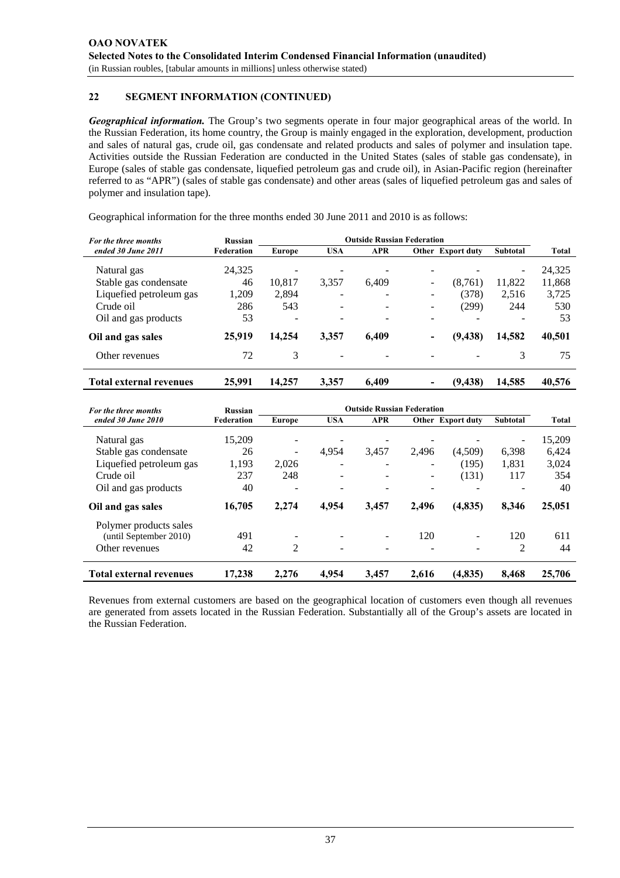## 22 SEGMENT INFORMATION (CONTINUED)

***Geographical information.*** The Group's two segments operate in four major geographical areas of the world. In the Russian Federation, its home country, the Group is mainly engaged in the exploration, development, production and sales of natural gas, crude oil, gas condensate and related products and sales of polymer and insulation tape. Activities outside the Russian Federation are conducted in the United States (sales of stable gas condensate), in Europe (sales of stable gas condensate, liquefied petroleum gas and crude oil), in Asian-Pacific region (hereinafter referred to as "APR") (sales of stable gas condensate) and other areas (sales of liquefied petroleum gas and sales of polymer and insulation tape).

Geographical information for the three months ended 30 June 2011 and 2010 is as follows:

| *For the three months ended 30 June 2011* | Russian Federation | Outside Russian Federation | | | | | | Total |
|---|---|---|---|---|---|---|---|---|
| | | Europe | USA | APR | Other | Export duty | Subtotal | |
| Natural gas | 24,325 | - | - | - | - | - | - | 24,325 |
| Stable gas condensate | 46 | 10,817 | 3,357 | 6,409 | - | (8,761) | 11,822 | 11,868 |
| Liquefied petroleum gas | 1,209 | 2,894 | - | - | - | (378) | 2,516 | 3,725 |
| Crude oil | 286 | 543 | - | - | - | (299) | 244 | 530 |
| Oil and gas products | 53 | - | - | - | - | - | - | 53 |
| **Oil and gas sales** | **25,919** | **14,254** | **3,357** | **6,409** | **-** | **(9,438)** | **14,582** | **40,501** |
| Other revenues | 72 | 3 | - | - | - | - | 3 | 75 |
| **Total external revenues** | **25,991** | **14,257** | **3,357** | **6,409** | **-** | **(9,438)** | **14,585** | **40,576** |

| *For the three months ended 30 June 2010* | Russian Federation | Outside Russian Federation | | | | | | Total |
|---|---|---|---|---|---|---|---|---|
| | | Europe | USA | APR | Other | Export duty | Subtotal | |
| Natural gas | 15,209 | - | - | - | - | - | - | 15,209 |
| Stable gas condensate | 26 | - | 4,954 | 3,457 | 2,496 | (4,509) | 6,398 | 6,424 |
| Liquefied petroleum gas | 1,193 | 2,026 | - | - | - | (195) | 1,831 | 3,024 |
| Crude oil | 237 | 248 | - | - | - | (131) | 117 | 354 |
| Oil and gas products | 40 | - | - | - | - | - | - | 40 |
| **Oil and gas sales** | **16,705** | **2,274** | **4,954** | **3,457** | **2,496** | **(4,835)** | **8,346** | **25,051** |
| Polymer products sales (until September 2010) | 491 | - | - | - | 120 | - | 120 | 611 |
| Other revenues | 42 | 2 | - | - | - | - | 2 | 44 |
| **Total external revenues** | **17,238** | **2,276** | **4,954** | **3,457** | **2,616** | **(4,835)** | **8,468** | **25,706** |

Revenues from external customers are based on the geographical location of customers even though all revenues are generated from assets located in the Russian Federation. Substantially all of the Group's assets are located in the Russian Federation.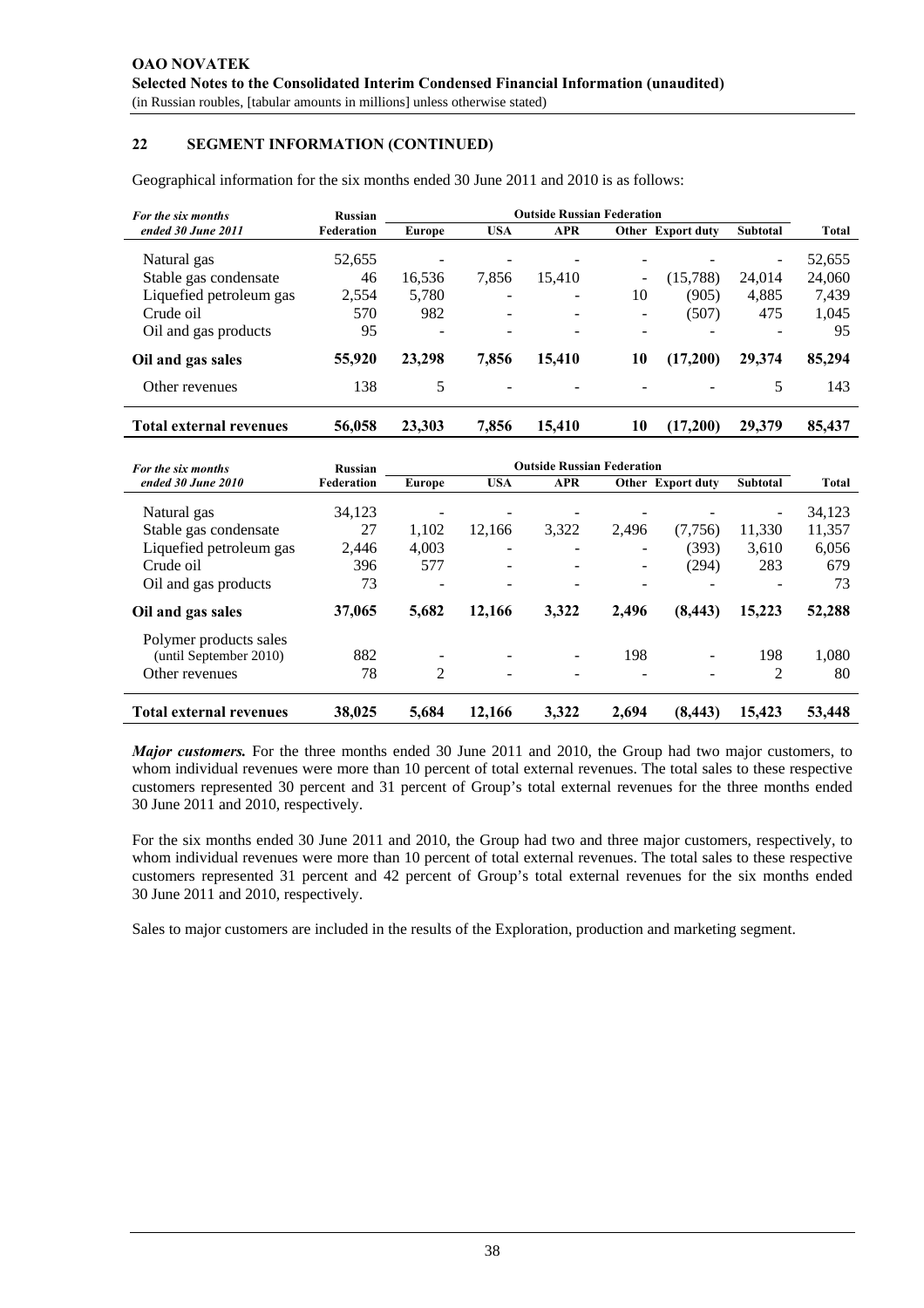## 22 SEGMENT INFORMATION (CONTINUED)

Geographical information for the six months ended 30 June 2011 and 2010 is as follows:

| *For the six months ended 30 June 2011* | Russian Federation | Outside Russian Federation | | | | | | Total |
|---|---|---|---|---|---|---|---|---|
| | | Europe | USA | APR | Other | Export duty | Subtotal | |
| Natural gas | 52,655 | - | - | - | - | - | - | 52,655 |
| Stable gas condensate | 46 | 16,536 | 7,856 | 15,410 | - | (15,788) | 24,014 | 24,060 |
| Liquefied petroleum gas | 2,554 | 5,780 | - | - | 10 | (905) | 4,885 | 7,439 |
| Crude oil | 570 | 982 | - | - | - | (507) | 475 | 1,045 |
| Oil and gas products | 95 | - | - | - | - | - | - | 95 |
| **Oil and gas sales** | **55,920** | **23,298** | **7,856** | **15,410** | **10** | **(17,200)** | **29,374** | **85,294** |
| Other revenues | 138 | 5 | - | - | - | - | 5 | 143 |
| **Total external revenues** | **56,058** | **23,303** | **7,856** | **15,410** | **10** | **(17,200)** | **29,379** | **85,437** |

| *For the six months ended 30 June 2010* | Russian Federation | Outside Russian Federation | | | | | | Total |
|---|---|---|---|---|---|---|---|---|
| | | Europe | USA | APR | Other | Export duty | Subtotal | |
| Natural gas | 34,123 | - | - | - | - | - | - | 34,123 |
| Stable gas condensate | 27 | 1,102 | 12,166 | 3,322 | 2,496 | (7,756) | 11,330 | 11,357 |
| Liquefied petroleum gas | 2,446 | 4,003 | - | - | - | (393) | 3,610 | 6,056 |
| Crude oil | 396 | 577 | - | - | - | (294) | 283 | 679 |
| Oil and gas products | 73 | - | - | - | - | - | - | 73 |
| **Oil and gas sales** | **37,065** | **5,682** | **12,166** | **3,322** | **2,496** | **(8,443)** | **15,223** | **52,288** |
| Polymer products sales (until September 2010) | 882 | - | - | - | 198 | - | 198 | 1,080 |
| Other revenues | 78 | 2 | - | - | - | - | 2 | 80 |
| **Total external revenues** | **38,025** | **5,684** | **12,166** | **3,322** | **2,694** | **(8,443)** | **15,423** | **53,448** |

***Major customers.*** For the three months ended 30 June 2011 and 2010, the Group had two major customers, to whom individual revenues were more than 10 percent of total external revenues. The total sales to these respective customers represented 30 percent and 31 percent of Group's total external revenues for the three months ended 30 June 2011 and 2010, respectively.

For the six months ended 30 June 2011 and 2010, the Group had two and three major customers, respectively, to whom individual revenues were more than 10 percent of total external revenues. The total sales to these respective customers represented 31 percent and 42 percent of Group's total external revenues for the six months ended 30 June 2011 and 2010, respectively.

Sales to major customers are included in the results of the Exploration, production and marketing segment.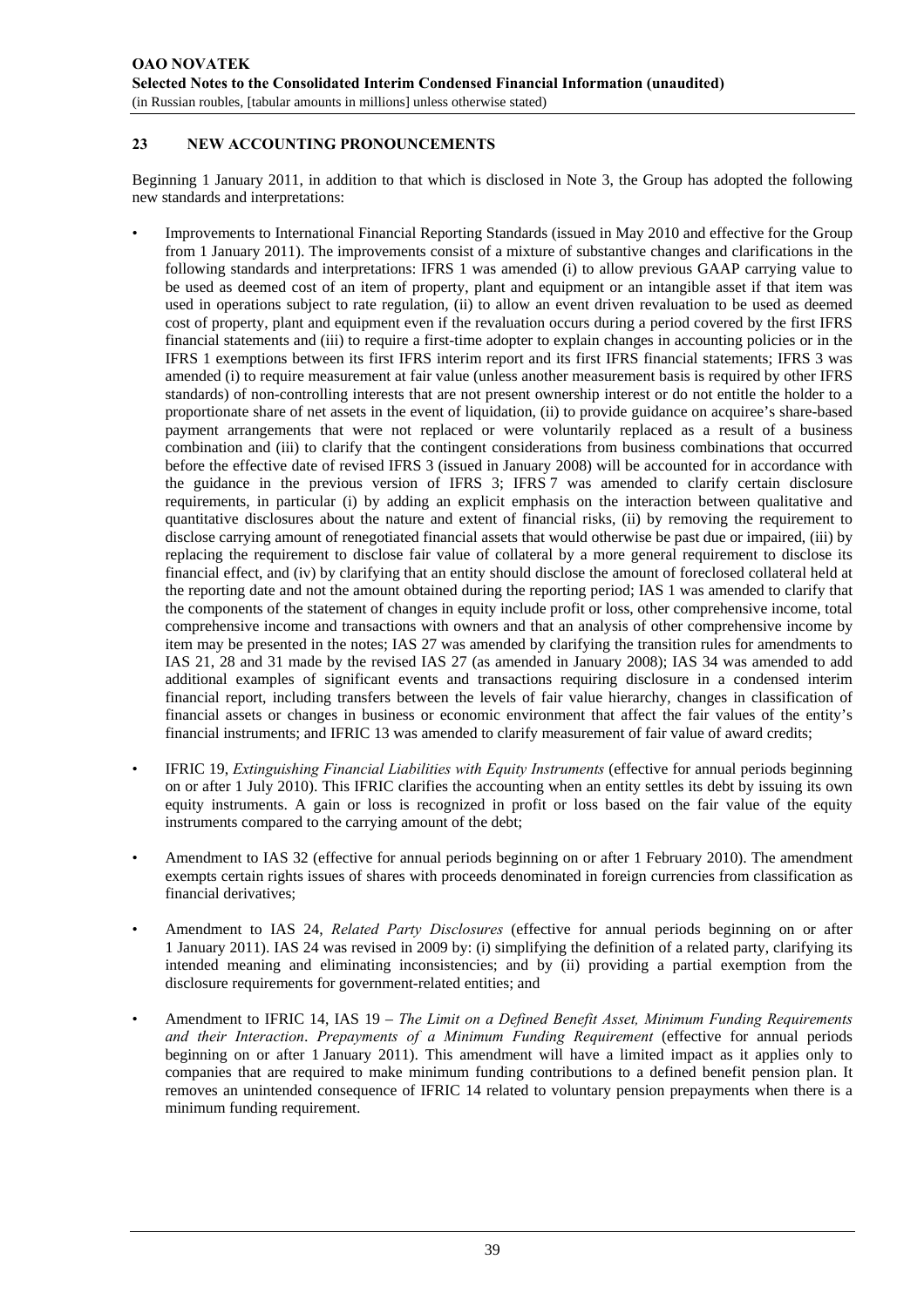## 23 NEW ACCOUNTING PRONOUNCEMENTS

Beginning 1 January 2011, in addition to that which is disclosed in Note 3, the Group has adopted the following new standards and interpretations:

- Improvements to International Financial Reporting Standards (issued in May 2010 and effective for the Group from 1 January 2011). The improvements consist of a mixture of substantive changes and clarifications in the following standards and interpretations: IFRS 1 was amended (i) to allow previous GAAP carrying value to be used as deemed cost of an item of property, plant and equipment or an intangible asset if that item was used in operations subject to rate regulation, (ii) to allow an event driven revaluation to be used as deemed cost of property, plant and equipment even if the revaluation occurs during a period covered by the first IFRS financial statements and (iii) to require a first-time adopter to explain changes in accounting policies or in the IFRS 1 exemptions between its first IFRS interim report and its first IFRS financial statements; IFRS 3 was amended (i) to require measurement at fair value (unless another measurement basis is required by other IFRS standards) of non-controlling interests that are not present ownership interest or do not entitle the holder to a proportionate share of net assets in the event of liquidation, (ii) to provide guidance on acquiree's share-based payment arrangements that were not replaced or were voluntarily replaced as a result of a business combination and (iii) to clarify that the contingent considerations from business combinations that occurred before the effective date of revised IFRS 3 (issued in January 2008) will be accounted for in accordance with the guidance in the previous version of IFRS 3; IFRS 7 was amended to clarify certain disclosure requirements, in particular (i) by adding an explicit emphasis on the interaction between qualitative and quantitative disclosures about the nature and extent of financial risks, (ii) by removing the requirement to disclose carrying amount of renegotiated financial assets that would otherwise be past due or impaired, (iii) by replacing the requirement to disclose fair value of collateral by a more general requirement to disclose its financial effect, and (iv) by clarifying that an entity should disclose the amount of foreclosed collateral held at the reporting date and not the amount obtained during the reporting period; IAS 1 was amended to clarify that the components of the statement of changes in equity include profit or loss, other comprehensive income, total comprehensive income and transactions with owners and that an analysis of other comprehensive income by item may be presented in the notes; IAS 27 was amended by clarifying the transition rules for amendments to IAS 21, 28 and 31 made by the revised IAS 27 (as amended in January 2008); IAS 34 was amended to add additional examples of significant events and transactions requiring disclosure in a condensed interim financial report, including transfers between the levels of fair value hierarchy, changes in classification of financial assets or changes in business or economic environment that affect the fair values of the entity's financial instruments; and IFRIC 13 was amended to clarify measurement of fair value of award credits;

- IFRIC 19, *Extinguishing Financial Liabilities with Equity Instruments* (effective for annual periods beginning on or after 1 July 2010). This IFRIC clarifies the accounting when an entity settles its debt by issuing its own equity instruments. A gain or loss is recognized in profit or loss based on the fair value of the equity instruments compared to the carrying amount of the debt;

- Amendment to IAS 32 (effective for annual periods beginning on or after 1 February 2010). The amendment exempts certain rights issues of shares with proceeds denominated in foreign currencies from classification as financial derivatives;

- Amendment to IAS 24, *Related Party Disclosures* (effective for annual periods beginning on or after 1 January 2011). IAS 24 was revised in 2009 by: (i) simplifying the definition of a related party, clarifying its intended meaning and eliminating inconsistencies; and by (ii) providing a partial exemption from the disclosure requirements for government-related entities; and

- Amendment to IFRIC 14, IAS 19 – *The Limit on a Defined Benefit Asset, Minimum Funding Requirements and their Interaction*. *Prepayments of a Minimum Funding Requirement* (effective for annual periods beginning on or after 1 January 2011). This amendment will have a limited impact as it applies only to companies that are required to make minimum funding contributions to a defined benefit pension plan. It removes an unintended consequence of IFRIC 14 related to voluntary pension prepayments when there is a minimum funding requirement.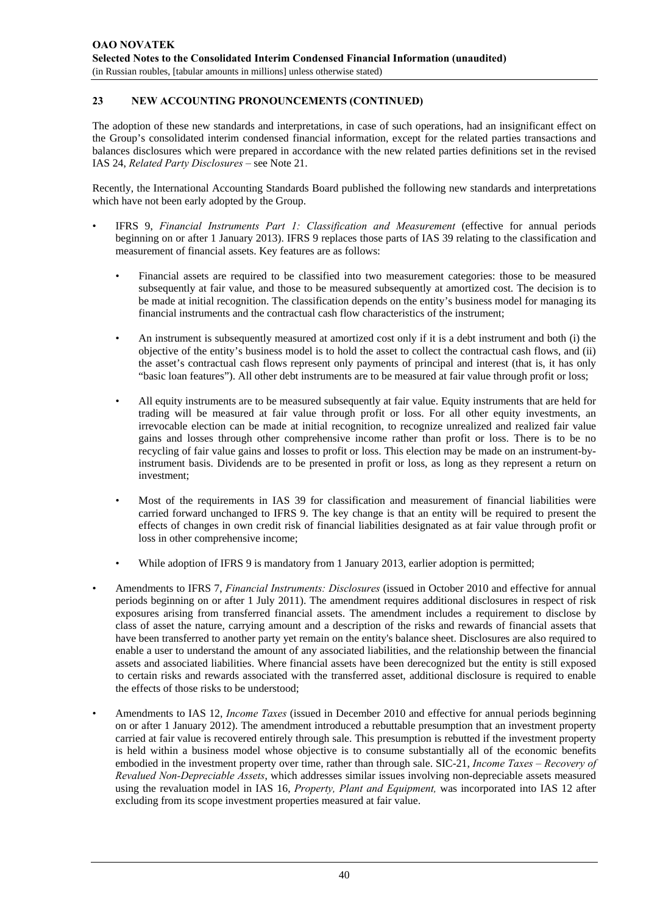## 23 NEW ACCOUNTING PRONOUNCEMENTS (CONTINUED)

The adoption of these new standards and interpretations, in case of such operations, had an insignificant effect on the Group's consolidated interim condensed financial information, except for the related parties transactions and balances disclosures which were prepared in accordance with the new related parties definitions set in the revised IAS 24, *Related Party Disclosures* – see Note 21.

Recently, the International Accounting Standards Board published the following new standards and interpretations which have not been early adopted by the Group.

- IFRS 9, *Financial Instruments Part 1: Classification and Measurement* (effective for annual periods beginning on or after 1 January 2013). IFRS 9 replaces those parts of IAS 39 relating to the classification and measurement of financial assets. Key features are as follows:

  - Financial assets are required to be classified into two measurement categories: those to be measured subsequently at fair value, and those to be measured subsequently at amortized cost. The decision is to be made at initial recognition. The classification depends on the entity's business model for managing its financial instruments and the contractual cash flow characteristics of the instrument;

  - An instrument is subsequently measured at amortized cost only if it is a debt instrument and both (i) the objective of the entity's business model is to hold the asset to collect the contractual cash flows, and (ii) the asset's contractual cash flows represent only payments of principal and interest (that is, it has only "basic loan features"). All other debt instruments are to be measured at fair value through profit or loss;

  - All equity instruments are to be measured subsequently at fair value. Equity instruments that are held for trading will be measured at fair value through profit or loss. For all other equity investments, an irrevocable election can be made at initial recognition, to recognize unrealized and realized fair value gains and losses through other comprehensive income rather than profit or loss. There is to be no recycling of fair value gains and losses to profit or loss. This election may be made on an instrument-by-instrument basis. Dividends are to be presented in profit or loss, as long as they represent a return on investment;

  - Most of the requirements in IAS 39 for classification and measurement of financial liabilities were carried forward unchanged to IFRS 9. The key change is that an entity will be required to present the effects of changes in own credit risk of financial liabilities designated as at fair value through profit or loss in other comprehensive income;

  - While adoption of IFRS 9 is mandatory from 1 January 2013, earlier adoption is permitted;

- Amendments to IFRS 7, *Financial Instruments: Disclosures* (issued in October 2010 and effective for annual periods beginning on or after 1 July 2011). The amendment requires additional disclosures in respect of risk exposures arising from transferred financial assets. The amendment includes a requirement to disclose by class of asset the nature, carrying amount and a description of the risks and rewards of financial assets that have been transferred to another party yet remain on the entity's balance sheet. Disclosures are also required to enable a user to understand the amount of any associated liabilities, and the relationship between the financial assets and associated liabilities. Where financial assets have been derecognized but the entity is still exposed to certain risks and rewards associated with the transferred asset, additional disclosure is required to enable the effects of those risks to be understood;

- Amendments to IAS 12, *Income Taxes* (issued in December 2010 and effective for annual periods beginning on or after 1 January 2012). The amendment introduced a rebuttable presumption that an investment property carried at fair value is recovered entirely through sale. This presumption is rebutted if the investment property is held within a business model whose objective is to consume substantially all of the economic benefits embodied in the investment property over time, rather than through sale. SIC-21, *Income Taxes – Recovery of Revalued Non-Depreciable Assets*, which addresses similar issues involving non-depreciable assets measured using the revaluation model in IAS 16, *Property, Plant and Equipment,* was incorporated into IAS 12 after excluding from its scope investment properties measured at fair value.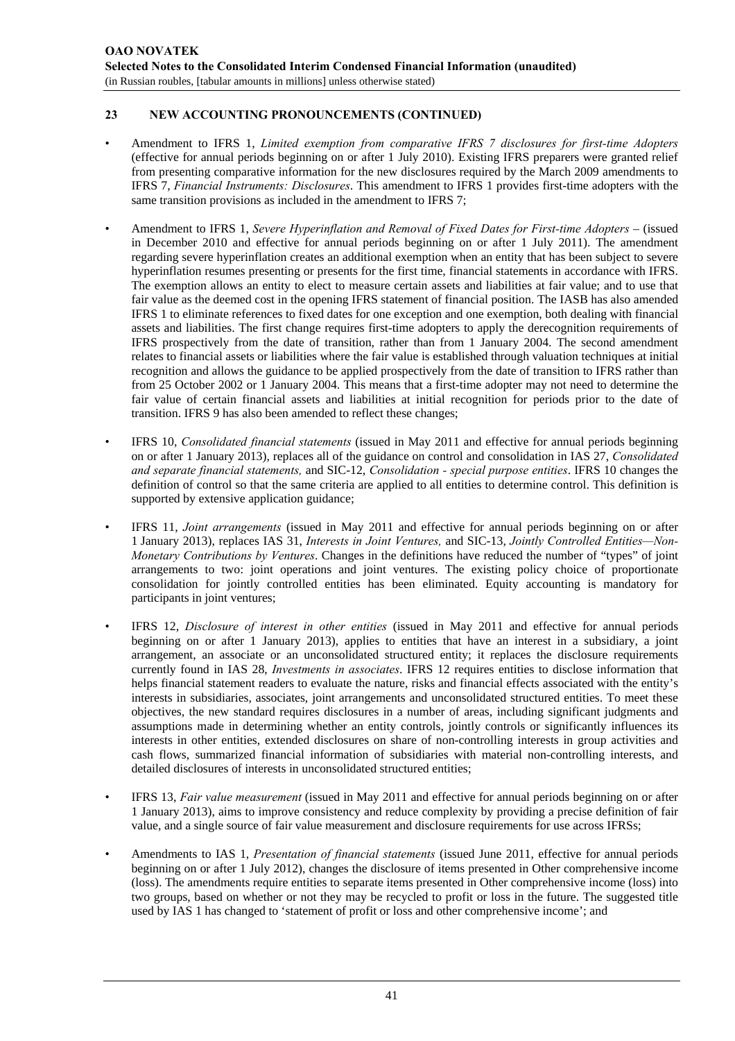## 23 NEW ACCOUNTING PRONOUNCEMENTS (CONTINUED)

- Amendment to IFRS 1, *Limited exemption from comparative IFRS 7 disclosures for first-time Adopters* (effective for annual periods beginning on or after 1 July 2010). Existing IFRS preparers were granted relief from presenting comparative information for the new disclosures required by the March 2009 amendments to IFRS 7, *Financial Instruments: Disclosures*. This amendment to IFRS 1 provides first-time adopters with the same transition provisions as included in the amendment to IFRS 7;

- Amendment to IFRS 1, *Severe Hyperinflation and Removal of Fixed Dates for First-time Adopters* – (issued in December 2010 and effective for annual periods beginning on or after 1 July 2011). The amendment regarding severe hyperinflation creates an additional exemption when an entity that has been subject to severe hyperinflation resumes presenting or presents for the first time, financial statements in accordance with IFRS. The exemption allows an entity to elect to measure certain assets and liabilities at fair value; and to use that fair value as the deemed cost in the opening IFRS statement of financial position. The IASB has also amended IFRS 1 to eliminate references to fixed dates for one exception and one exemption, both dealing with financial assets and liabilities. The first change requires first-time adopters to apply the derecognition requirements of IFRS prospectively from the date of transition, rather than from 1 January 2004. The second amendment relates to financial assets or liabilities where the fair value is established through valuation techniques at initial recognition and allows the guidance to be applied prospectively from the date of transition to IFRS rather than from 25 October 2002 or 1 January 2004. This means that a first-time adopter may not need to determine the fair value of certain financial assets and liabilities at initial recognition for periods prior to the date of transition. IFRS 9 has also been amended to reflect these changes;

- IFRS 10, *Consolidated financial statements* (issued in May 2011 and effective for annual periods beginning on or after 1 January 2013), replaces all of the guidance on control and consolidation in IAS 27, *Consolidated and separate financial statements,* and SIC-12, *Consolidation - special purpose entities*. IFRS 10 changes the definition of control so that the same criteria are applied to all entities to determine control. This definition is supported by extensive application guidance;

- IFRS 11, *Joint arrangements* (issued in May 2011 and effective for annual periods beginning on or after 1 January 2013), replaces IAS 31, *Interests in Joint Ventures,* and SIC-13, *Jointly Controlled Entities—Non-Monetary Contributions by Ventures*. Changes in the definitions have reduced the number of "types" of joint arrangements to two: joint operations and joint ventures. The existing policy choice of proportionate consolidation for jointly controlled entities has been eliminated. Equity accounting is mandatory for participants in joint ventures;

- IFRS 12, *Disclosure of interest in other entities* (issued in May 2011 and effective for annual periods beginning on or after 1 January 2013), applies to entities that have an interest in a subsidiary, a joint arrangement, an associate or an unconsolidated structured entity; it replaces the disclosure requirements currently found in IAS 28, *Investments in associates*. IFRS 12 requires entities to disclose information that helps financial statement readers to evaluate the nature, risks and financial effects associated with the entity's interests in subsidiaries, associates, joint arrangements and unconsolidated structured entities. To meet these objectives, the new standard requires disclosures in a number of areas, including significant judgments and assumptions made in determining whether an entity controls, jointly controls or significantly influences its interests in other entities, extended disclosures on share of non-controlling interests in group activities and cash flows, summarized financial information of subsidiaries with material non-controlling interests, and detailed disclosures of interests in unconsolidated structured entities;

- IFRS 13, *Fair value measurement* (issued in May 2011 and effective for annual periods beginning on or after 1 January 2013), aims to improve consistency and reduce complexity by providing a precise definition of fair value, and a single source of fair value measurement and disclosure requirements for use across IFRSs;

- Amendments to IAS 1, *Presentation of financial statements* (issued June 2011, effective for annual periods beginning on or after 1 July 2012), changes the disclosure of items presented in Other comprehensive income (loss). The amendments require entities to separate items presented in Other comprehensive income (loss) into two groups, based on whether or not they may be recycled to profit or loss in the future. The suggested title used by IAS 1 has changed to 'statement of profit or loss and other comprehensive income'; and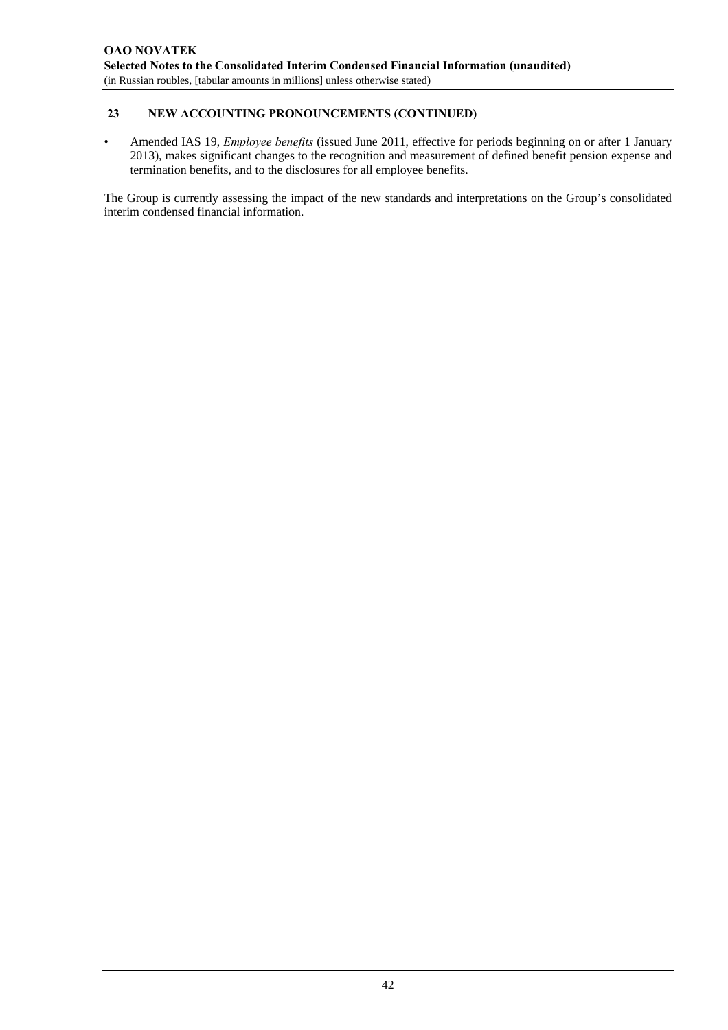## 23 NEW ACCOUNTING PRONOUNCEMENTS (CONTINUED)

- Amended IAS 19, *Employee benefits* (issued June 2011, effective for periods beginning on or after 1 January 2013), makes significant changes to the recognition and measurement of defined benefit pension expense and termination benefits, and to the disclosures for all employee benefits.

The Group is currently assessing the impact of the new standards and interpretations on the Group's consolidated interim condensed financial information.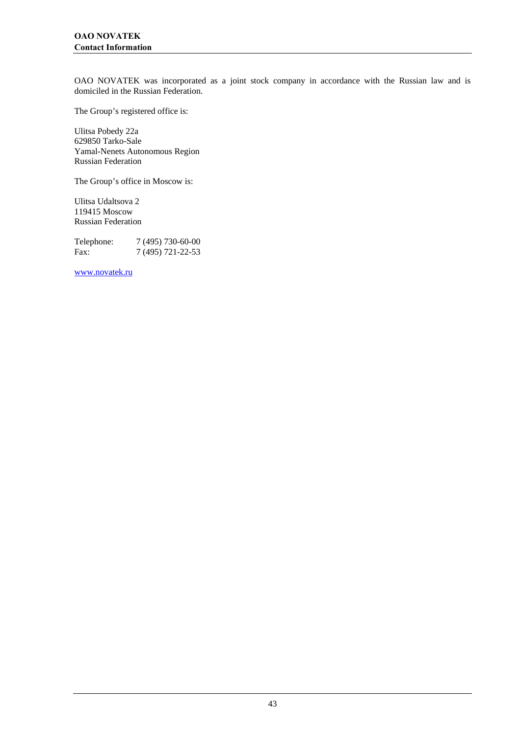**OAO NOVATEK**
**Contact Information**

OAO NOVATEK was incorporated as a joint stock company in accordance with the Russian law and is domiciled in the Russian Federation.

The Group's registered office is:

Ulitsa Pobedy 22a
629850 Tarko-Sale
Yamal-Nenets Autonomous Region
Russian Federation

The Group's office in Moscow is:

Ulitsa Udaltsova 2
119415 Moscow
Russian Federation

| | |
|---|---|
| Telephone: | 7 (495) 730-60-00 |
| Fax: | 7 (495) 721-22-53 |

www.novatek.ru